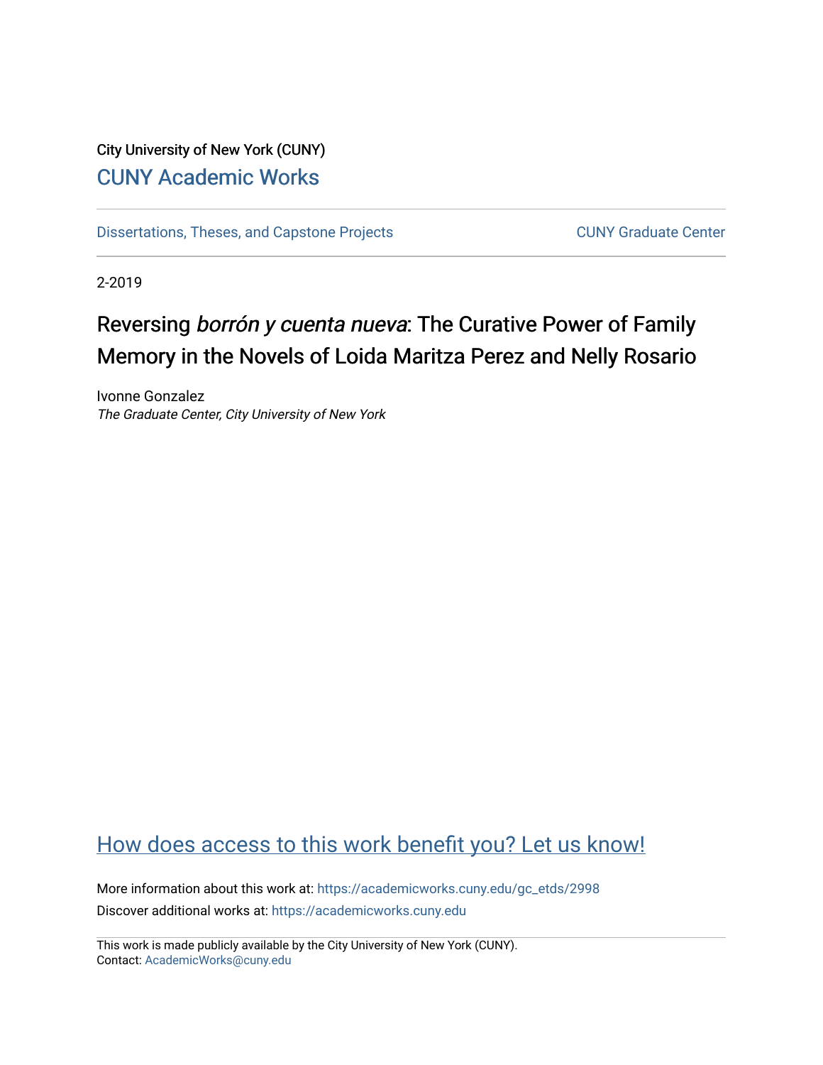City University of New York (CUNY)

CUNY Academic Works

Dissertations, Theses, and Capstone Projects

CUNY Graduate Center

2-2019

# Reversing *borrón y cuenta nueva*: The Curative Power of Family Memory in the Novels of Loida Maritza Perez and Nelly Rosario

Ivonne Gonzalez

*The Graduate Center, City University of New York*

How does access to this work benefit you? Let us know!

More information about this work at: https://academicworks.cuny.edu/gc_etds/2998

Discover additional works at: https://academicworks.cuny.edu

This work is made publicly available by the City University of New York (CUNY).
Contact: AcademicWorks@cuny.edu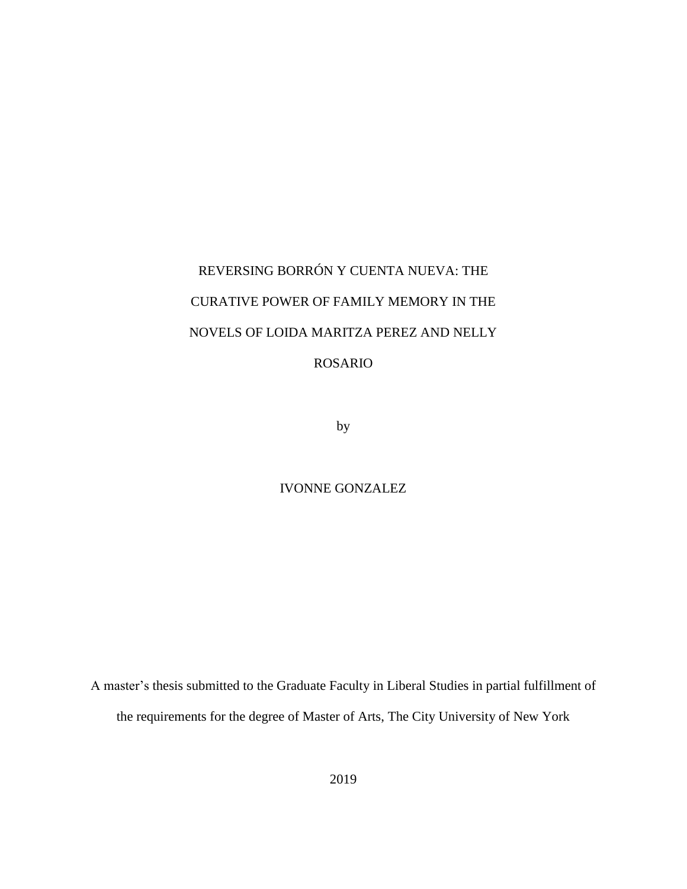# REVERSING BORRÓN Y CUENTA NUEVA: THE CURATIVE POWER OF FAMILY MEMORY IN THE NOVELS OF LOIDA MARITZA PEREZ AND NELLY ROSARIO

by

IVONNE GONZALEZ

A master's thesis submitted to the Graduate Faculty in Liberal Studies in partial fulfillment of the requirements for the degree of Master of Arts, The City University of New York

2019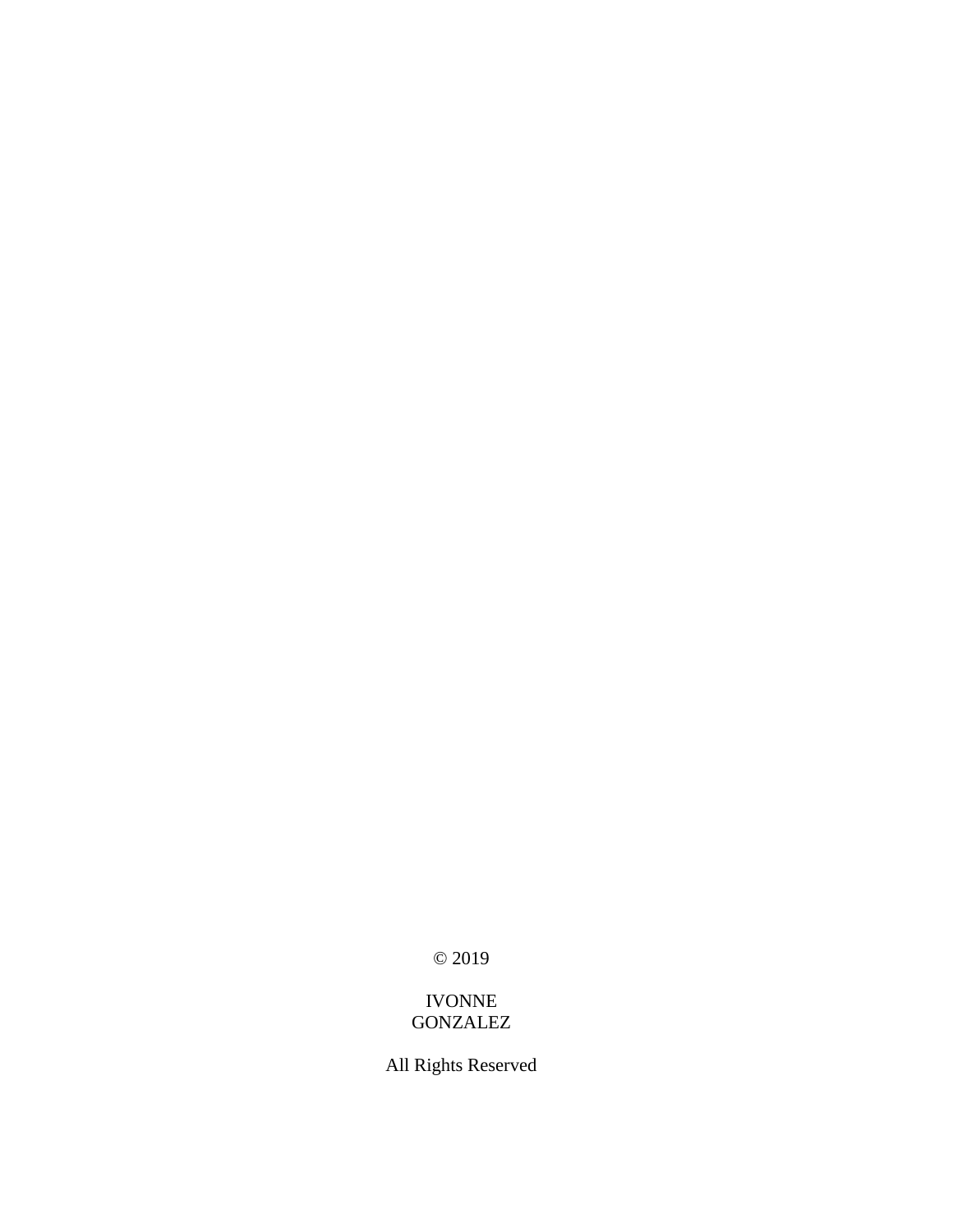© 2019

IVONNE
GONZALEZ

All Rights Reserved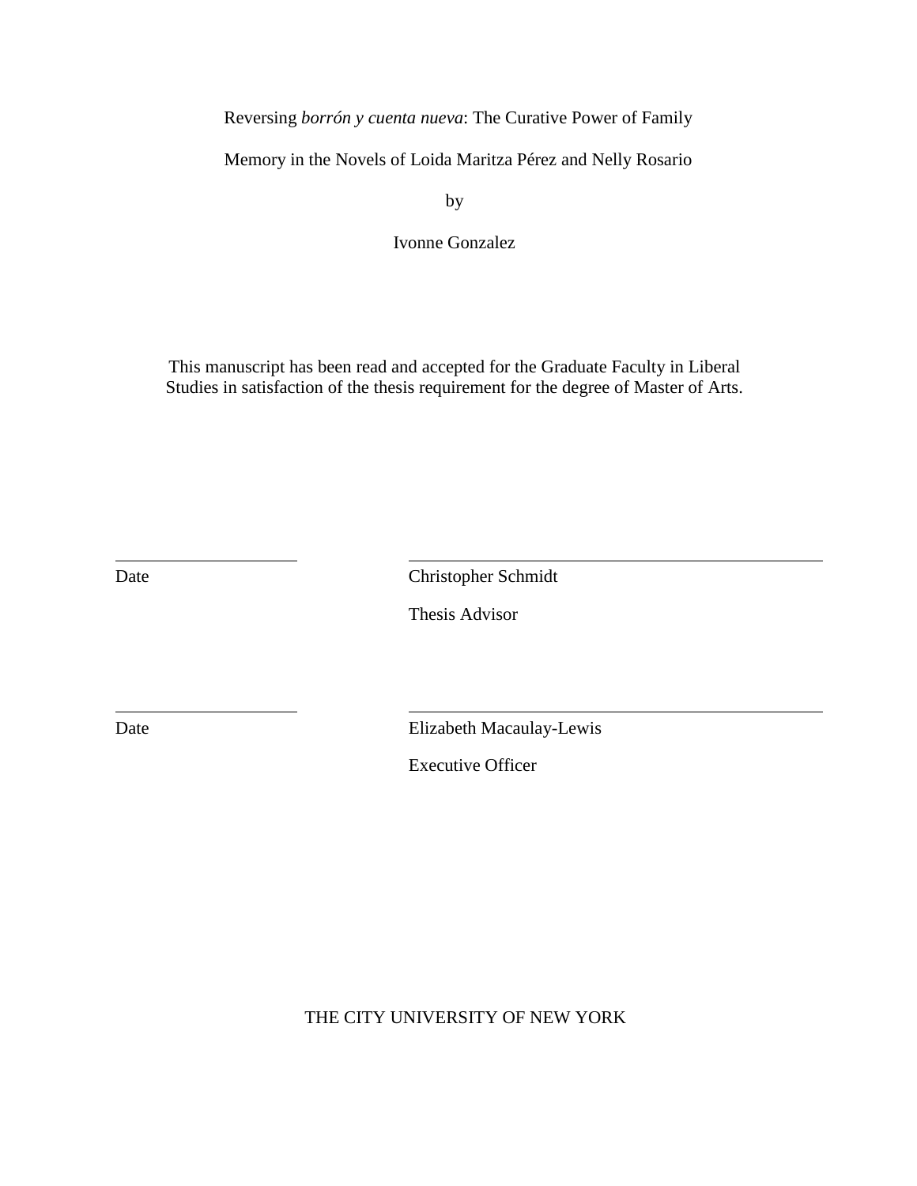Reversing *borrón y cuenta nueva*: The Curative Power of Family

Memory in the Novels of Loida Maritza Pérez and Nelly Rosario

by

Ivonne Gonzalez

This manuscript has been read and accepted for the Graduate Faculty in Liberal Studies in satisfaction of the thesis requirement for the degree of Master of Arts.

\_\_\_\_\_\_\_\_\_\_\_\_\_\_\_\_\_\_\_\_ \_\_\_\_\_\_\_\_\_\_\_\_\_\_\_\_\_\_\_\_\_\_\_\_\_\_\_\_\_\_\_\_\_\_\_\_\_\_\_\_

Date Christopher Schmidt

Thesis Advisor

\_\_\_\_\_\_\_\_\_\_\_\_\_\_\_\_\_\_\_\_ \_\_\_\_\_\_\_\_\_\_\_\_\_\_\_\_\_\_\_\_\_\_\_\_\_\_\_\_\_\_\_\_\_\_\_\_\_\_\_\_

Date Elizabeth Macaulay-Lewis

Executive Officer

THE CITY UNIVERSITY OF NEW YORK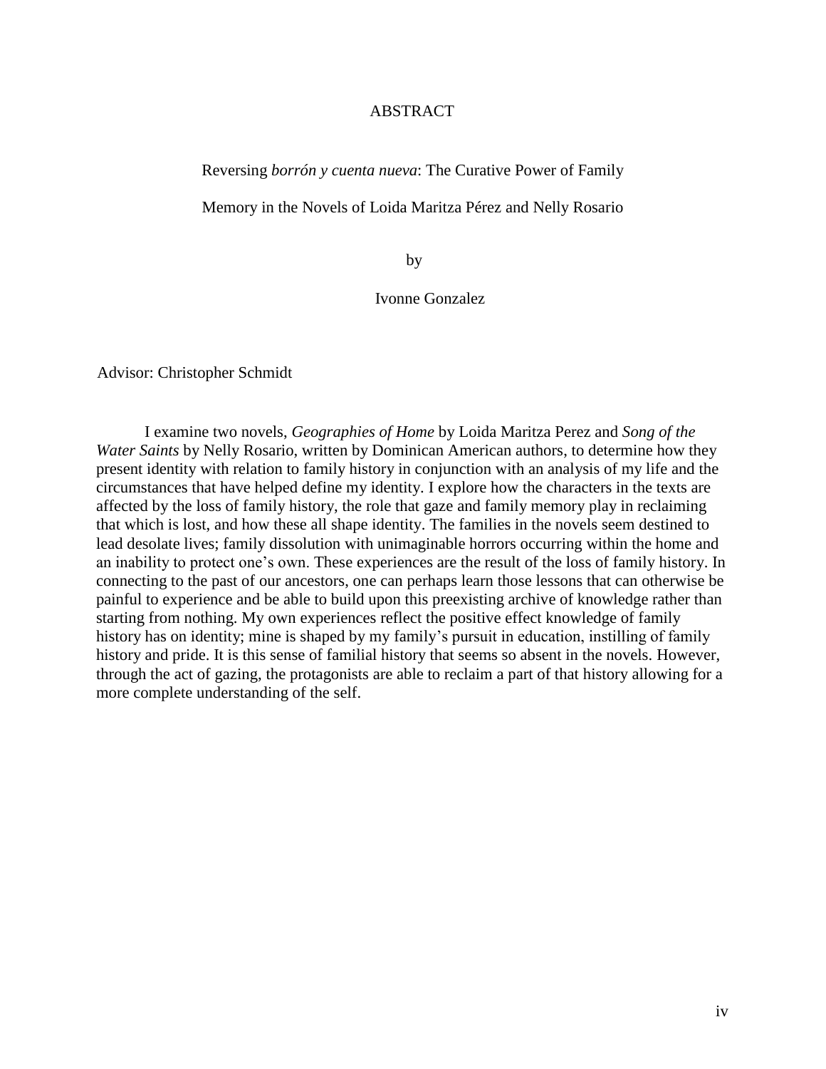# ABSTRACT

Reversing *borrón y cuenta nueva*: The Curative Power of Family

Memory in the Novels of Loida Maritza Pérez and Nelly Rosario

by

Ivonne Gonzalez

Advisor: Christopher Schmidt

I examine two novels, *Geographies of Home* by Loida Maritza Perez and *Song of the Water Saints* by Nelly Rosario, written by Dominican American authors, to determine how they present identity with relation to family history in conjunction with an analysis of my life and the circumstances that have helped define my identity. I explore how the characters in the texts are affected by the loss of family history, the role that gaze and family memory play in reclaiming that which is lost, and how these all shape identity. The families in the novels seem destined to lead desolate lives; family dissolution with unimaginable horrors occurring within the home and an inability to protect one's own. These experiences are the result of the loss of family history. In connecting to the past of our ancestors, one can perhaps learn those lessons that can otherwise be painful to experience and be able to build upon this preexisting archive of knowledge rather than starting from nothing. My own experiences reflect the positive effect knowledge of family history has on identity; mine is shaped by my family's pursuit in education, instilling of family history and pride. It is this sense of familial history that seems so absent in the novels. However, through the act of gazing, the protagonists are able to reclaim a part of that history allowing for a more complete understanding of the self.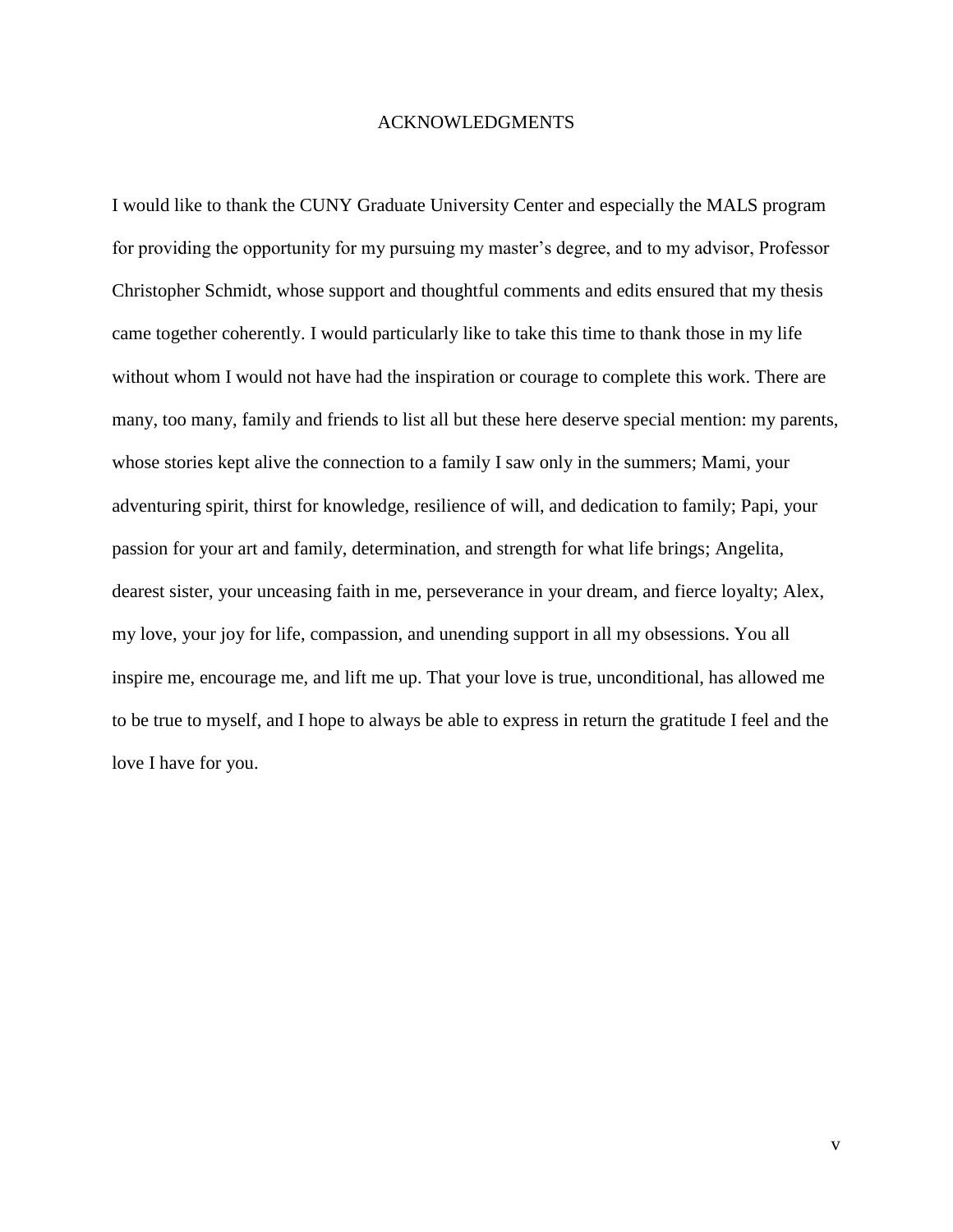# ACKNOWLEDGMENTS

I would like to thank the CUNY Graduate University Center and especially the MALS program for providing the opportunity for my pursuing my master's degree, and to my advisor, Professor Christopher Schmidt, whose support and thoughtful comments and edits ensured that my thesis came together coherently. I would particularly like to take this time to thank those in my life without whom I would not have had the inspiration or courage to complete this work. There are many, too many, family and friends to list all but these here deserve special mention: my parents, whose stories kept alive the connection to a family I saw only in the summers; Mami, your adventuring spirit, thirst for knowledge, resilience of will, and dedication to family; Papi, your passion for your art and family, determination, and strength for what life brings; Angelita, dearest sister, your unceasing faith in me, perseverance in your dream, and fierce loyalty; Alex, my love, your joy for life, compassion, and unending support in all my obsessions. You all inspire me, encourage me, and lift me up. That your love is true, unconditional, has allowed me to be true to myself, and I hope to always be able to express in return the gratitude I feel and the love I have for you.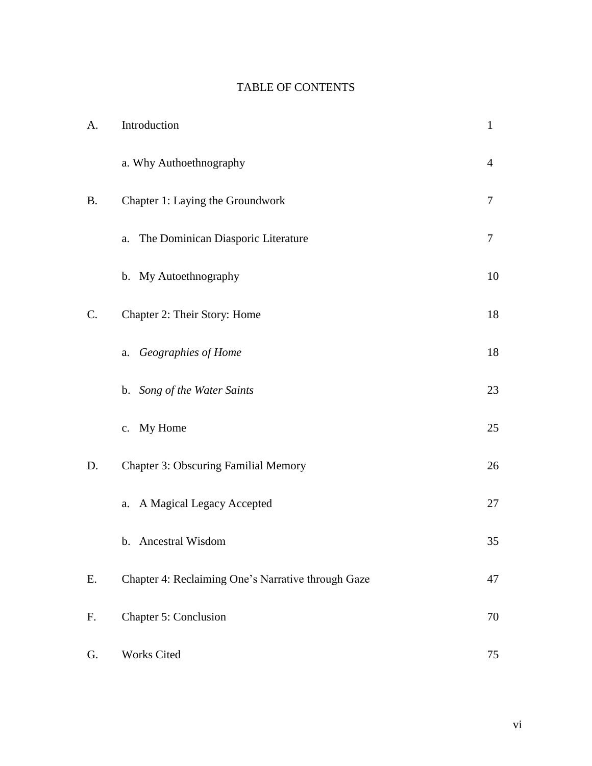# TABLE OF CONTENTS

| | | |
|---|---|---|
| A. | Introduction | 1 |
| | a. Why Authoethnography | 4 |
| B. | Chapter 1: Laying the Groundwork | 7 |
| | a. The Dominican Diasporic Literature | 7 |
| | b. My Autoethnography | 10 |
| C. | Chapter 2: Their Story: Home | 18 |
| | a. *Geographies of Home* | 18 |
| | b. *Song of the Water Saints* | 23 |
| | c. My Home | 25 |
| D. | Chapter 3: Obscuring Familial Memory | 26 |
| | a. A Magical Legacy Accepted | 27 |
| | b. Ancestral Wisdom | 35 |
| E. | Chapter 4: Reclaiming One's Narrative through Gaze | 47 |
| F. | Chapter 5: Conclusion | 70 |
| G. | Works Cited | 75 |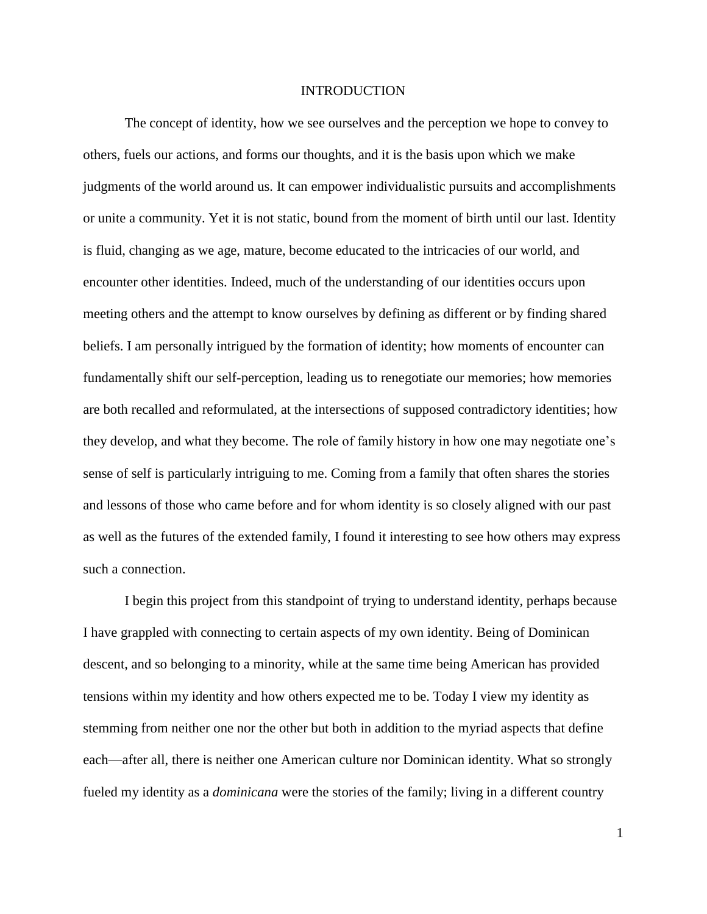# INTRODUCTION

The concept of identity, how we see ourselves and the perception we hope to convey to others, fuels our actions, and forms our thoughts, and it is the basis upon which we make judgments of the world around us. It can empower individualistic pursuits and accomplishments or unite a community. Yet it is not static, bound from the moment of birth until our last. Identity is fluid, changing as we age, mature, become educated to the intricacies of our world, and encounter other identities. Indeed, much of the understanding of our identities occurs upon meeting others and the attempt to know ourselves by defining as different or by finding shared beliefs. I am personally intrigued by the formation of identity; how moments of encounter can fundamentally shift our self-perception, leading us to renegotiate our memories; how memories are both recalled and reformulated, at the intersections of supposed contradictory identities; how they develop, and what they become. The role of family history in how one may negotiate one's sense of self is particularly intriguing to me. Coming from a family that often shares the stories and lessons of those who came before and for whom identity is so closely aligned with our past as well as the futures of the extended family, I found it interesting to see how others may express such a connection.

I begin this project from this standpoint of trying to understand identity, perhaps because I have grappled with connecting to certain aspects of my own identity. Being of Dominican descent, and so belonging to a minority, while at the same time being American has provided tensions within my identity and how others expected me to be. Today I view my identity as stemming from neither one nor the other but both in addition to the myriad aspects that define each—after all, there is neither one American culture nor Dominican identity. What so strongly fueled my identity as a *dominicana* were the stories of the family; living in a different country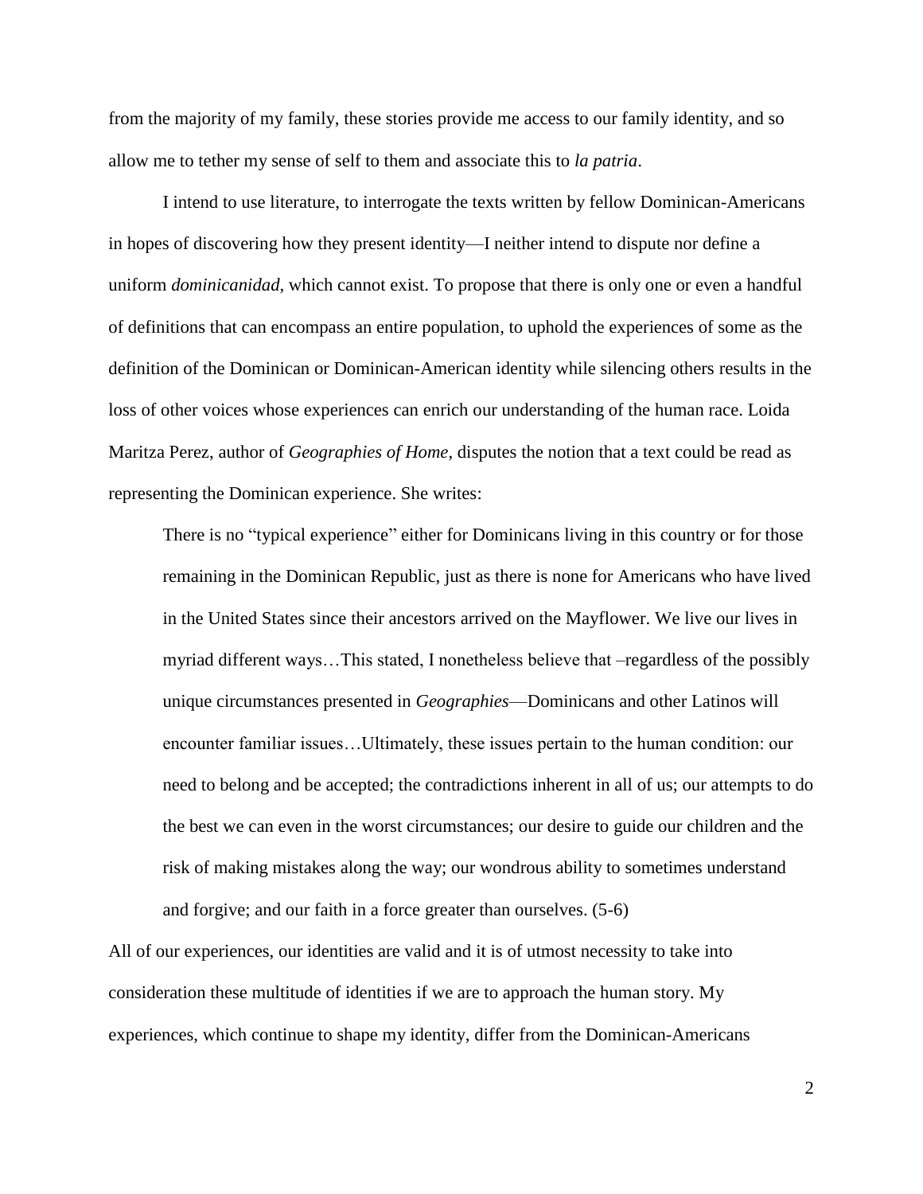from the majority of my family, these stories provide me access to our family identity, and so allow me to tether my sense of self to them and associate this to *la patria*.

I intend to use literature, to interrogate the texts written by fellow Dominican-Americans in hopes of discovering how they present identity—I neither intend to dispute nor define a uniform *dominicanidad*, which cannot exist. To propose that there is only one or even a handful of definitions that can encompass an entire population, to uphold the experiences of some as the definition of the Dominican or Dominican-American identity while silencing others results in the loss of other voices whose experiences can enrich our understanding of the human race. Loida Maritza Perez, author of *Geographies of Home*, disputes the notion that a text could be read as representing the Dominican experience. She writes:

> There is no "typical experience" either for Dominicans living in this country or for those remaining in the Dominican Republic, just as there is none for Americans who have lived in the United States since their ancestors arrived on the Mayflower. We live our lives in myriad different ways…This stated, I nonetheless believe that –regardless of the possibly unique circumstances presented in *Geographies*—Dominicans and other Latinos will encounter familiar issues…Ultimately, these issues pertain to the human condition: our need to belong and be accepted; the contradictions inherent in all of us; our attempts to do the best we can even in the worst circumstances; our desire to guide our children and the risk of making mistakes along the way; our wondrous ability to sometimes understand and forgive; and our faith in a force greater than ourselves. (5-6)

All of our experiences, our identities are valid and it is of utmost necessity to take into consideration these multitude of identities if we are to approach the human story. My experiences, which continue to shape my identity, differ from the Dominican-Americans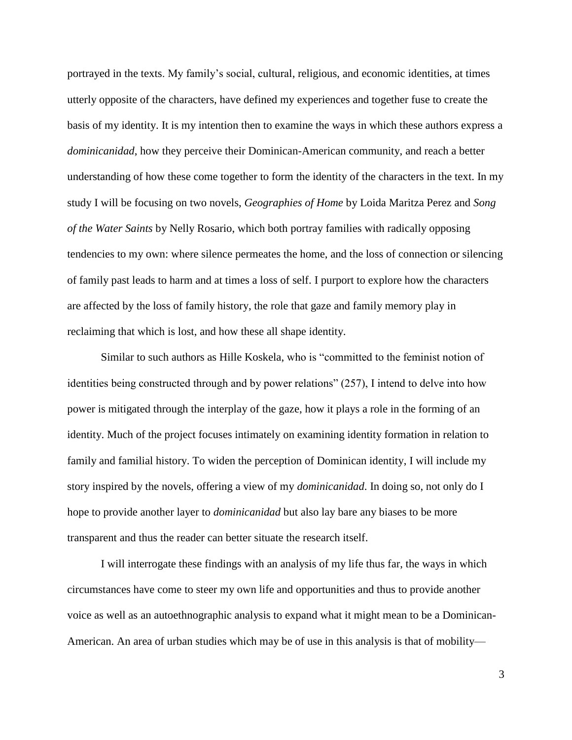portrayed in the texts. My family's social, cultural, religious, and economic identities, at times utterly opposite of the characters, have defined my experiences and together fuse to create the basis of my identity. It is my intention then to examine the ways in which these authors express a *dominicanidad*, how they perceive their Dominican-American community, and reach a better understanding of how these come together to form the identity of the characters in the text. In my study I will be focusing on two novels, *Geographies of Home* by Loida Maritza Perez and *Song of the Water Saints* by Nelly Rosario, which both portray families with radically opposing tendencies to my own: where silence permeates the home, and the loss of connection or silencing of family past leads to harm and at times a loss of self. I purport to explore how the characters are affected by the loss of family history, the role that gaze and family memory play in reclaiming that which is lost, and how these all shape identity.

Similar to such authors as Hille Koskela, who is "committed to the feminist notion of identities being constructed through and by power relations" (257), I intend to delve into how power is mitigated through the interplay of the gaze, how it plays a role in the forming of an identity. Much of the project focuses intimately on examining identity formation in relation to family and familial history. To widen the perception of Dominican identity, I will include my story inspired by the novels, offering a view of my *dominicanidad*. In doing so, not only do I hope to provide another layer to *dominicanidad* but also lay bare any biases to be more transparent and thus the reader can better situate the research itself.

I will interrogate these findings with an analysis of my life thus far, the ways in which circumstances have come to steer my own life and opportunities and thus to provide another voice as well as an autoethnographic analysis to expand what it might mean to be a Dominican-American. An area of urban studies which may be of use in this analysis is that of mobility—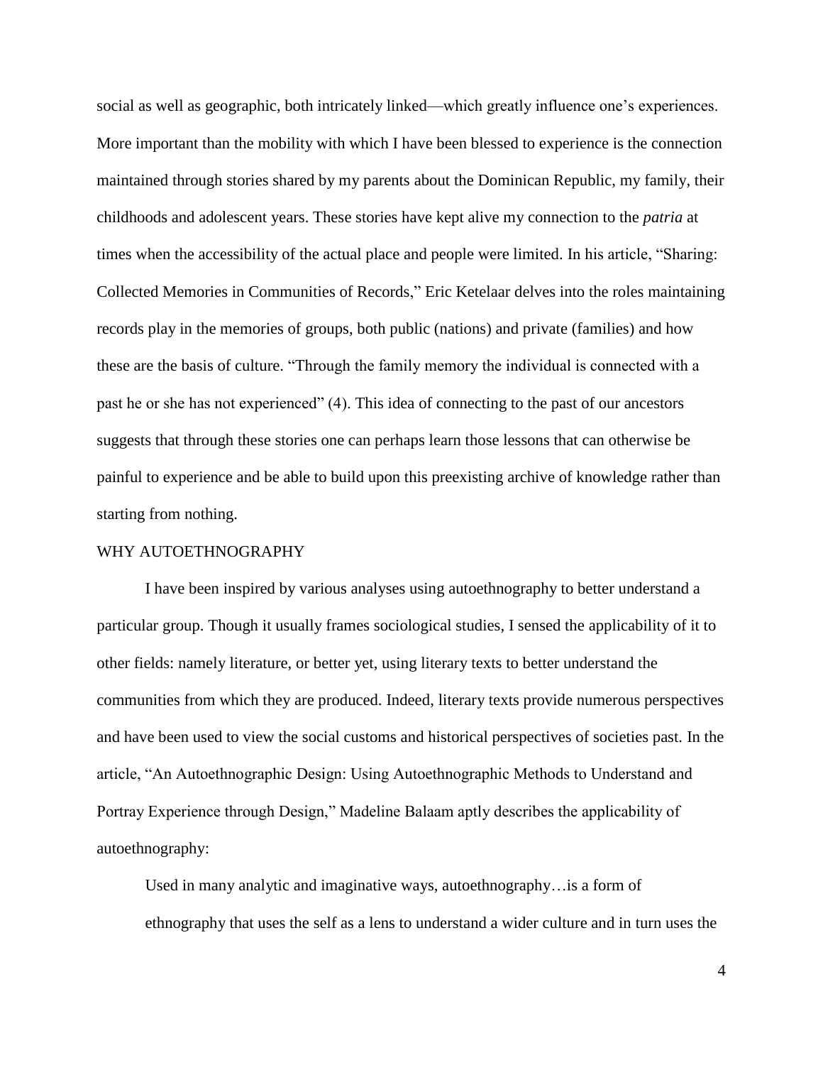social as well as geographic, both intricately linked—which greatly influence one's experiences. More important than the mobility with which I have been blessed to experience is the connection maintained through stories shared by my parents about the Dominican Republic, my family, their childhoods and adolescent years. These stories have kept alive my connection to the *patria* at times when the accessibility of the actual place and people were limited. In his article, "Sharing: Collected Memories in Communities of Records," Eric Ketelaar delves into the roles maintaining records play in the memories of groups, both public (nations) and private (families) and how these are the basis of culture. "Through the family memory the individual is connected with a past he or she has not experienced" (4). This idea of connecting to the past of our ancestors suggests that through these stories one can perhaps learn those lessons that can otherwise be painful to experience and be able to build upon this preexisting archive of knowledge rather than starting from nothing.

## WHY AUTOETHNOGRAPHY

I have been inspired by various analyses using autoethnography to better understand a particular group. Though it usually frames sociological studies, I sensed the applicability of it to other fields: namely literature, or better yet, using literary texts to better understand the communities from which they are produced. Indeed, literary texts provide numerous perspectives and have been used to view the social customs and historical perspectives of societies past. In the article, "An Autoethnographic Design: Using Autoethnographic Methods to Understand and Portray Experience through Design," Madeline Balaam aptly describes the applicability of autoethnography:

> Used in many analytic and imaginative ways, autoethnography…is a form of ethnography that uses the self as a lens to understand a wider culture and in turn uses the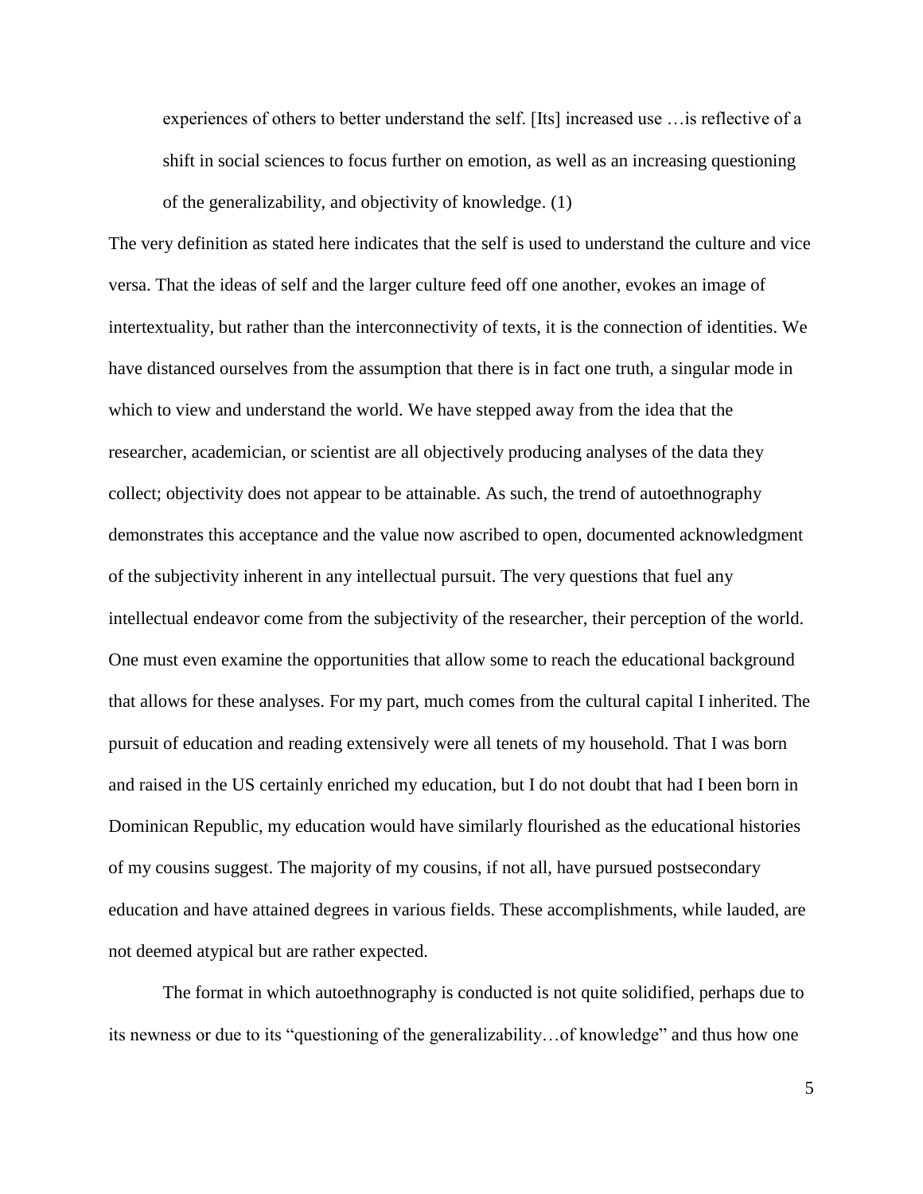> experiences of others to better understand the self. [Its] increased use …is reflective of a shift in social sciences to focus further on emotion, as well as an increasing questioning of the generalizability, and objectivity of knowledge. (1)

The very definition as stated here indicates that the self is used to understand the culture and vice versa. That the ideas of self and the larger culture feed off one another, evokes an image of intertextuality, but rather than the interconnectivity of texts, it is the connection of identities. We have distanced ourselves from the assumption that there is in fact one truth, a singular mode in which to view and understand the world. We have stepped away from the idea that the researcher, academician, or scientist are all objectively producing analyses of the data they collect; objectivity does not appear to be attainable. As such, the trend of autoethnography demonstrates this acceptance and the value now ascribed to open, documented acknowledgment of the subjectivity inherent in any intellectual pursuit. The very questions that fuel any intellectual endeavor come from the subjectivity of the researcher, their perception of the world. One must even examine the opportunities that allow some to reach the educational background that allows for these analyses. For my part, much comes from the cultural capital I inherited. The pursuit of education and reading extensively were all tenets of my household. That I was born and raised in the US certainly enriched my education, but I do not doubt that had I been born in Dominican Republic, my education would have similarly flourished as the educational histories of my cousins suggest. The majority of my cousins, if not all, have pursued postsecondary education and have attained degrees in various fields. These accomplishments, while lauded, are not deemed atypical but are rather expected.

The format in which autoethnography is conducted is not quite solidified, perhaps due to its newness or due to its "questioning of the generalizability…of knowledge" and thus how one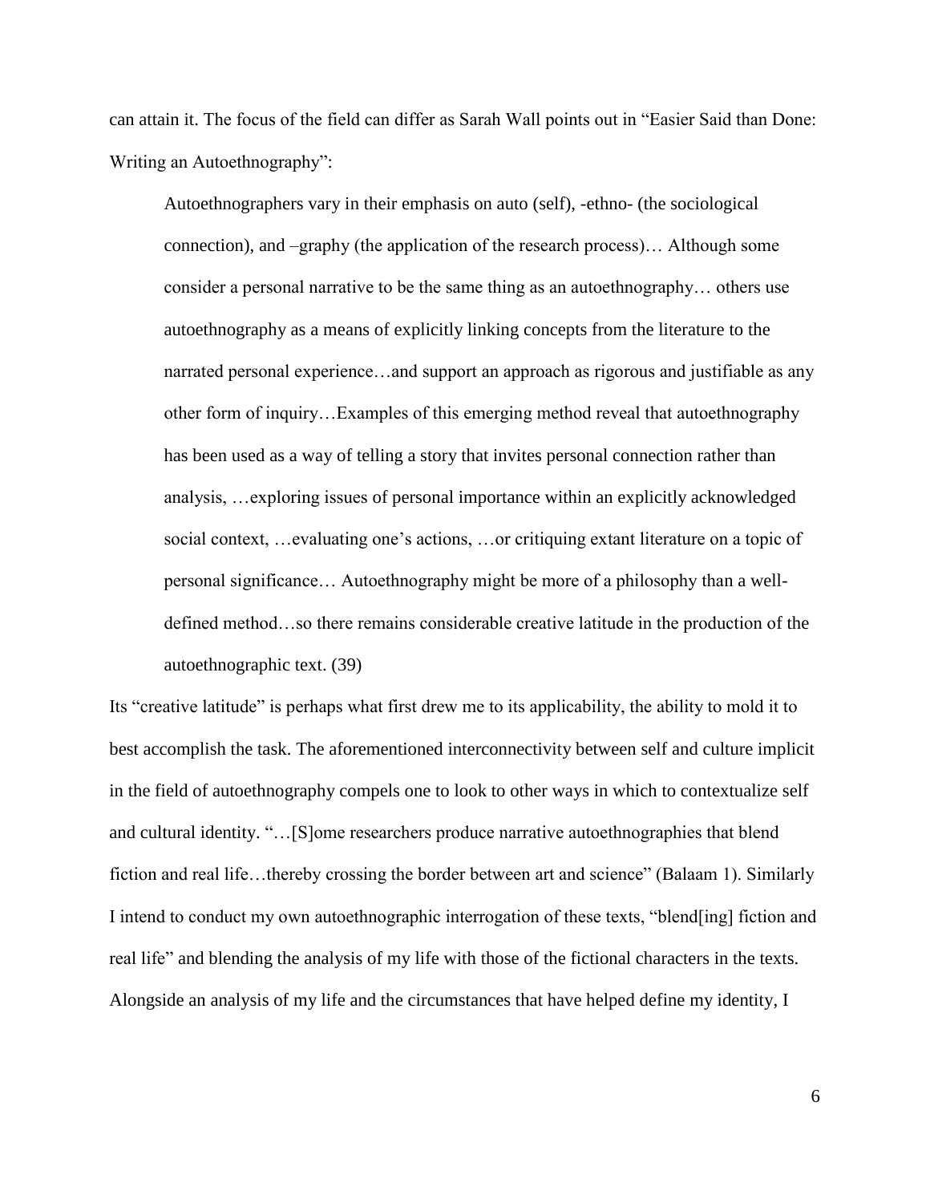can attain it. The focus of the field can differ as Sarah Wall points out in "Easier Said than Done: Writing an Autoethnography":

> Autoethnographers vary in their emphasis on auto (self), -ethno- (the sociological connection), and –graphy (the application of the research process)… Although some consider a personal narrative to be the same thing as an autoethnography… others use autoethnography as a means of explicitly linking concepts from the literature to the narrated personal experience…and support an approach as rigorous and justifiable as any other form of inquiry…Examples of this emerging method reveal that autoethnography has been used as a way of telling a story that invites personal connection rather than analysis, …exploring issues of personal importance within an explicitly acknowledged social context, …evaluating one's actions, …or critiquing extant literature on a topic of personal significance… Autoethnography might be more of a philosophy than a well-defined method…so there remains considerable creative latitude in the production of the autoethnographic text. (39)

Its "creative latitude" is perhaps what first drew me to its applicability, the ability to mold it to best accomplish the task. The aforementioned interconnectivity between self and culture implicit in the field of autoethnography compels one to look to other ways in which to contextualize self and cultural identity. "…[S]ome researchers produce narrative autoethnographies that blend fiction and real life…thereby crossing the border between art and science" (Balaam 1). Similarly I intend to conduct my own autoethnographic interrogation of these texts, "blend[ing] fiction and real life" and blending the analysis of my life with those of the fictional characters in the texts. Alongside an analysis of my life and the circumstances that have helped define my identity, I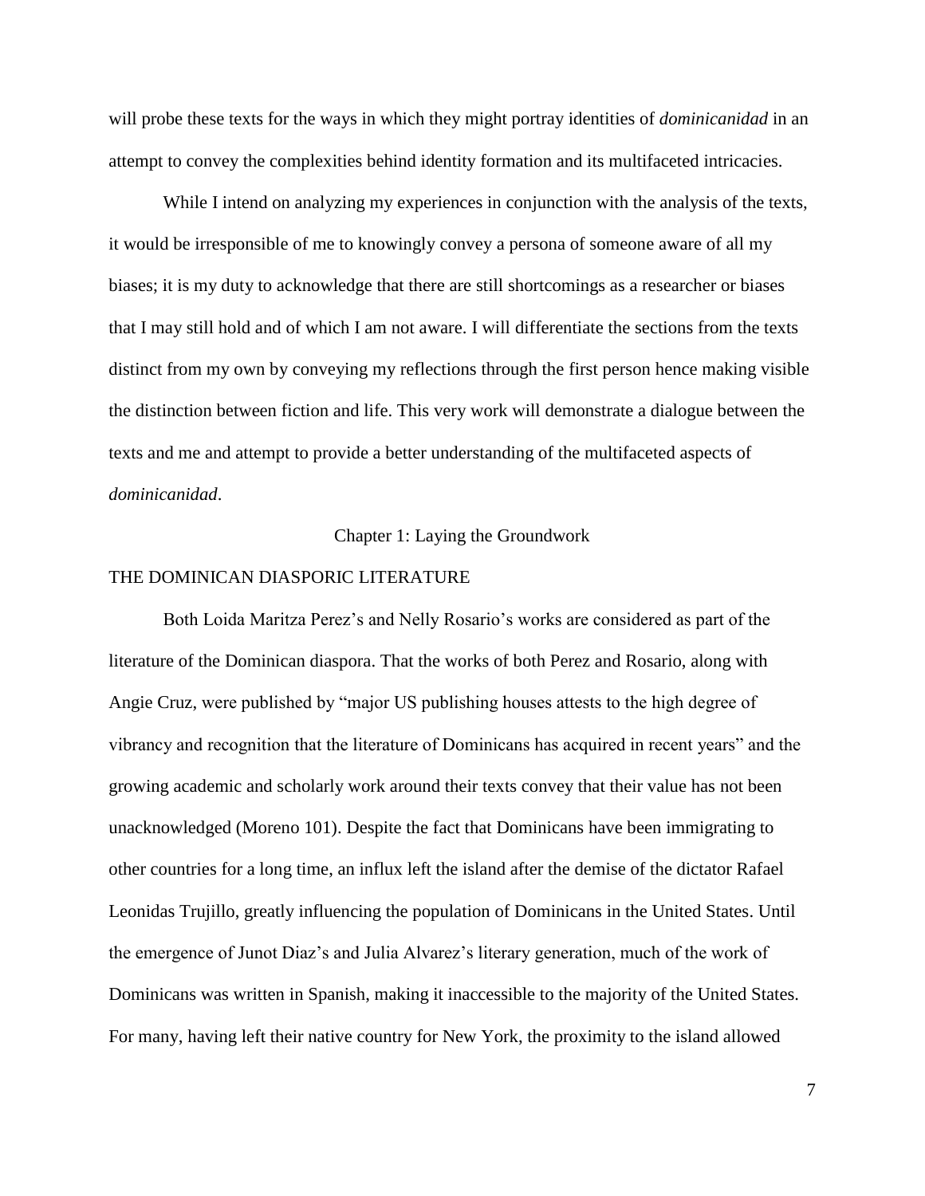will probe these texts for the ways in which they might portray identities of *dominicanidad* in an attempt to convey the complexities behind identity formation and its multifaceted intricacies.

While I intend on analyzing my experiences in conjunction with the analysis of the texts, it would be irresponsible of me to knowingly convey a persona of someone aware of all my biases; it is my duty to acknowledge that there are still shortcomings as a researcher or biases that I may still hold and of which I am not aware. I will differentiate the sections from the texts distinct from my own by conveying my reflections through the first person hence making visible the distinction between fiction and life. This very work will demonstrate a dialogue between the texts and me and attempt to provide a better understanding of the multifaceted aspects of *dominicanidad*.

# Chapter 1: Laying the Groundwork

## THE DOMINICAN DIASPORIC LITERATURE

Both Loida Maritza Perez's and Nelly Rosario's works are considered as part of the literature of the Dominican diaspora. That the works of both Perez and Rosario, along with Angie Cruz, were published by "major US publishing houses attests to the high degree of vibrancy and recognition that the literature of Dominicans has acquired in recent years" and the growing academic and scholarly work around their texts convey that their value has not been unacknowledged (Moreno 101). Despite the fact that Dominicans have been immigrating to other countries for a long time, an influx left the island after the demise of the dictator Rafael Leonidas Trujillo, greatly influencing the population of Dominicans in the United States. Until the emergence of Junot Diaz's and Julia Alvarez's literary generation, much of the work of Dominicans was written in Spanish, making it inaccessible to the majority of the United States. For many, having left their native country for New York, the proximity to the island allowed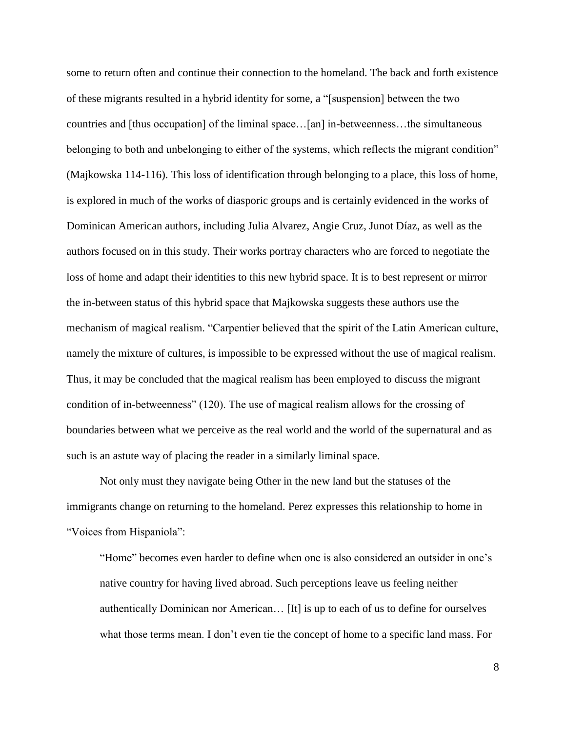some to return often and continue their connection to the homeland. The back and forth existence of these migrants resulted in a hybrid identity for some, a "[suspension] between the two countries and [thus occupation] of the liminal space…[an] in-betweenness…the simultaneous belonging to both and unbelonging to either of the systems, which reflects the migrant condition" (Majkowska 114-116). This loss of identification through belonging to a place, this loss of home, is explored in much of the works of diasporic groups and is certainly evidenced in the works of Dominican American authors, including Julia Alvarez, Angie Cruz, Junot Díaz, as well as the authors focused on in this study. Their works portray characters who are forced to negotiate the loss of home and adapt their identities to this new hybrid space. It is to best represent or mirror the in-between status of this hybrid space that Majkowska suggests these authors use the mechanism of magical realism. "Carpentier believed that the spirit of the Latin American culture, namely the mixture of cultures, is impossible to be expressed without the use of magical realism. Thus, it may be concluded that the magical realism has been employed to discuss the migrant condition of in-betweenness" (120). The use of magical realism allows for the crossing of boundaries between what we perceive as the real world and the world of the supernatural and as such is an astute way of placing the reader in a similarly liminal space.

Not only must they navigate being Other in the new land but the statuses of the immigrants change on returning to the homeland. Perez expresses this relationship to home in "Voices from Hispaniola":

> "Home" becomes even harder to define when one is also considered an outsider in one's native country for having lived abroad. Such perceptions leave us feeling neither authentically Dominican nor American… [It] is up to each of us to define for ourselves what those terms mean. I don't even tie the concept of home to a specific land mass. For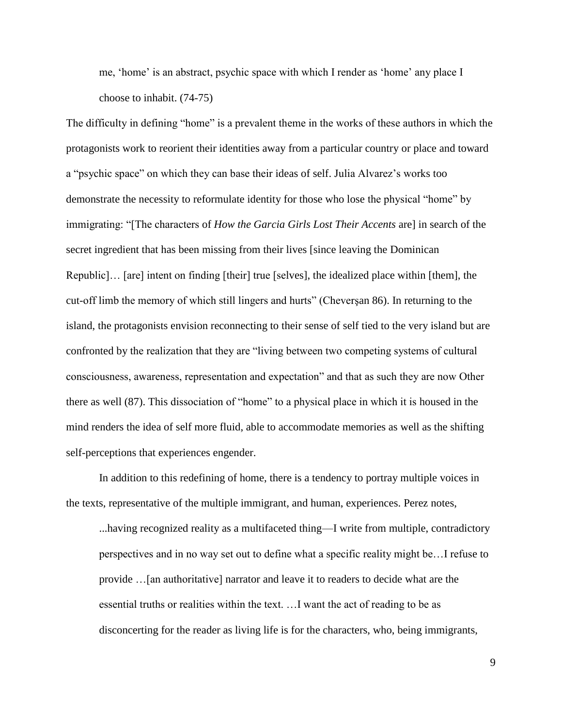> me, 'home' is an abstract, psychic space with which I render as 'home' any place I choose to inhabit. (74-75)

The difficulty in defining "home" is a prevalent theme in the works of these authors in which the protagonists work to reorient their identities away from a particular country or place and toward a "psychic space" on which they can base their ideas of self. Julia Alvarez's works too demonstrate the necessity to reformulate identity for those who lose the physical "home" by immigrating: "[The characters of *How the Garcia Girls Lost Their Accents* are] in search of the secret ingredient that has been missing from their lives [since leaving the Dominican Republic]… [are] intent on finding [their] true [selves], the idealized place within [them], the cut-off limb the memory of which still lingers and hurts" (Cheverşan 86). In returning to the island, the protagonists envision reconnecting to their sense of self tied to the very island but are confronted by the realization that they are "living between two competing systems of cultural consciousness, awareness, representation and expectation" and that as such they are now Other there as well (87). This dissociation of "home" to a physical place in which it is housed in the mind renders the idea of self more fluid, able to accommodate memories as well as the shifting self-perceptions that experiences engender.

In addition to this redefining of home, there is a tendency to portray multiple voices in the texts, representative of the multiple immigrant, and human, experiences. Perez notes,

> ...having recognized reality as a multifaceted thing—I write from multiple, contradictory perspectives and in no way set out to define what a specific reality might be…I refuse to provide …[an authoritative] narrator and leave it to readers to decide what are the essential truths or realities within the text. …I want the act of reading to be as disconcerting for the reader as living life is for the characters, who, being immigrants,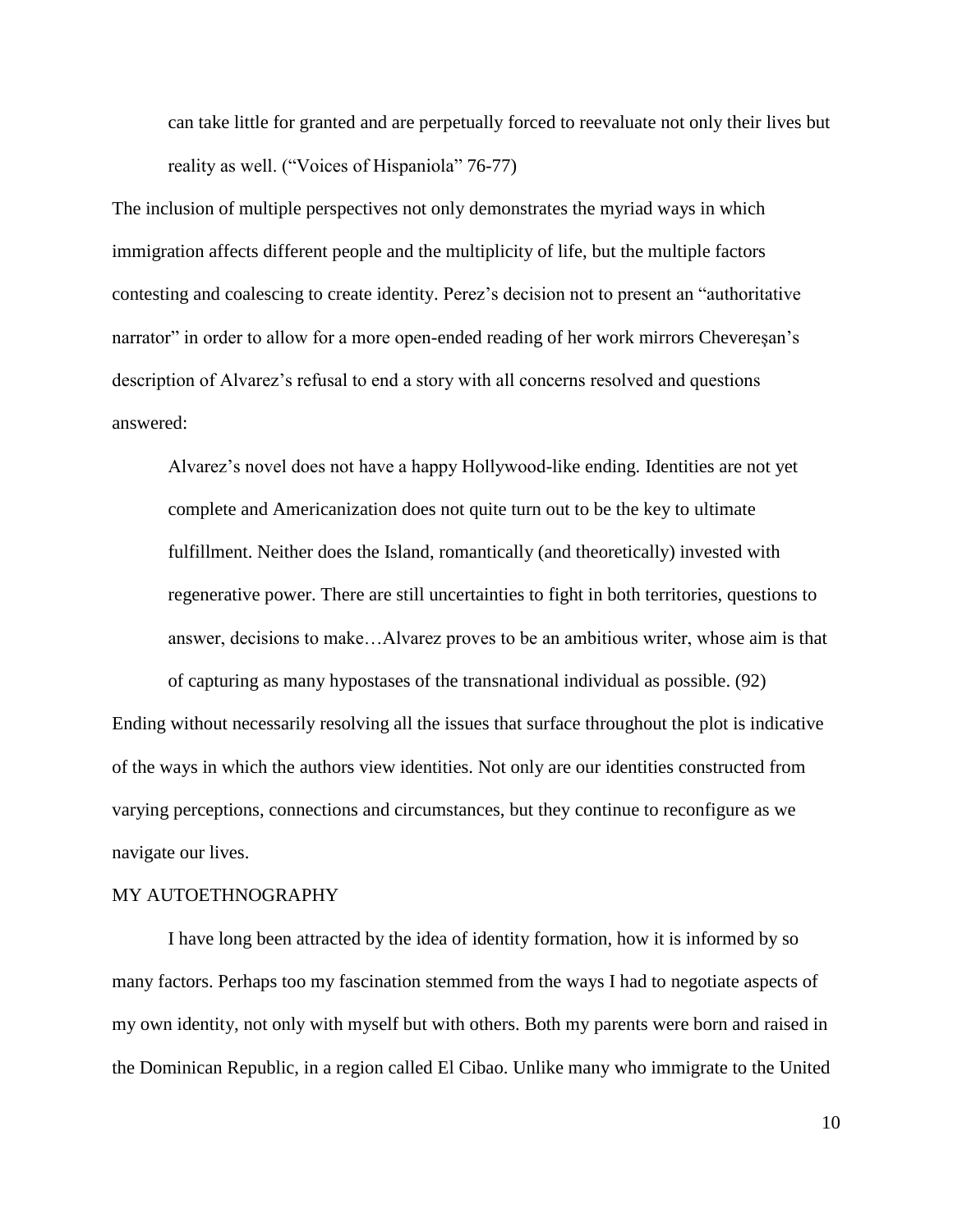> can take little for granted and are perpetually forced to reevaluate not only their lives but reality as well. ("Voices of Hispaniola" 76-77)

The inclusion of multiple perspectives not only demonstrates the myriad ways in which immigration affects different people and the multiplicity of life, but the multiple factors contesting and coalescing to create identity. Perez's decision not to present an "authoritative narrator" in order to allow for a more open-ended reading of her work mirrors Chevereşan's description of Alvarez's refusal to end a story with all concerns resolved and questions answered:

> Alvarez's novel does not have a happy Hollywood-like ending. Identities are not yet complete and Americanization does not quite turn out to be the key to ultimate fulfillment. Neither does the Island, romantically (and theoretically) invested with regenerative power. There are still uncertainties to fight in both territories, questions to answer, decisions to make…Alvarez proves to be an ambitious writer, whose aim is that of capturing as many hypostases of the transnational individual as possible. (92)

Ending without necessarily resolving all the issues that surface throughout the plot is indicative of the ways in which the authors view identities. Not only are our identities constructed from varying perceptions, connections and circumstances, but they continue to reconfigure as we navigate our lives.

## MY AUTOETHNOGRAPHY

I have long been attracted by the idea of identity formation, how it is informed by so many factors. Perhaps too my fascination stemmed from the ways I had to negotiate aspects of my own identity, not only with myself but with others. Both my parents were born and raised in the Dominican Republic, in a region called El Cibao. Unlike many who immigrate to the United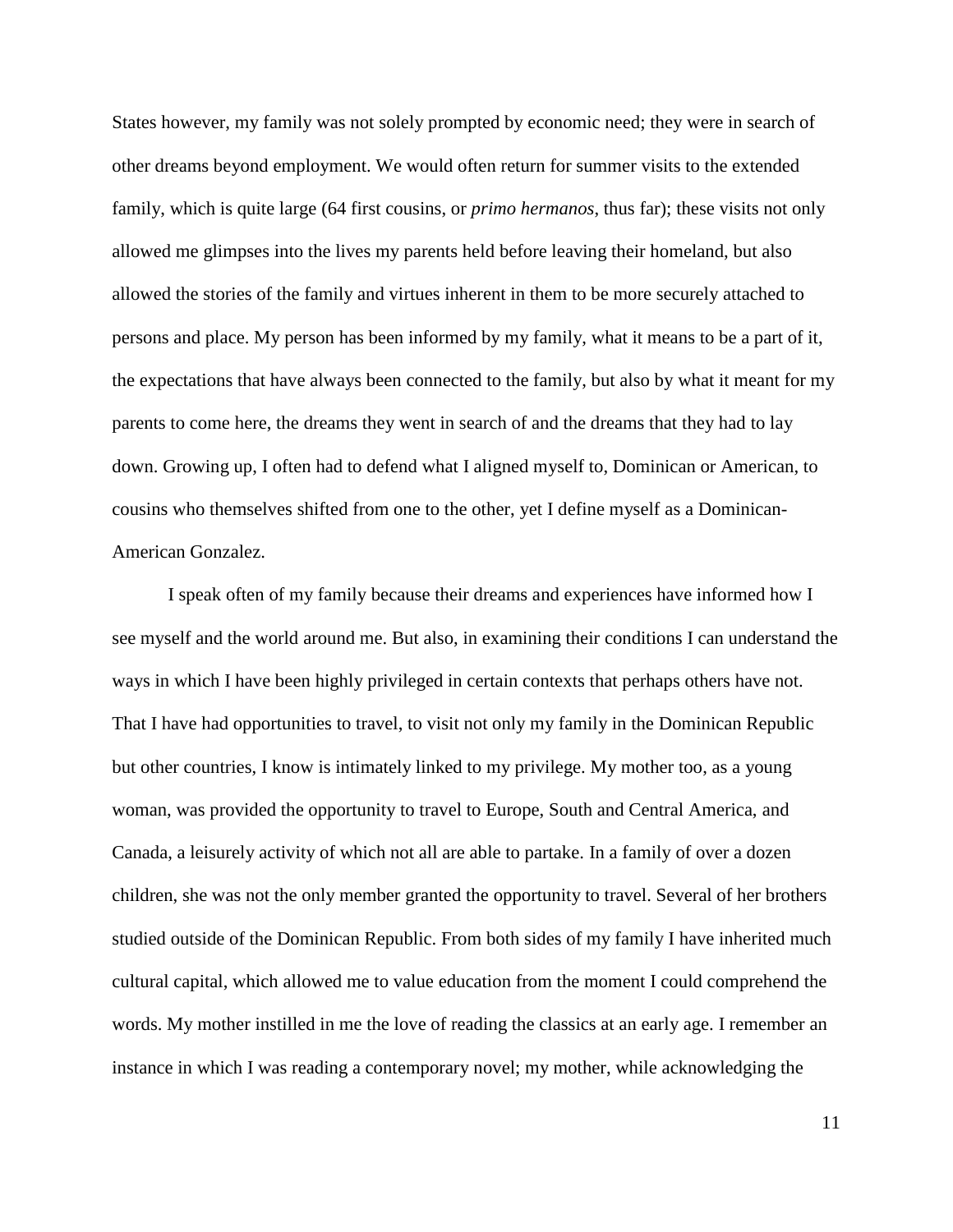States however, my family was not solely prompted by economic need; they were in search of other dreams beyond employment. We would often return for summer visits to the extended family, which is quite large (64 first cousins, or *primo hermanos*, thus far); these visits not only allowed me glimpses into the lives my parents held before leaving their homeland, but also allowed the stories of the family and virtues inherent in them to be more securely attached to persons and place. My person has been informed by my family, what it means to be a part of it, the expectations that have always been connected to the family, but also by what it meant for my parents to come here, the dreams they went in search of and the dreams that they had to lay down. Growing up, I often had to defend what I aligned myself to, Dominican or American, to cousins who themselves shifted from one to the other, yet I define myself as a Dominican-American Gonzalez.

I speak often of my family because their dreams and experiences have informed how I see myself and the world around me. But also, in examining their conditions I can understand the ways in which I have been highly privileged in certain contexts that perhaps others have not. That I have had opportunities to travel, to visit not only my family in the Dominican Republic but other countries, I know is intimately linked to my privilege. My mother too, as a young woman, was provided the opportunity to travel to Europe, South and Central America, and Canada, a leisurely activity of which not all are able to partake. In a family of over a dozen children, she was not the only member granted the opportunity to travel. Several of her brothers studied outside of the Dominican Republic. From both sides of my family I have inherited much cultural capital, which allowed me to value education from the moment I could comprehend the words. My mother instilled in me the love of reading the classics at an early age. I remember an instance in which I was reading a contemporary novel; my mother, while acknowledging the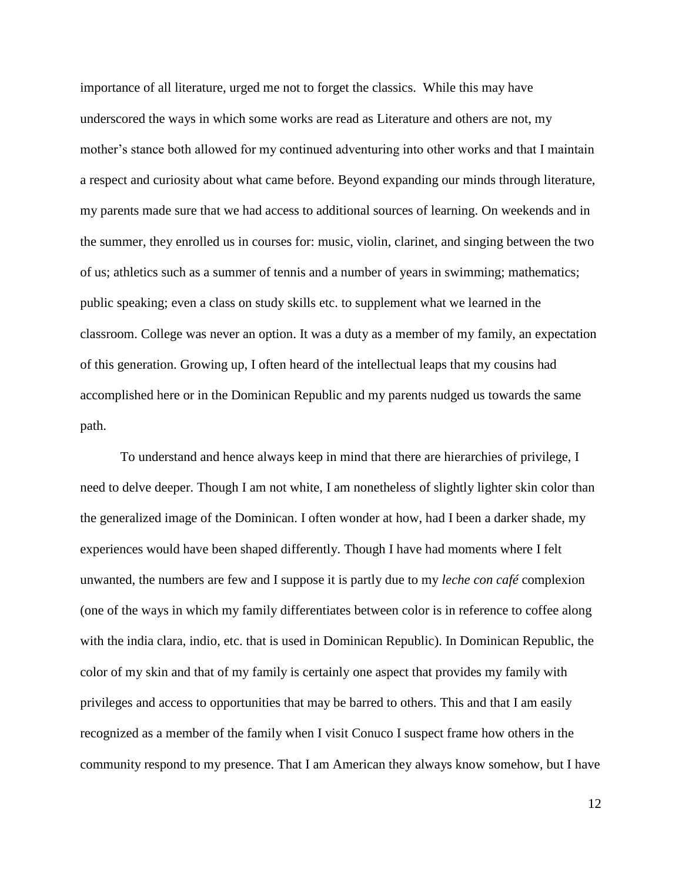importance of all literature, urged me not to forget the classics.  While this may have underscored the ways in which some works are read as Literature and others are not, my mother's stance both allowed for my continued adventuring into other works and that I maintain a respect and curiosity about what came before. Beyond expanding our minds through literature, my parents made sure that we had access to additional sources of learning. On weekends and in the summer, they enrolled us in courses for: music, violin, clarinet, and singing between the two of us; athletics such as a summer of tennis and a number of years in swimming; mathematics; public speaking; even a class on study skills etc. to supplement what we learned in the classroom. College was never an option. It was a duty as a member of my family, an expectation of this generation. Growing up, I often heard of the intellectual leaps that my cousins had accomplished here or in the Dominican Republic and my parents nudged us towards the same path.

To understand and hence always keep in mind that there are hierarchies of privilege, I need to delve deeper. Though I am not white, I am nonetheless of slightly lighter skin color than the generalized image of the Dominican. I often wonder at how, had I been a darker shade, my experiences would have been shaped differently. Though I have had moments where I felt unwanted, the numbers are few and I suppose it is partly due to my *leche con café* complexion (one of the ways in which my family differentiates between color is in reference to coffee along with the india clara, indio, etc. that is used in Dominican Republic). In Dominican Republic, the color of my skin and that of my family is certainly one aspect that provides my family with privileges and access to opportunities that may be barred to others. This and that I am easily recognized as a member of the family when I visit Conuco I suspect frame how others in the community respond to my presence. That I am American they always know somehow, but I have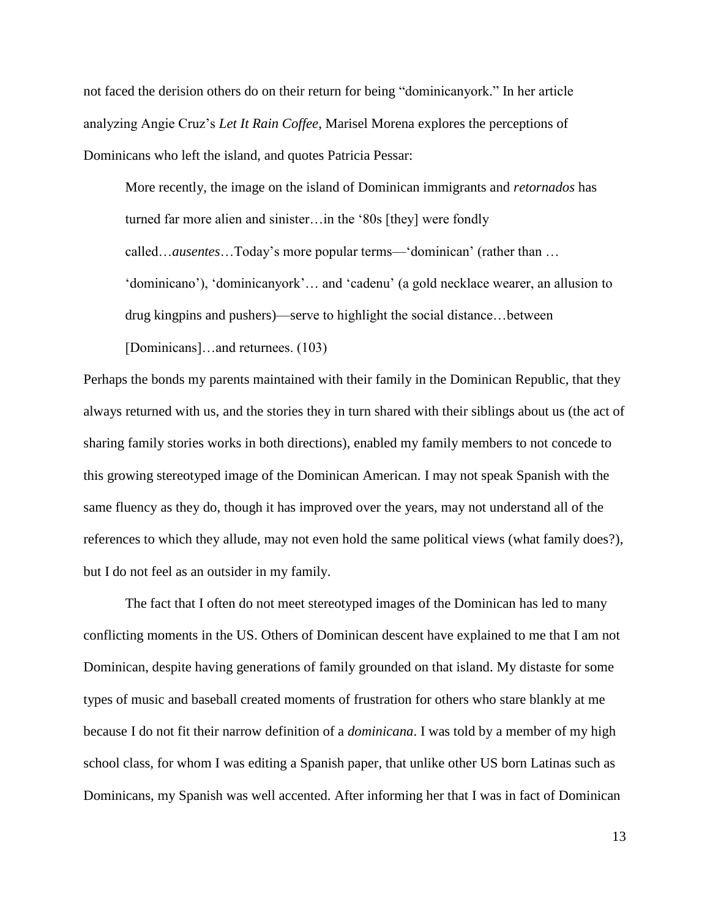not faced the derision others do on their return for being "dominicanyork." In her article analyzing Angie Cruz's *Let It Rain Coffee*, Marisel Morena explores the perceptions of Dominicans who left the island, and quotes Patricia Pessar:

> More recently, the image on the island of Dominican immigrants and *retornados* has turned far more alien and sinister…in the '80s [they] were fondly called…*ausentes*…Today's more popular terms—'dominican' (rather than … 'dominicano'), 'dominicanyork'… and 'cadenu' (a gold necklace wearer, an allusion to drug kingpins and pushers)—serve to highlight the social distance…between [Dominicans]…and returnees. (103)

Perhaps the bonds my parents maintained with their family in the Dominican Republic, that they always returned with us, and the stories they in turn shared with their siblings about us (the act of sharing family stories works in both directions), enabled my family members to not concede to this growing stereotyped image of the Dominican American. I may not speak Spanish with the same fluency as they do, though it has improved over the years, may not understand all of the references to which they allude, may not even hold the same political views (what family does?), but I do not feel as an outsider in my family.

The fact that I often do not meet stereotyped images of the Dominican has led to many conflicting moments in the US. Others of Dominican descent have explained to me that I am not Dominican, despite having generations of family grounded on that island. My distaste for some types of music and baseball created moments of frustration for others who stare blankly at me because I do not fit their narrow definition of a *dominicana*. I was told by a member of my high school class, for whom I was editing a Spanish paper, that unlike other US born Latinas such as Dominicans, my Spanish was well accented. After informing her that I was in fact of Dominican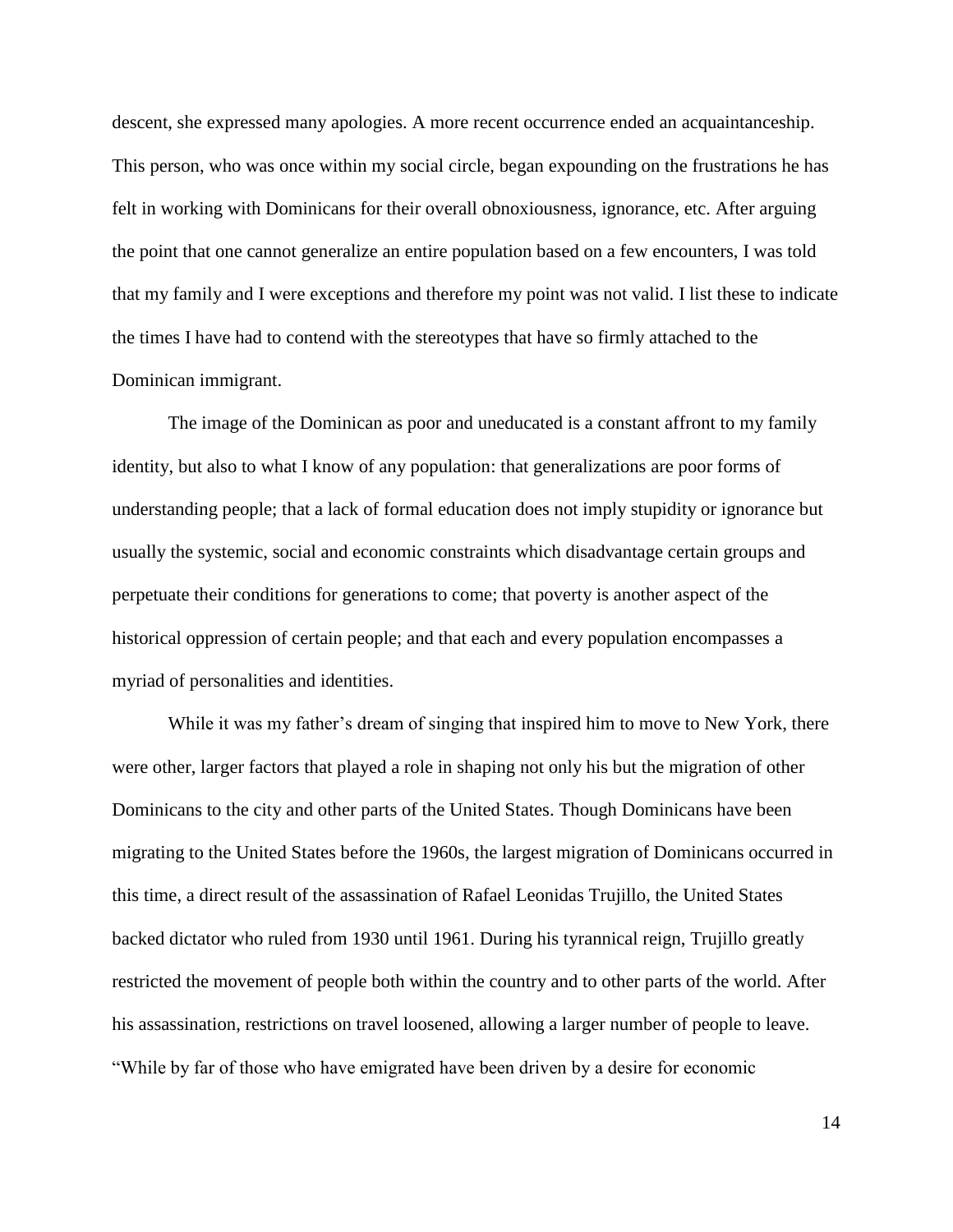descent, she expressed many apologies. A more recent occurrence ended an acquaintanceship. This person, who was once within my social circle, began expounding on the frustrations he has felt in working with Dominicans for their overall obnoxiousness, ignorance, etc. After arguing the point that one cannot generalize an entire population based on a few encounters, I was told that my family and I were exceptions and therefore my point was not valid. I list these to indicate the times I have had to contend with the stereotypes that have so firmly attached to the Dominican immigrant.

The image of the Dominican as poor and uneducated is a constant affront to my family identity, but also to what I know of any population: that generalizations are poor forms of understanding people; that a lack of formal education does not imply stupidity or ignorance but usually the systemic, social and economic constraints which disadvantage certain groups and perpetuate their conditions for generations to come; that poverty is another aspect of the historical oppression of certain people; and that each and every population encompasses a myriad of personalities and identities.

While it was my father's dream of singing that inspired him to move to New York, there were other, larger factors that played a role in shaping not only his but the migration of other Dominicans to the city and other parts of the United States. Though Dominicans have been migrating to the United States before the 1960s, the largest migration of Dominicans occurred in this time, a direct result of the assassination of Rafael Leonidas Trujillo, the United States backed dictator who ruled from 1930 until 1961. During his tyrannical reign, Trujillo greatly restricted the movement of people both within the country and to other parts of the world. After his assassination, restrictions on travel loosened, allowing a larger number of people to leave. "While by far of those who have emigrated have been driven by a desire for economic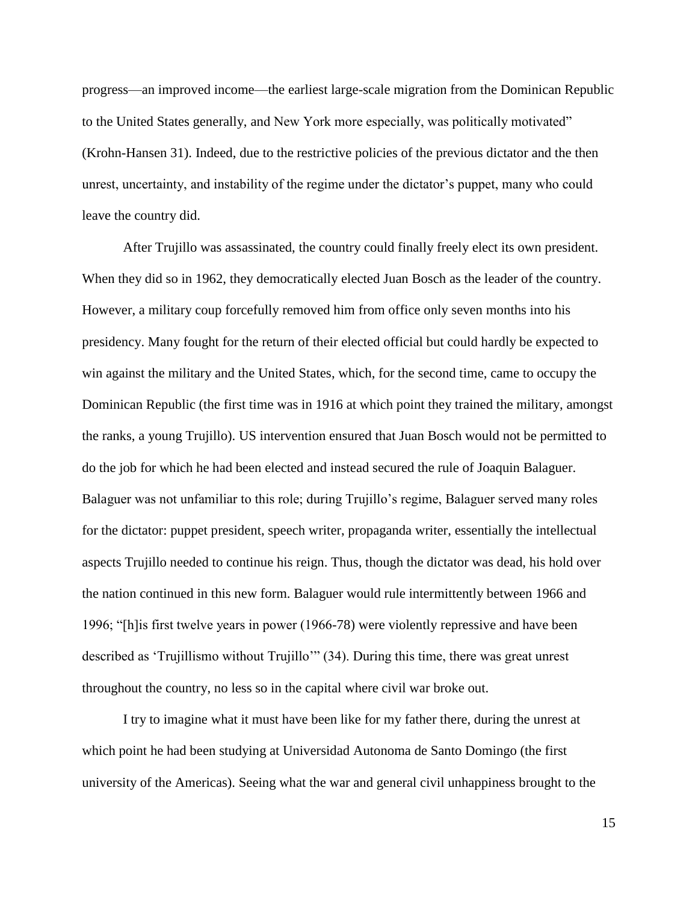progress—an improved income—the earliest large-scale migration from the Dominican Republic to the United States generally, and New York more especially, was politically motivated" (Krohn-Hansen 31). Indeed, due to the restrictive policies of the previous dictator and the then unrest, uncertainty, and instability of the regime under the dictator's puppet, many who could leave the country did.

After Trujillo was assassinated, the country could finally freely elect its own president. When they did so in 1962, they democratically elected Juan Bosch as the leader of the country. However, a military coup forcefully removed him from office only seven months into his presidency. Many fought for the return of their elected official but could hardly be expected to win against the military and the United States, which, for the second time, came to occupy the Dominican Republic (the first time was in 1916 at which point they trained the military, amongst the ranks, a young Trujillo). US intervention ensured that Juan Bosch would not be permitted to do the job for which he had been elected and instead secured the rule of Joaquin Balaguer. Balaguer was not unfamiliar to this role; during Trujillo's regime, Balaguer served many roles for the dictator: puppet president, speech writer, propaganda writer, essentially the intellectual aspects Trujillo needed to continue his reign. Thus, though the dictator was dead, his hold over the nation continued in this new form. Balaguer would rule intermittently between 1966 and 1996; "[h]is first twelve years in power (1966-78) were violently repressive and have been described as 'Trujillismo without Trujillo'" (34). During this time, there was great unrest throughout the country, no less so in the capital where civil war broke out.

I try to imagine what it must have been like for my father there, during the unrest at which point he had been studying at Universidad Autonoma de Santo Domingo (the first university of the Americas). Seeing what the war and general civil unhappiness brought to the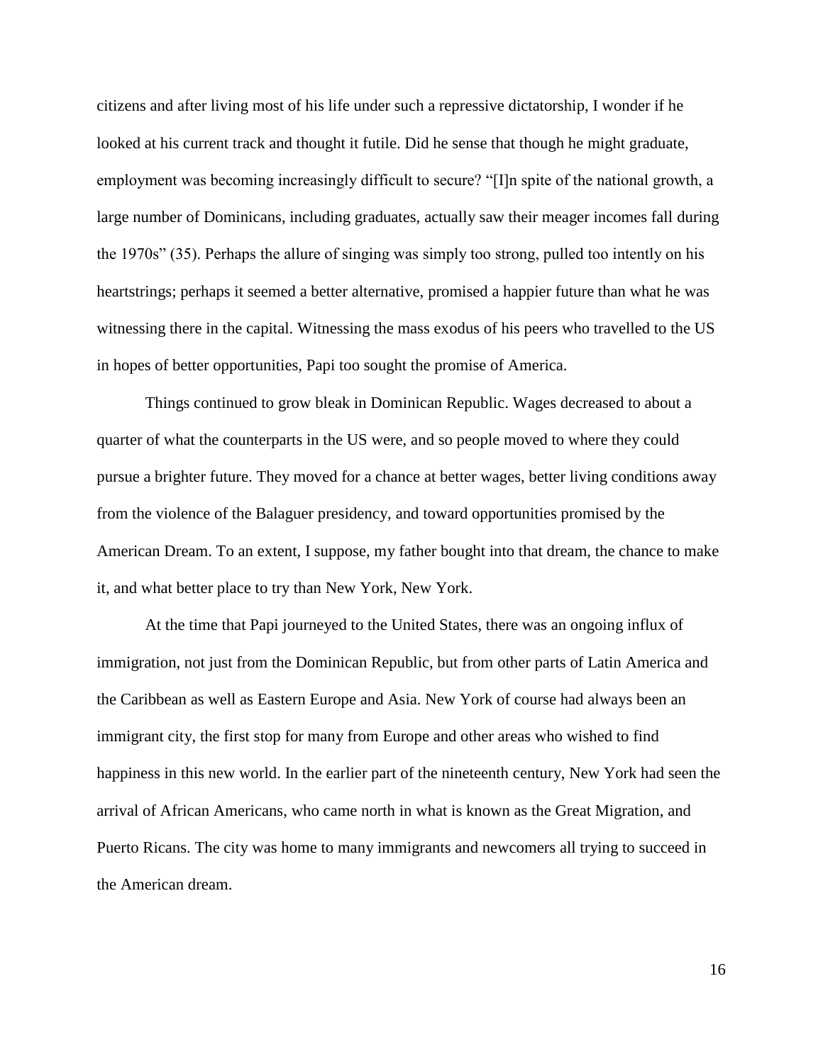citizens and after living most of his life under such a repressive dictatorship, I wonder if he looked at his current track and thought it futile. Did he sense that though he might graduate, employment was becoming increasingly difficult to secure? "[I]n spite of the national growth, a large number of Dominicans, including graduates, actually saw their meager incomes fall during the 1970s" (35). Perhaps the allure of singing was simply too strong, pulled too intently on his heartstrings; perhaps it seemed a better alternative, promised a happier future than what he was witnessing there in the capital. Witnessing the mass exodus of his peers who travelled to the US in hopes of better opportunities, Papi too sought the promise of America.

Things continued to grow bleak in Dominican Republic. Wages decreased to about a quarter of what the counterparts in the US were, and so people moved to where they could pursue a brighter future. They moved for a chance at better wages, better living conditions away from the violence of the Balaguer presidency, and toward opportunities promised by the American Dream. To an extent, I suppose, my father bought into that dream, the chance to make it, and what better place to try than New York, New York.

At the time that Papi journeyed to the United States, there was an ongoing influx of immigration, not just from the Dominican Republic, but from other parts of Latin America and the Caribbean as well as Eastern Europe and Asia. New York of course had always been an immigrant city, the first stop for many from Europe and other areas who wished to find happiness in this new world. In the earlier part of the nineteenth century, New York had seen the arrival of African Americans, who came north in what is known as the Great Migration, and Puerto Ricans. The city was home to many immigrants and newcomers all trying to succeed in the American dream.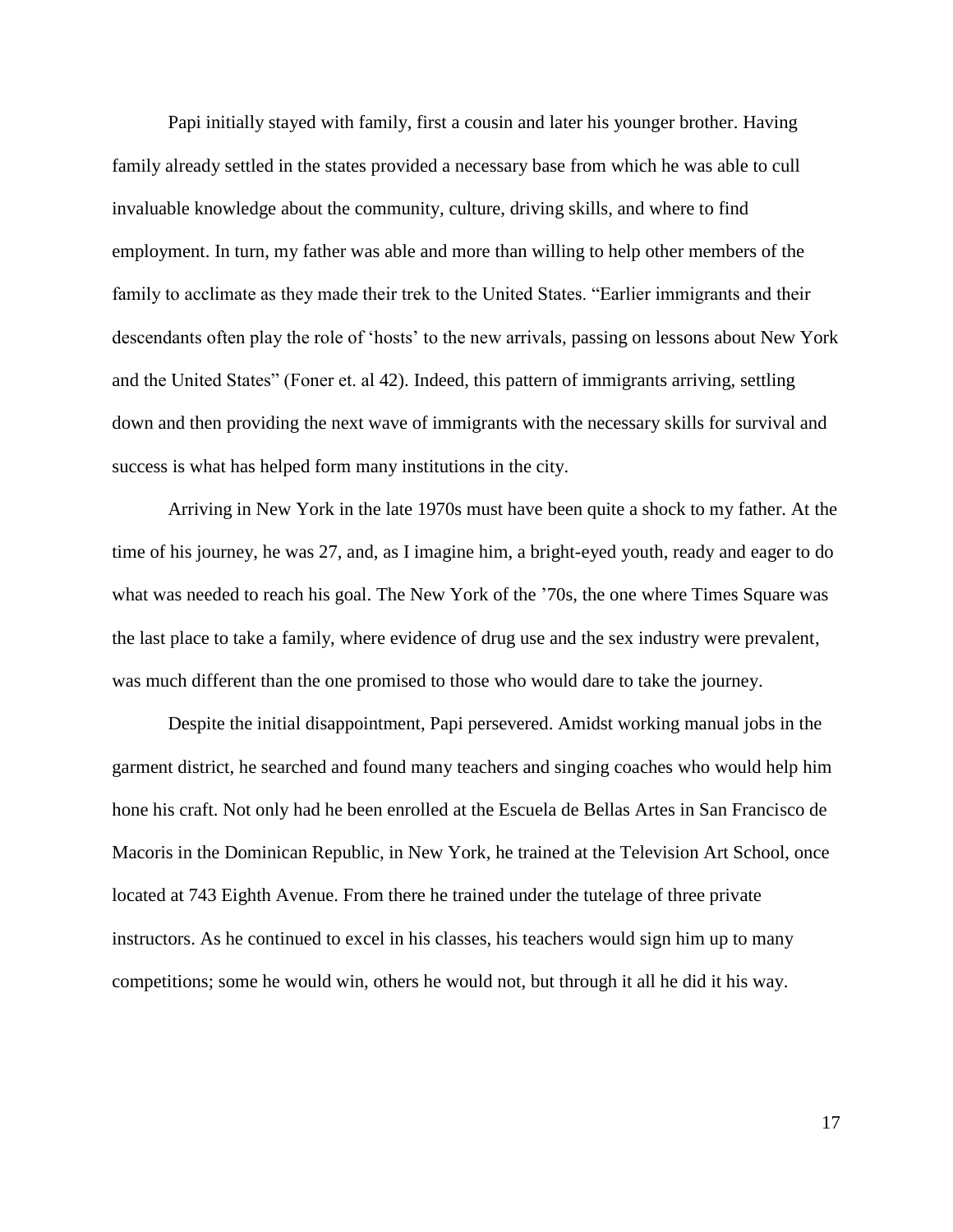Papi initially stayed with family, first a cousin and later his younger brother. Having family already settled in the states provided a necessary base from which he was able to cull invaluable knowledge about the community, culture, driving skills, and where to find employment. In turn, my father was able and more than willing to help other members of the family to acclimate as they made their trek to the United States. "Earlier immigrants and their descendants often play the role of 'hosts' to the new arrivals, passing on lessons about New York and the United States" (Foner et. al 42). Indeed, this pattern of immigrants arriving, settling down and then providing the next wave of immigrants with the necessary skills for survival and success is what has helped form many institutions in the city.

Arriving in New York in the late 1970s must have been quite a shock to my father. At the time of his journey, he was 27, and, as I imagine him, a bright-eyed youth, ready and eager to do what was needed to reach his goal. The New York of the '70s, the one where Times Square was the last place to take a family, where evidence of drug use and the sex industry were prevalent, was much different than the one promised to those who would dare to take the journey.

Despite the initial disappointment, Papi persevered. Amidst working manual jobs in the garment district, he searched and found many teachers and singing coaches who would help him hone his craft. Not only had he been enrolled at the Escuela de Bellas Artes in San Francisco de Macoris in the Dominican Republic, in New York, he trained at the Television Art School, once located at 743 Eighth Avenue. From there he trained under the tutelage of three private instructors. As he continued to excel in his classes, his teachers would sign him up to many competitions; some he would win, others he would not, but through it all he did it his way.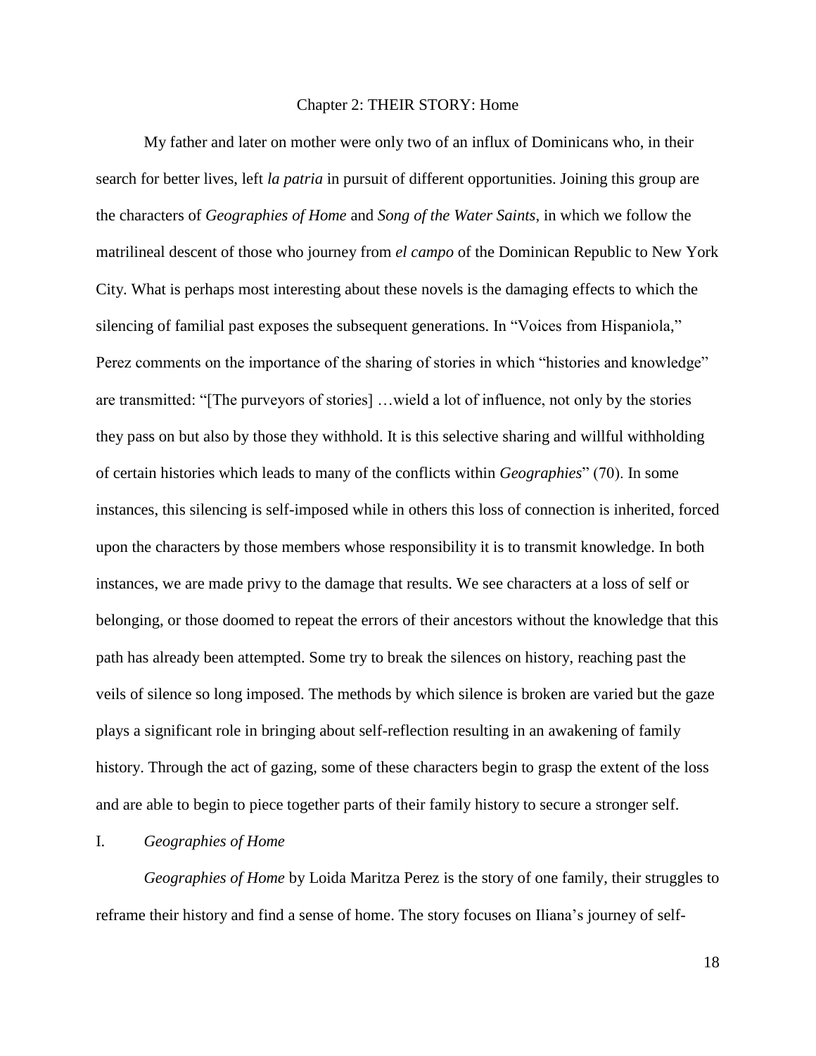## Chapter 2: THEIR STORY: Home

My father and later on mother were only two of an influx of Dominicans who, in their search for better lives, left *la patria* in pursuit of different opportunities. Joining this group are the characters of *Geographies of Home* and *Song of the Water Saints*, in which we follow the matrilineal descent of those who journey from *el campo* of the Dominican Republic to New York City. What is perhaps most interesting about these novels is the damaging effects to which the silencing of familial past exposes the subsequent generations. In "Voices from Hispaniola," Perez comments on the importance of the sharing of stories in which "histories and knowledge" are transmitted: "[The purveyors of stories] …wield a lot of influence, not only by the stories they pass on but also by those they withhold. It is this selective sharing and willful withholding of certain histories which leads to many of the conflicts within *Geographies*" (70). In some instances, this silencing is self-imposed while in others this loss of connection is inherited, forced upon the characters by those members whose responsibility it is to transmit knowledge. In both instances, we are made privy to the damage that results. We see characters at a loss of self or belonging, or those doomed to repeat the errors of their ancestors without the knowledge that this path has already been attempted. Some try to break the silences on history, reaching past the veils of silence so long imposed. The methods by which silence is broken are varied but the gaze plays a significant role in bringing about self-reflection resulting in an awakening of family history. Through the act of gazing, some of these characters begin to grasp the extent of the loss and are able to begin to piece together parts of their family history to secure a stronger self.

### I. *Geographies of Home*

*Geographies of Home* by Loida Maritza Perez is the story of one family, their struggles to reframe their history and find a sense of home. The story focuses on Iliana's journey of self-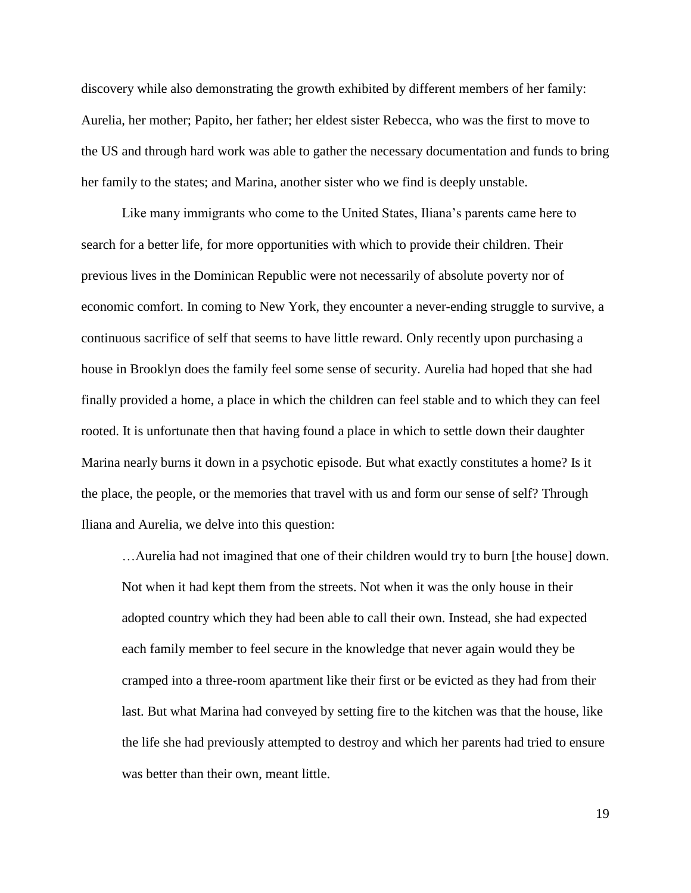discovery while also demonstrating the growth exhibited by different members of her family: Aurelia, her mother; Papito, her father; her eldest sister Rebecca, who was the first to move to the US and through hard work was able to gather the necessary documentation and funds to bring her family to the states; and Marina, another sister who we find is deeply unstable.

Like many immigrants who come to the United States, Iliana's parents came here to search for a better life, for more opportunities with which to provide their children. Their previous lives in the Dominican Republic were not necessarily of absolute poverty nor of economic comfort. In coming to New York, they encounter a never-ending struggle to survive, a continuous sacrifice of self that seems to have little reward. Only recently upon purchasing a house in Brooklyn does the family feel some sense of security. Aurelia had hoped that she had finally provided a home, a place in which the children can feel stable and to which they can feel rooted. It is unfortunate then that having found a place in which to settle down their daughter Marina nearly burns it down in a psychotic episode. But what exactly constitutes a home? Is it the place, the people, or the memories that travel with us and form our sense of self? Through Iliana and Aurelia, we delve into this question:

> …Aurelia had not imagined that one of their children would try to burn [the house] down. Not when it had kept them from the streets. Not when it was the only house in their adopted country which they had been able to call their own. Instead, she had expected each family member to feel secure in the knowledge that never again would they be cramped into a three-room apartment like their first or be evicted as they had from their last. But what Marina had conveyed by setting fire to the kitchen was that the house, like the life she had previously attempted to destroy and which her parents had tried to ensure was better than their own, meant little.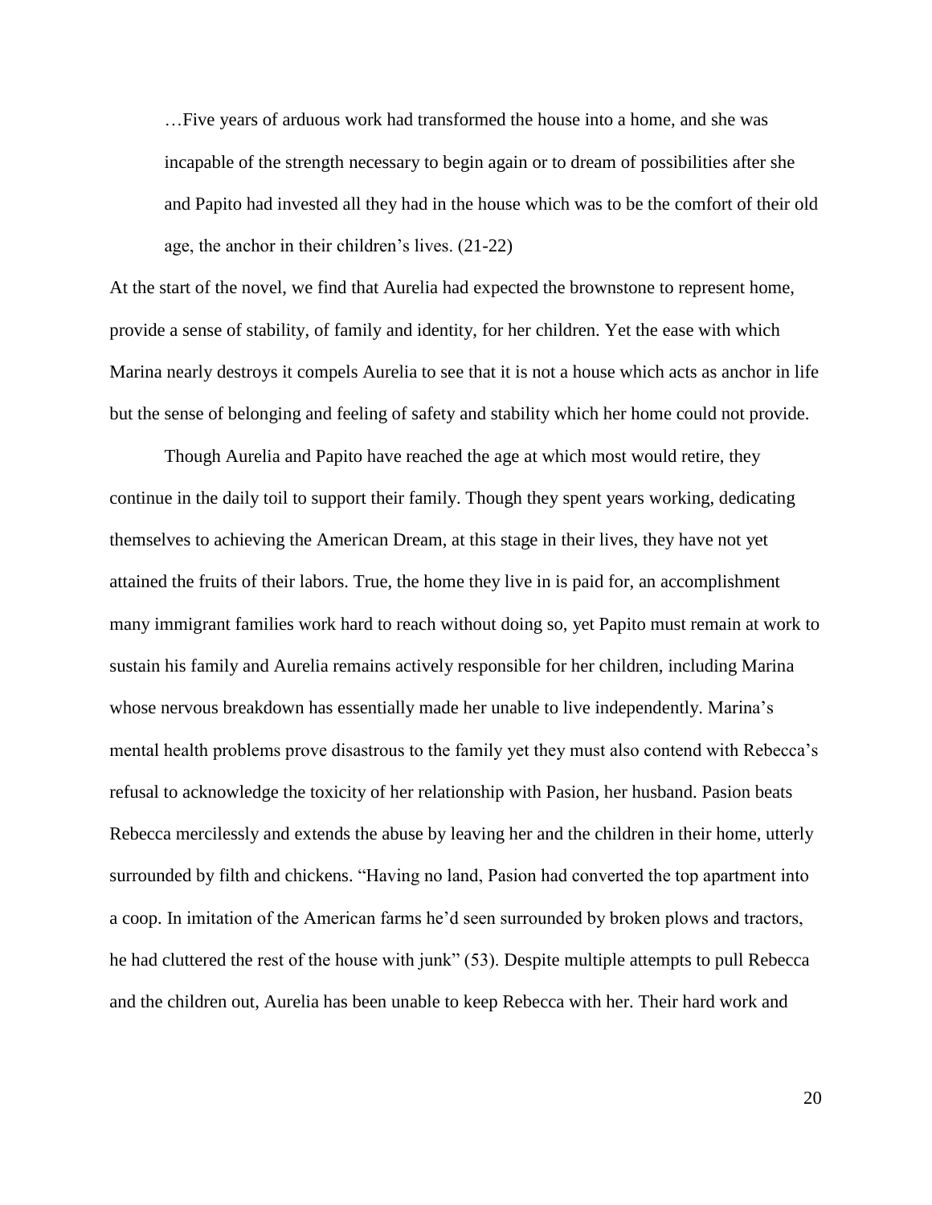> …Five years of arduous work had transformed the house into a home, and she was incapable of the strength necessary to begin again or to dream of possibilities after she and Papito had invested all they had in the house which was to be the comfort of their old age, the anchor in their children's lives. (21-22)

At the start of the novel, we find that Aurelia had expected the brownstone to represent home, provide a sense of stability, of family and identity, for her children. Yet the ease with which Marina nearly destroys it compels Aurelia to see that it is not a house which acts as anchor in life but the sense of belonging and feeling of safety and stability which her home could not provide.

Though Aurelia and Papito have reached the age at which most would retire, they continue in the daily toil to support their family. Though they spent years working, dedicating themselves to achieving the American Dream, at this stage in their lives, they have not yet attained the fruits of their labors. True, the home they live in is paid for, an accomplishment many immigrant families work hard to reach without doing so, yet Papito must remain at work to sustain his family and Aurelia remains actively responsible for her children, including Marina whose nervous breakdown has essentially made her unable to live independently. Marina's mental health problems prove disastrous to the family yet they must also contend with Rebecca's refusal to acknowledge the toxicity of her relationship with Pasion, her husband. Pasion beats Rebecca mercilessly and extends the abuse by leaving her and the children in their home, utterly surrounded by filth and chickens. "Having no land, Pasion had converted the top apartment into a coop. In imitation of the American farms he'd seen surrounded by broken plows and tractors, he had cluttered the rest of the house with junk" (53). Despite multiple attempts to pull Rebecca and the children out, Aurelia has been unable to keep Rebecca with her. Their hard work and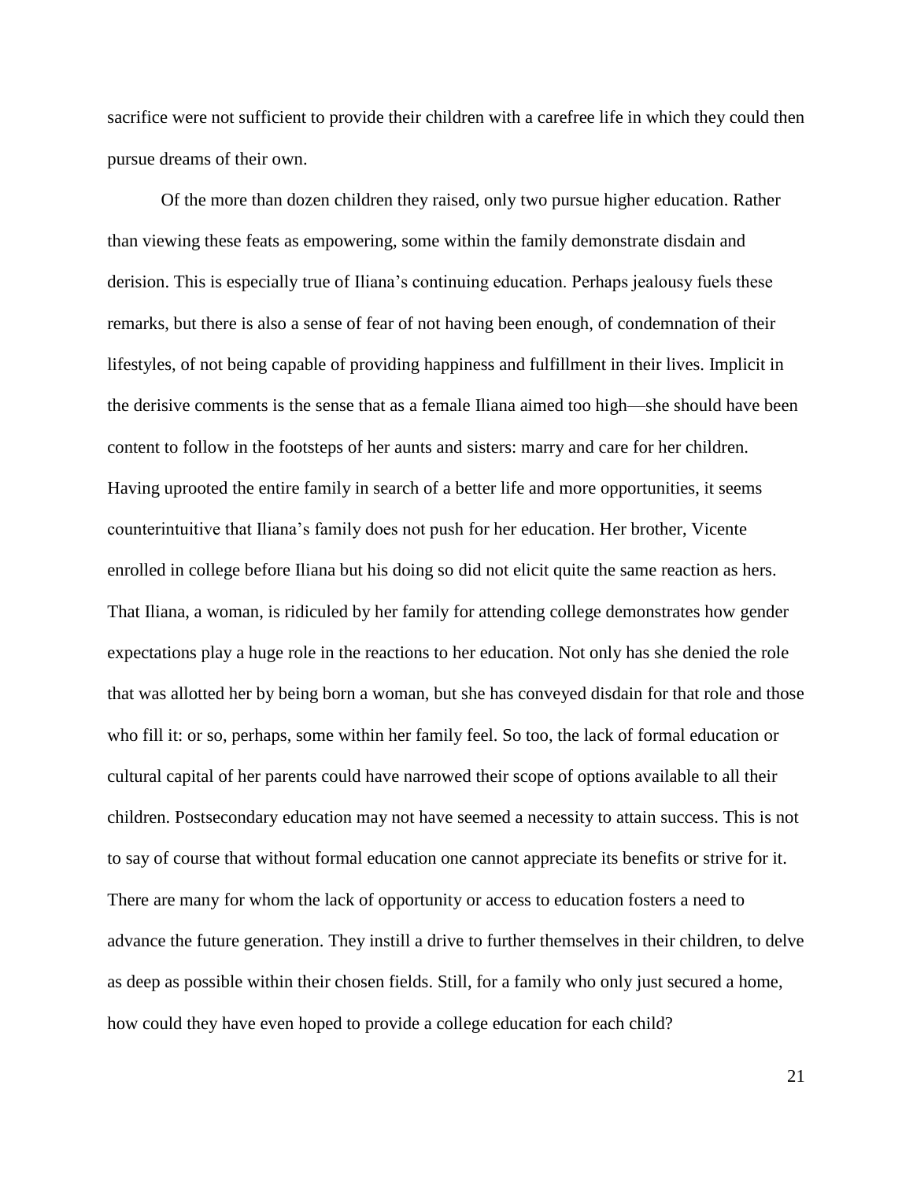sacrifice were not sufficient to provide their children with a carefree life in which they could then pursue dreams of their own.

Of the more than dozen children they raised, only two pursue higher education. Rather than viewing these feats as empowering, some within the family demonstrate disdain and derision. This is especially true of Iliana's continuing education. Perhaps jealousy fuels these remarks, but there is also a sense of fear of not having been enough, of condemnation of their lifestyles, of not being capable of providing happiness and fulfillment in their lives. Implicit in the derisive comments is the sense that as a female Iliana aimed too high—she should have been content to follow in the footsteps of her aunts and sisters: marry and care for her children. Having uprooted the entire family in search of a better life and more opportunities, it seems counterintuitive that Iliana's family does not push for her education. Her brother, Vicente enrolled in college before Iliana but his doing so did not elicit quite the same reaction as hers. That Iliana, a woman, is ridiculed by her family for attending college demonstrates how gender expectations play a huge role in the reactions to her education. Not only has she denied the role that was allotted her by being born a woman, but she has conveyed disdain for that role and those who fill it: or so, perhaps, some within her family feel. So too, the lack of formal education or cultural capital of her parents could have narrowed their scope of options available to all their children. Postsecondary education may not have seemed a necessity to attain success. This is not to say of course that without formal education one cannot appreciate its benefits or strive for it. There are many for whom the lack of opportunity or access to education fosters a need to advance the future generation. They instill a drive to further themselves in their children, to delve as deep as possible within their chosen fields. Still, for a family who only just secured a home, how could they have even hoped to provide a college education for each child?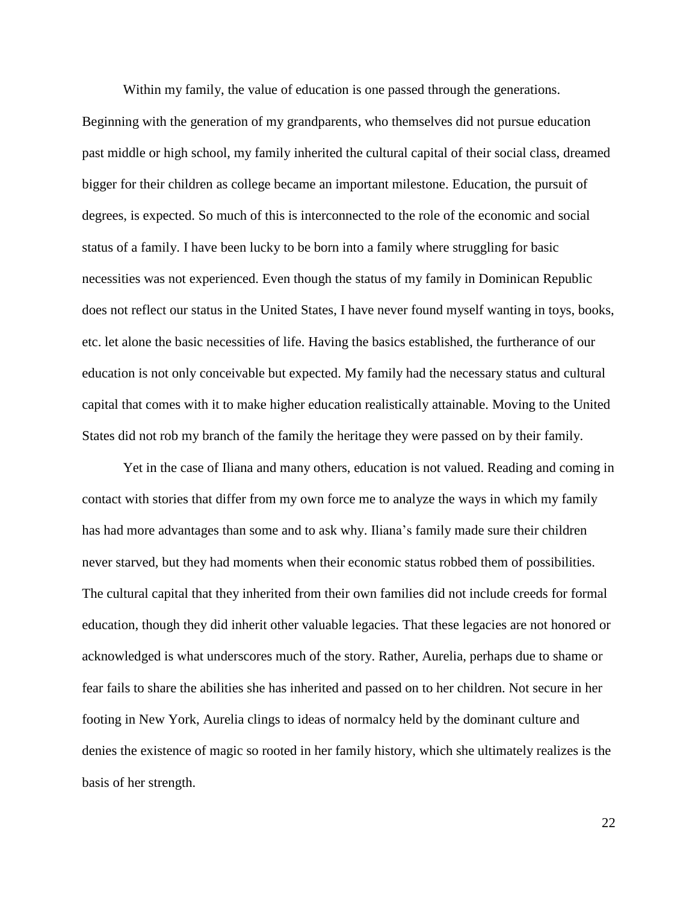Within my family, the value of education is one passed through the generations. Beginning with the generation of my grandparents, who themselves did not pursue education past middle or high school, my family inherited the cultural capital of their social class, dreamed bigger for their children as college became an important milestone. Education, the pursuit of degrees, is expected. So much of this is interconnected to the role of the economic and social status of a family. I have been lucky to be born into a family where struggling for basic necessities was not experienced. Even though the status of my family in Dominican Republic does not reflect our status in the United States, I have never found myself wanting in toys, books, etc. let alone the basic necessities of life. Having the basics established, the furtherance of our education is not only conceivable but expected. My family had the necessary status and cultural capital that comes with it to make higher education realistically attainable. Moving to the United States did not rob my branch of the family the heritage they were passed on by their family.

Yet in the case of Iliana and many others, education is not valued. Reading and coming in contact with stories that differ from my own force me to analyze the ways in which my family has had more advantages than some and to ask why. Iliana's family made sure their children never starved, but they had moments when their economic status robbed them of possibilities. The cultural capital that they inherited from their own families did not include creeds for formal education, though they did inherit other valuable legacies. That these legacies are not honored or acknowledged is what underscores much of the story. Rather, Aurelia, perhaps due to shame or fear fails to share the abilities she has inherited and passed on to her children. Not secure in her footing in New York, Aurelia clings to ideas of normalcy held by the dominant culture and denies the existence of magic so rooted in her family history, which she ultimately realizes is the basis of her strength.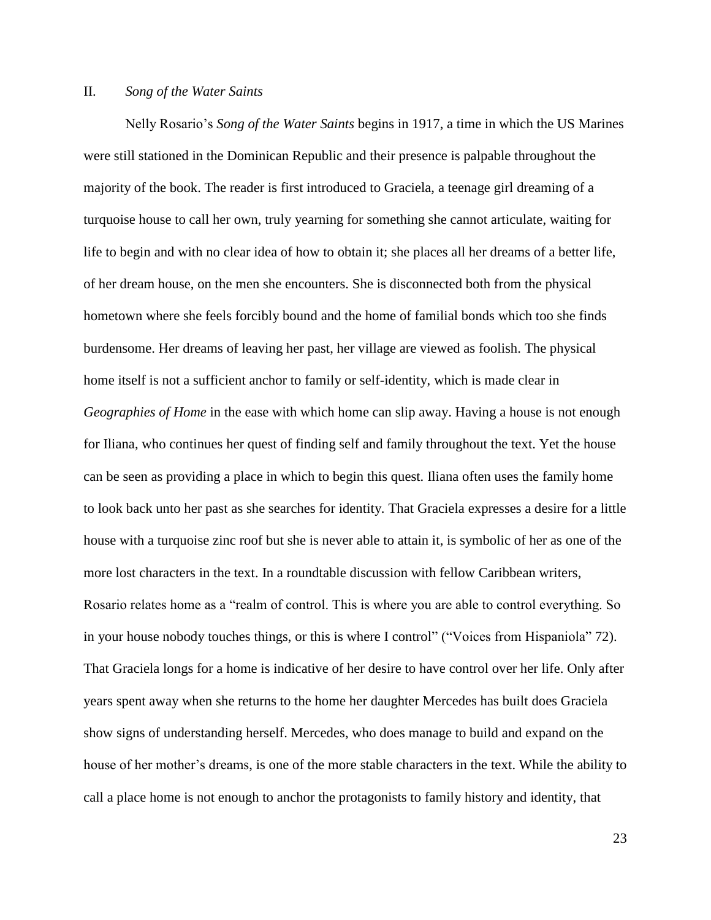## II. *Song of the Water Saints*

Nelly Rosario's *Song of the Water Saints* begins in 1917, a time in which the US Marines were still stationed in the Dominican Republic and their presence is palpable throughout the majority of the book. The reader is first introduced to Graciela, a teenage girl dreaming of a turquoise house to call her own, truly yearning for something she cannot articulate, waiting for life to begin and with no clear idea of how to obtain it; she places all her dreams of a better life, of her dream house, on the men she encounters. She is disconnected both from the physical hometown where she feels forcibly bound and the home of familial bonds which too she finds burdensome. Her dreams of leaving her past, her village are viewed as foolish. The physical home itself is not a sufficient anchor to family or self-identity, which is made clear in *Geographies of Home* in the ease with which home can slip away. Having a house is not enough for Iliana, who continues her quest of finding self and family throughout the text. Yet the house can be seen as providing a place in which to begin this quest. Iliana often uses the family home to look back unto her past as she searches for identity. That Graciela expresses a desire for a little house with a turquoise zinc roof but she is never able to attain it, is symbolic of her as one of the more lost characters in the text. In a roundtable discussion with fellow Caribbean writers, Rosario relates home as a "realm of control. This is where you are able to control everything. So in your house nobody touches things, or this is where I control" ("Voices from Hispaniola" 72). That Graciela longs for a home is indicative of her desire to have control over her life. Only after years spent away when she returns to the home her daughter Mercedes has built does Graciela show signs of understanding herself. Mercedes, who does manage to build and expand on the house of her mother's dreams, is one of the more stable characters in the text. While the ability to call a place home is not enough to anchor the protagonists to family history and identity, that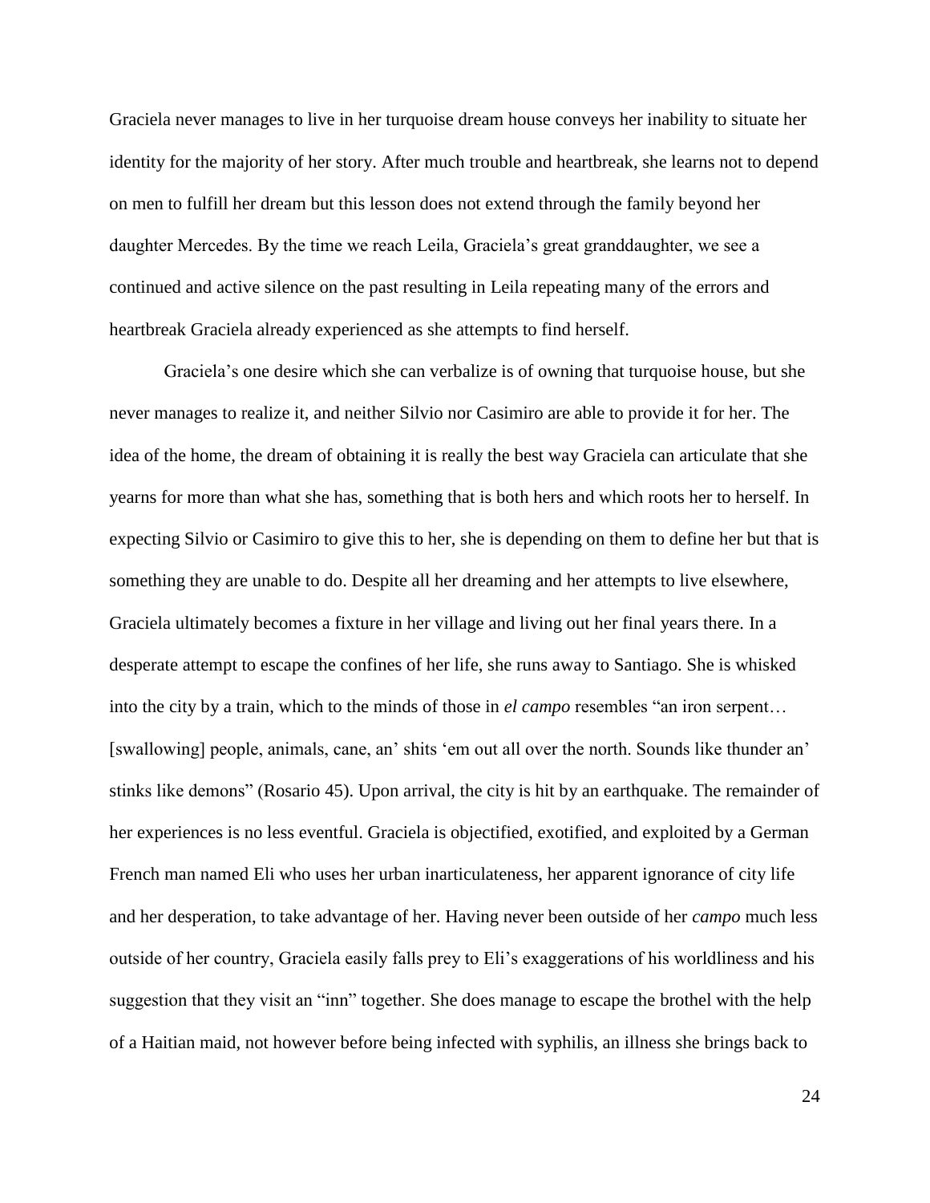Graciela never manages to live in her turquoise dream house conveys her inability to situate her identity for the majority of her story. After much trouble and heartbreak, she learns not to depend on men to fulfill her dream but this lesson does not extend through the family beyond her daughter Mercedes. By the time we reach Leila, Graciela's great granddaughter, we see a continued and active silence on the past resulting in Leila repeating many of the errors and heartbreak Graciela already experienced as she attempts to find herself.

Graciela's one desire which she can verbalize is of owning that turquoise house, but she never manages to realize it, and neither Silvio nor Casimiro are able to provide it for her. The idea of the home, the dream of obtaining it is really the best way Graciela can articulate that she yearns for more than what she has, something that is both hers and which roots her to herself. In expecting Silvio or Casimiro to give this to her, she is depending on them to define her but that is something they are unable to do. Despite all her dreaming and her attempts to live elsewhere, Graciela ultimately becomes a fixture in her village and living out her final years there. In a desperate attempt to escape the confines of her life, she runs away to Santiago. She is whisked into the city by a train, which to the minds of those in *el campo* resembles "an iron serpent… [swallowing] people, animals, cane, an' shits 'em out all over the north. Sounds like thunder an' stinks like demons" (Rosario 45). Upon arrival, the city is hit by an earthquake. The remainder of her experiences is no less eventful. Graciela is objectified, exotified, and exploited by a German French man named Eli who uses her urban inarticulateness, her apparent ignorance of city life and her desperation, to take advantage of her. Having never been outside of her *campo* much less outside of her country, Graciela easily falls prey to Eli's exaggerations of his worldliness and his suggestion that they visit an "inn" together. She does manage to escape the brothel with the help of a Haitian maid, not however before being infected with syphilis, an illness she brings back to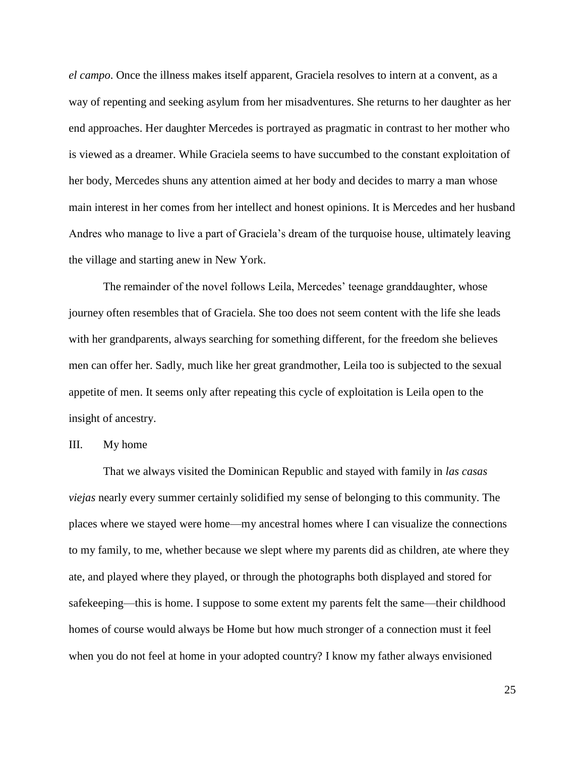*el campo*. Once the illness makes itself apparent, Graciela resolves to intern at a convent, as a way of repenting and seeking asylum from her misadventures. She returns to her daughter as her end approaches. Her daughter Mercedes is portrayed as pragmatic in contrast to her mother who is viewed as a dreamer. While Graciela seems to have succumbed to the constant exploitation of her body, Mercedes shuns any attention aimed at her body and decides to marry a man whose main interest in her comes from her intellect and honest opinions. It is Mercedes and her husband Andres who manage to live a part of Graciela's dream of the turquoise house, ultimately leaving the village and starting anew in New York.

The remainder of the novel follows Leila, Mercedes' teenage granddaughter, whose journey often resembles that of Graciela. She too does not seem content with the life she leads with her grandparents, always searching for something different, for the freedom she believes men can offer her. Sadly, much like her great grandmother, Leila too is subjected to the sexual appetite of men. It seems only after repeating this cycle of exploitation is Leila open to the insight of ancestry.

## III. My home

That we always visited the Dominican Republic and stayed with family in *las casas viejas* nearly every summer certainly solidified my sense of belonging to this community. The places where we stayed were home—my ancestral homes where I can visualize the connections to my family, to me, whether because we slept where my parents did as children, ate where they ate, and played where they played, or through the photographs both displayed and stored for safekeeping—this is home. I suppose to some extent my parents felt the same—their childhood homes of course would always be Home but how much stronger of a connection must it feel when you do not feel at home in your adopted country? I know my father always envisioned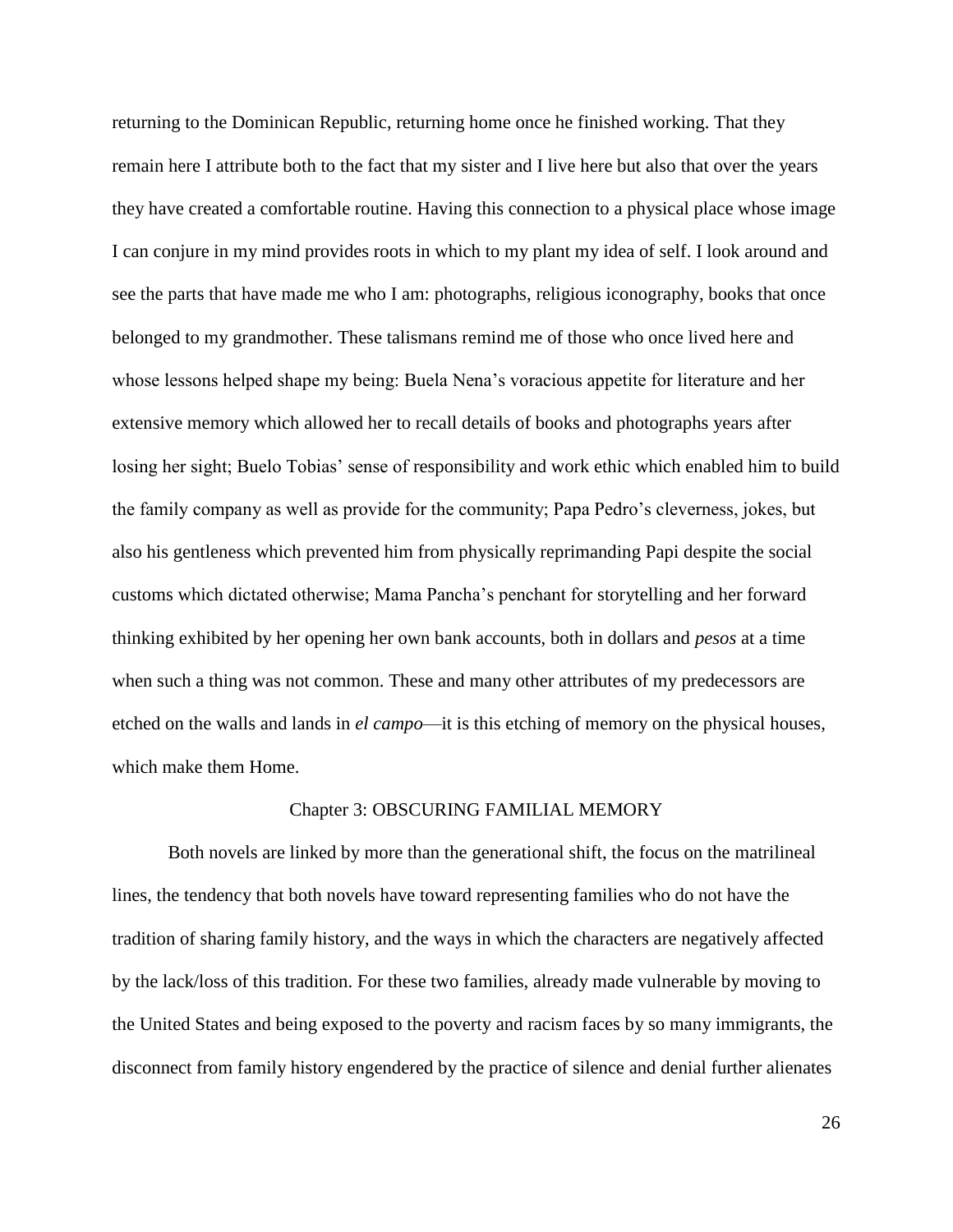returning to the Dominican Republic, returning home once he finished working. That they remain here I attribute both to the fact that my sister and I live here but also that over the years they have created a comfortable routine. Having this connection to a physical place whose image I can conjure in my mind provides roots in which to my plant my idea of self. I look around and see the parts that have made me who I am: photographs, religious iconography, books that once belonged to my grandmother. These talismans remind me of those who once lived here and whose lessons helped shape my being: Buela Nena's voracious appetite for literature and her extensive memory which allowed her to recall details of books and photographs years after losing her sight; Buelo Tobias' sense of responsibility and work ethic which enabled him to build the family company as well as provide for the community; Papa Pedro's cleverness, jokes, but also his gentleness which prevented him from physically reprimanding Papi despite the social customs which dictated otherwise; Mama Pancha's penchant for storytelling and her forward thinking exhibited by her opening her own bank accounts, both in dollars and *pesos* at a time when such a thing was not common. These and many other attributes of my predecessors are etched on the walls and lands in *el campo*—it is this etching of memory on the physical houses, which make them Home.

## Chapter 3: OBSCURING FAMILIAL MEMORY

Both novels are linked by more than the generational shift, the focus on the matrilineal lines, the tendency that both novels have toward representing families who do not have the tradition of sharing family history, and the ways in which the characters are negatively affected by the lack/loss of this tradition. For these two families, already made vulnerable by moving to the United States and being exposed to the poverty and racism faces by so many immigrants, the disconnect from family history engendered by the practice of silence and denial further alienates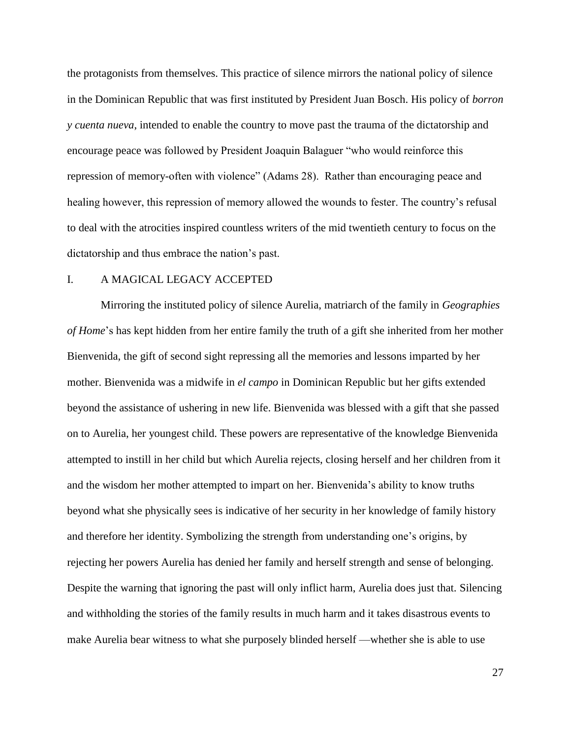the protagonists from themselves. This practice of silence mirrors the national policy of silence in the Dominican Republic that was first instituted by President Juan Bosch. His policy of *borron y cuenta nueva*, intended to enable the country to move past the trauma of the dictatorship and encourage peace was followed by President Joaquin Balaguer "who would reinforce this repression of memory-often with violence" (Adams 28). Rather than encouraging peace and healing however, this repression of memory allowed the wounds to fester. The country's refusal to deal with the atrocities inspired countless writers of the mid twentieth century to focus on the dictatorship and thus embrace the nation's past.

## I. A MAGICAL LEGACY ACCEPTED

Mirroring the instituted policy of silence Aurelia, matriarch of the family in *Geographies of Home*'s has kept hidden from her entire family the truth of a gift she inherited from her mother Bienvenida, the gift of second sight repressing all the memories and lessons imparted by her mother. Bienvenida was a midwife in *el campo* in Dominican Republic but her gifts extended beyond the assistance of ushering in new life. Bienvenida was blessed with a gift that she passed on to Aurelia, her youngest child. These powers are representative of the knowledge Bienvenida attempted to instill in her child but which Aurelia rejects, closing herself and her children from it and the wisdom her mother attempted to impart on her. Bienvenida's ability to know truths beyond what she physically sees is indicative of her security in her knowledge of family history and therefore her identity. Symbolizing the strength from understanding one's origins, by rejecting her powers Aurelia has denied her family and herself strength and sense of belonging. Despite the warning that ignoring the past will only inflict harm, Aurelia does just that. Silencing and withholding the stories of the family results in much harm and it takes disastrous events to make Aurelia bear witness to what she purposely blinded herself —whether she is able to use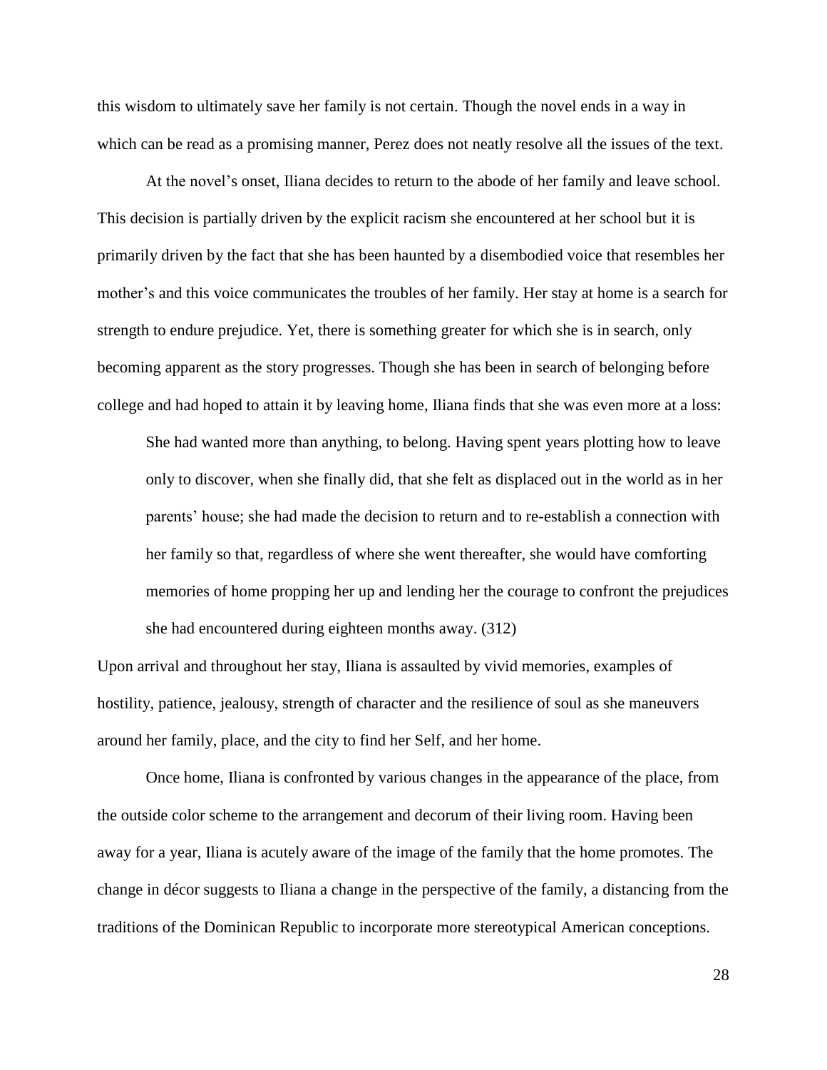this wisdom to ultimately save her family is not certain. Though the novel ends in a way in which can be read as a promising manner, Perez does not neatly resolve all the issues of the text.

At the novel's onset, Iliana decides to return to the abode of her family and leave school. This decision is partially driven by the explicit racism she encountered at her school but it is primarily driven by the fact that she has been haunted by a disembodied voice that resembles her mother's and this voice communicates the troubles of her family. Her stay at home is a search for strength to endure prejudice. Yet, there is something greater for which she is in search, only becoming apparent as the story progresses. Though she has been in search of belonging before college and had hoped to attain it by leaving home, Iliana finds that she was even more at a loss:

> She had wanted more than anything, to belong. Having spent years plotting how to leave only to discover, when she finally did, that she felt as displaced out in the world as in her parents' house; she had made the decision to return and to re-establish a connection with her family so that, regardless of where she went thereafter, she would have comforting memories of home propping her up and lending her the courage to confront the prejudices she had encountered during eighteen months away. (312)

Upon arrival and throughout her stay, Iliana is assaulted by vivid memories, examples of hostility, patience, jealousy, strength of character and the resilience of soul as she maneuvers around her family, place, and the city to find her Self, and her home.

Once home, Iliana is confronted by various changes in the appearance of the place, from the outside color scheme to the arrangement and decorum of their living room. Having been away for a year, Iliana is acutely aware of the image of the family that the home promotes. The change in décor suggests to Iliana a change in the perspective of the family, a distancing from the traditions of the Dominican Republic to incorporate more stereotypical American conceptions.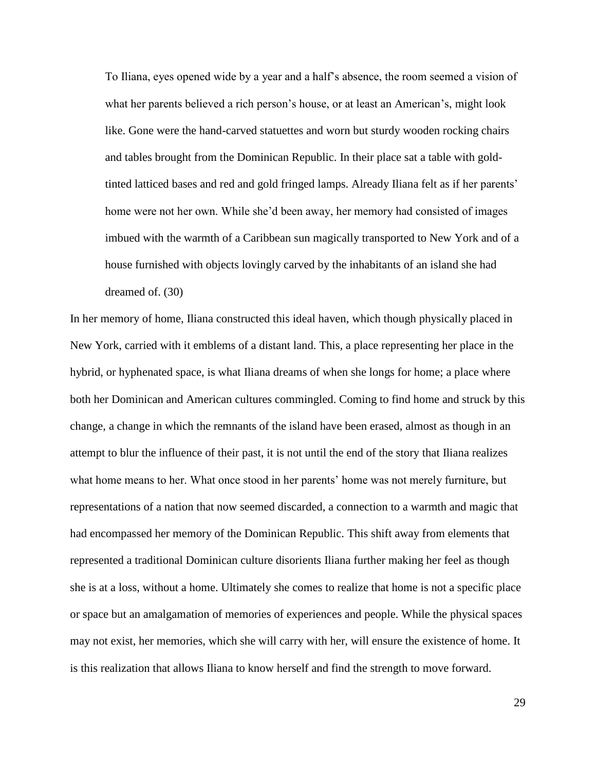> To Iliana, eyes opened wide by a year and a half's absence, the room seemed a vision of what her parents believed a rich person's house, or at least an American's, might look like. Gone were the hand-carved statuettes and worn but sturdy wooden rocking chairs and tables brought from the Dominican Republic. In their place sat a table with gold-tinted latticed bases and red and gold fringed lamps. Already Iliana felt as if her parents' home were not her own. While she'd been away, her memory had consisted of images imbued with the warmth of a Caribbean sun magically transported to New York and of a house furnished with objects lovingly carved by the inhabitants of an island she had dreamed of. (30)

In her memory of home, Iliana constructed this ideal haven, which though physically placed in New York, carried with it emblems of a distant land. This, a place representing her place in the hybrid, or hyphenated space, is what Iliana dreams of when she longs for home; a place where both her Dominican and American cultures commingled. Coming to find home and struck by this change, a change in which the remnants of the island have been erased, almost as though in an attempt to blur the influence of their past, it is not until the end of the story that Iliana realizes what home means to her. What once stood in her parents' home was not merely furniture, but representations of a nation that now seemed discarded, a connection to a warmth and magic that had encompassed her memory of the Dominican Republic. This shift away from elements that represented a traditional Dominican culture disorients Iliana further making her feel as though she is at a loss, without a home. Ultimately she comes to realize that home is not a specific place or space but an amalgamation of memories of experiences and people. While the physical spaces may not exist, her memories, which she will carry with her, will ensure the existence of home. It is this realization that allows Iliana to know herself and find the strength to move forward.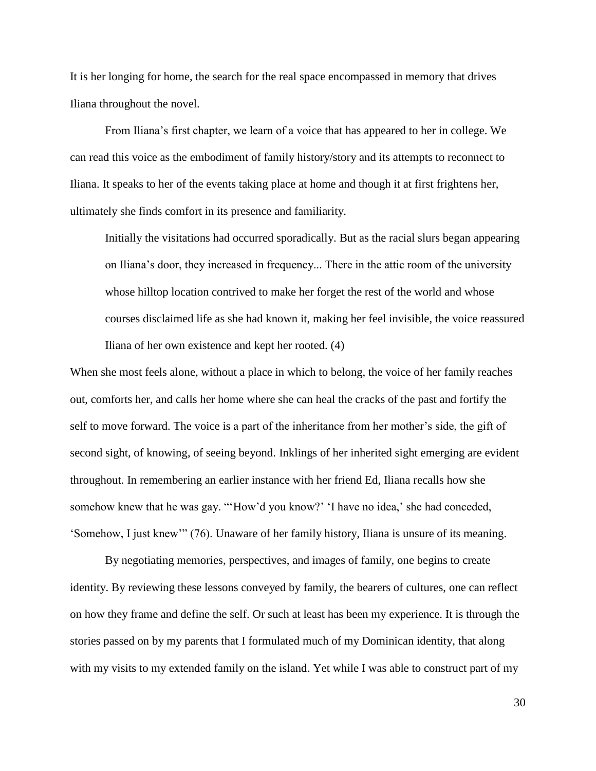It is her longing for home, the search for the real space encompassed in memory that drives Iliana throughout the novel.

From Iliana's first chapter, we learn of a voice that has appeared to her in college. We can read this voice as the embodiment of family history/story and its attempts to reconnect to Iliana. It speaks to her of the events taking place at home and though it at first frightens her, ultimately she finds comfort in its presence and familiarity.

> Initially the visitations had occurred sporadically. But as the racial slurs began appearing on Iliana's door, they increased in frequency... There in the attic room of the university whose hilltop location contrived to make her forget the rest of the world and whose courses disclaimed life as she had known it, making her feel invisible, the voice reassured Iliana of her own existence and kept her rooted. (4)

When she most feels alone, without a place in which to belong, the voice of her family reaches out, comforts her, and calls her home where she can heal the cracks of the past and fortify the self to move forward. The voice is a part of the inheritance from her mother's side, the gift of second sight, of knowing, of seeing beyond. Inklings of her inherited sight emerging are evident throughout. In remembering an earlier instance with her friend Ed, Iliana recalls how she somehow knew that he was gay. "'How'd you know?' 'I have no idea,' she had conceded, 'Somehow, I just knew'" (76). Unaware of her family history, Iliana is unsure of its meaning.

By negotiating memories, perspectives, and images of family, one begins to create identity. By reviewing these lessons conveyed by family, the bearers of cultures, one can reflect on how they frame and define the self. Or such at least has been my experience. It is through the stories passed on by my parents that I formulated much of my Dominican identity, that along with my visits to my extended family on the island. Yet while I was able to construct part of my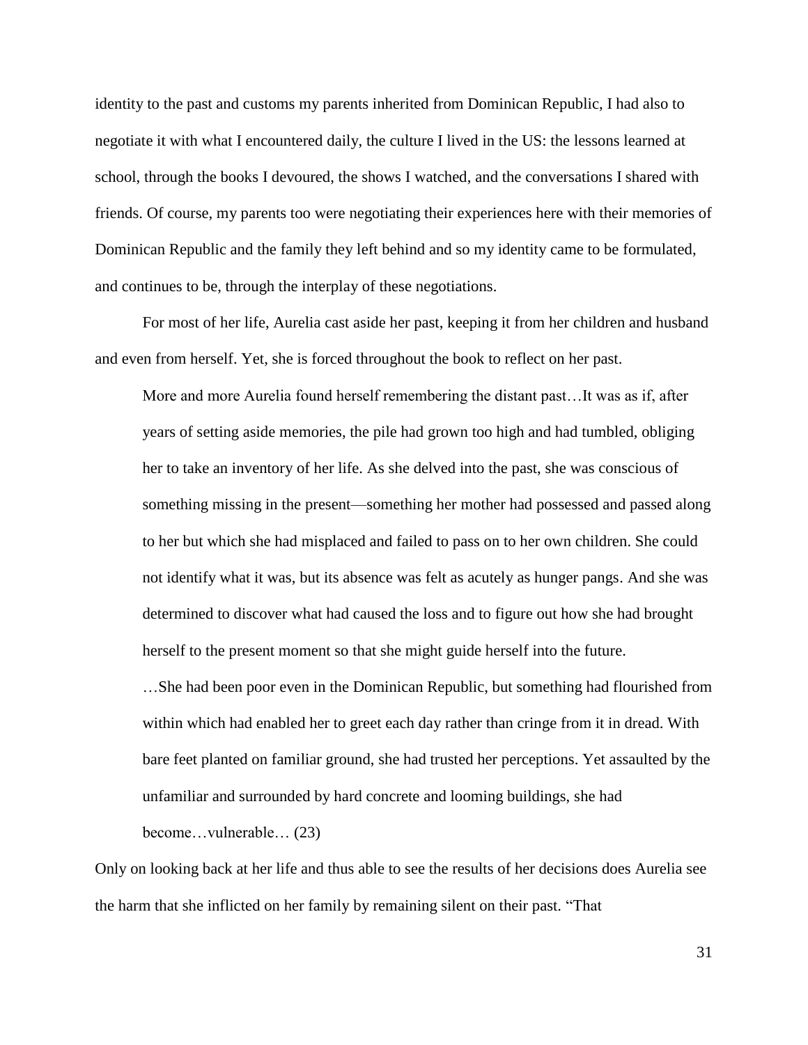identity to the past and customs my parents inherited from Dominican Republic, I had also to negotiate it with what I encountered daily, the culture I lived in the US: the lessons learned at school, through the books I devoured, the shows I watched, and the conversations I shared with friends. Of course, my parents too were negotiating their experiences here with their memories of Dominican Republic and the family they left behind and so my identity came to be formulated, and continues to be, through the interplay of these negotiations.

For most of her life, Aurelia cast aside her past, keeping it from her children and husband and even from herself. Yet, she is forced throughout the book to reflect on her past.

> More and more Aurelia found herself remembering the distant past…It was as if, after years of setting aside memories, the pile had grown too high and had tumbled, obliging her to take an inventory of her life. As she delved into the past, she was conscious of something missing in the present—something her mother had possessed and passed along to her but which she had misplaced and failed to pass on to her own children. She could not identify what it was, but its absence was felt as acutely as hunger pangs. And she was determined to discover what had caused the loss and to figure out how she had brought herself to the present moment so that she might guide herself into the future.
>
> …She had been poor even in the Dominican Republic, but something had flourished from within which had enabled her to greet each day rather than cringe from it in dread. With bare feet planted on familiar ground, she had trusted her perceptions. Yet assaulted by the unfamiliar and surrounded by hard concrete and looming buildings, she had become…vulnerable… (23)

Only on looking back at her life and thus able to see the results of her decisions does Aurelia see the harm that she inflicted on her family by remaining silent on their past. "That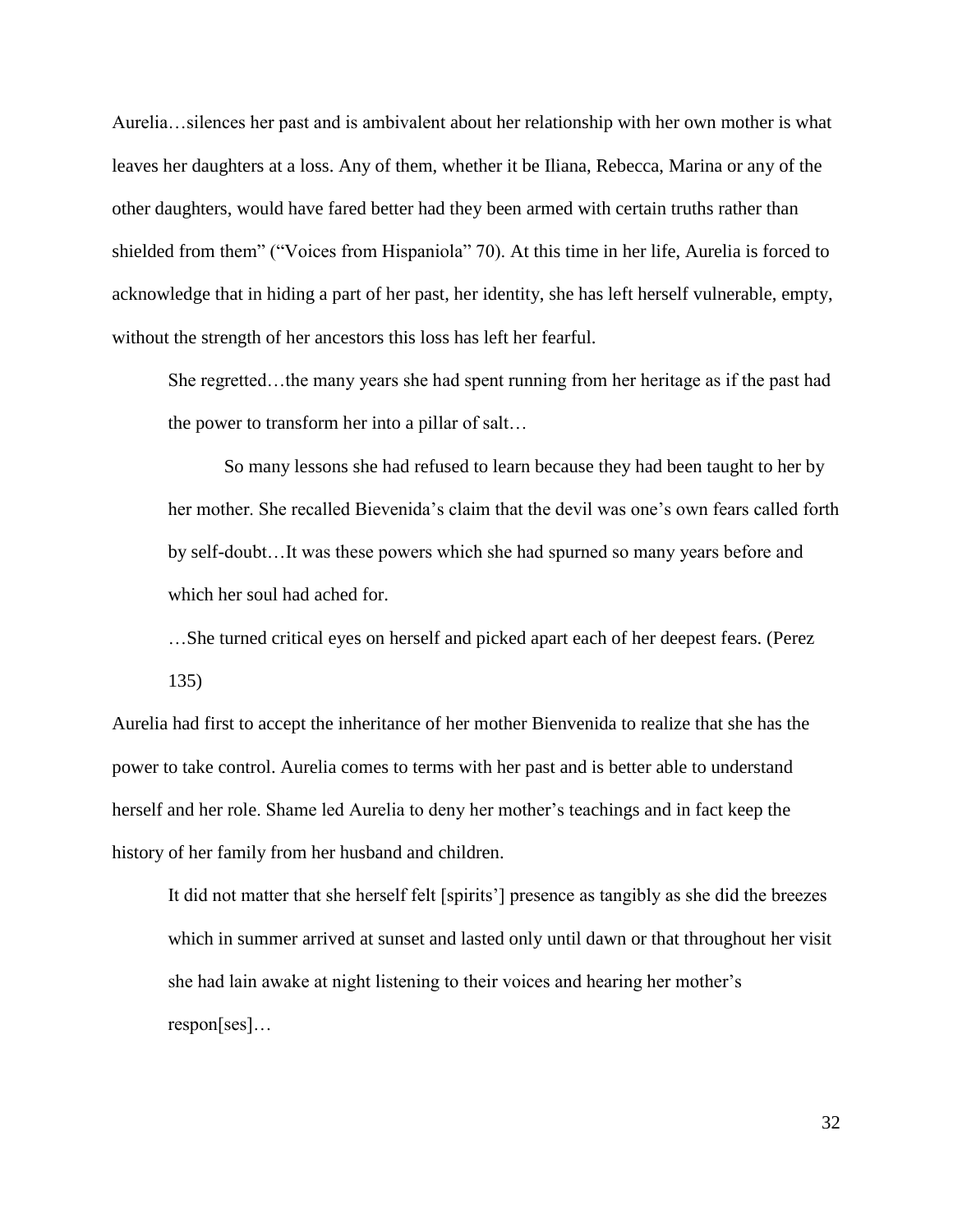Aurelia…silences her past and is ambivalent about her relationship with her own mother is what leaves her daughters at a loss. Any of them, whether it be Iliana, Rebecca, Marina or any of the other daughters, would have fared better had they been armed with certain truths rather than shielded from them" ("Voices from Hispaniola" 70). At this time in her life, Aurelia is forced to acknowledge that in hiding a part of her past, her identity, she has left herself vulnerable, empty, without the strength of her ancestors this loss has left her fearful.

> She regretted…the many years she had spent running from her heritage as if the past had the power to transform her into a pillar of salt…
>
> So many lessons she had refused to learn because they had been taught to her by her mother. She recalled Bievenida's claim that the devil was one's own fears called forth by self-doubt…It was these powers which she had spurned so many years before and which her soul had ached for.
>
> …She turned critical eyes on herself and picked apart each of her deepest fears. (Perez 135)

Aurelia had first to accept the inheritance of her mother Bienvenida to realize that she has the power to take control. Aurelia comes to terms with her past and is better able to understand herself and her role. Shame led Aurelia to deny her mother's teachings and in fact keep the history of her family from her husband and children.

> It did not matter that she herself felt [spirits'] presence as tangibly as she did the breezes which in summer arrived at sunset and lasted only until dawn or that throughout her visit she had lain awake at night listening to their voices and hearing her mother's respon[ses]…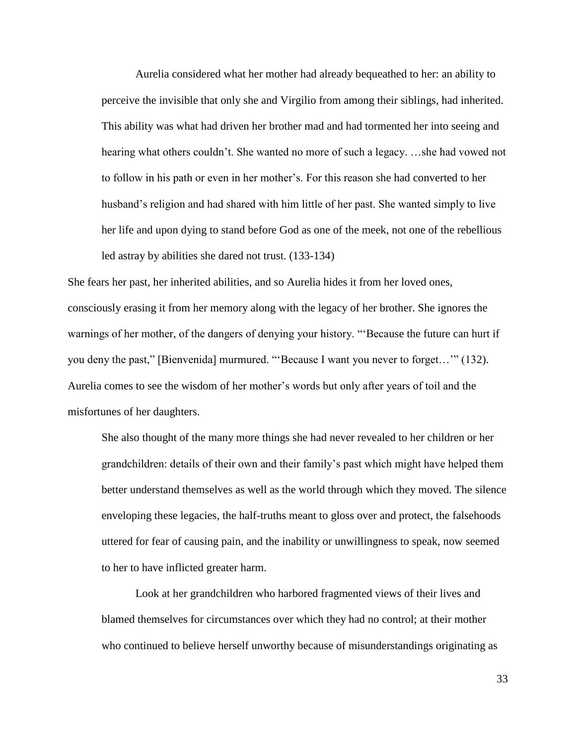> Aurelia considered what her mother had already bequeathed to her: an ability to perceive the invisible that only she and Virgilio from among their siblings, had inherited. This ability was what had driven her brother mad and had tormented her into seeing and hearing what others couldn't. She wanted no more of such a legacy. …she had vowed not to follow in his path or even in her mother's. For this reason she had converted to her husband's religion and had shared with him little of her past. She wanted simply to live her life and upon dying to stand before God as one of the meek, not one of the rebellious led astray by abilities she dared not trust. (133-134)

She fears her past, her inherited abilities, and so Aurelia hides it from her loved ones, consciously erasing it from her memory along with the legacy of her brother. She ignores the warnings of her mother, of the dangers of denying your history. "'Because the future can hurt if you deny the past," [Bienvenida] murmured. "'Because I want you never to forget…'" (132). Aurelia comes to see the wisdom of her mother's words but only after years of toil and the misfortunes of her daughters.

> She also thought of the many more things she had never revealed to her children or her grandchildren: details of their own and their family's past which might have helped them better understand themselves as well as the world through which they moved. The silence enveloping these legacies, the half-truths meant to gloss over and protect, the falsehoods uttered for fear of causing pain, and the inability or unwillingness to speak, now seemed to her to have inflicted greater harm.
>
> Look at her grandchildren who harbored fragmented views of their lives and blamed themselves for circumstances over which they had no control; at their mother who continued to believe herself unworthy because of misunderstandings originating as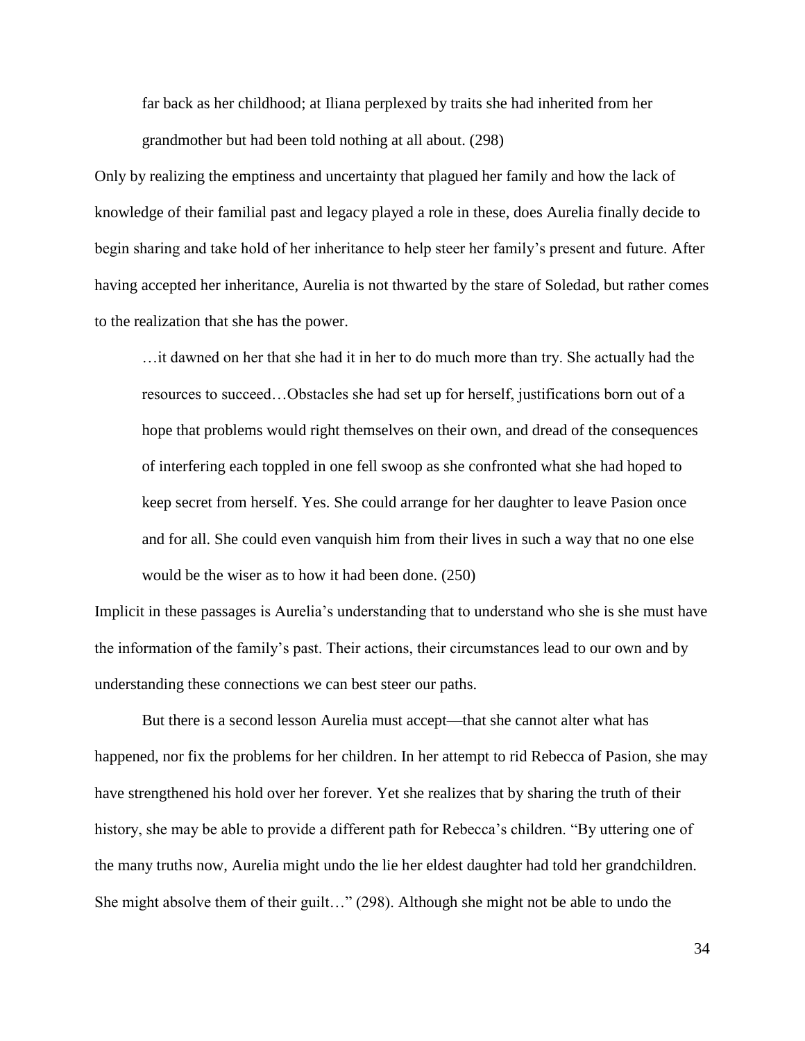> far back as her childhood; at Iliana perplexed by traits she had inherited from her grandmother but had been told nothing at all about. (298)

Only by realizing the emptiness and uncertainty that plagued her family and how the lack of knowledge of their familial past and legacy played a role in these, does Aurelia finally decide to begin sharing and take hold of her inheritance to help steer her family's present and future. After having accepted her inheritance, Aurelia is not thwarted by the stare of Soledad, but rather comes to the realization that she has the power.

> …it dawned on her that she had it in her to do much more than try. She actually had the resources to succeed…Obstacles she had set up for herself, justifications born out of a hope that problems would right themselves on their own, and dread of the consequences of interfering each toppled in one fell swoop as she confronted what she had hoped to keep secret from herself. Yes. She could arrange for her daughter to leave Pasion once and for all. She could even vanquish him from their lives in such a way that no one else would be the wiser as to how it had been done. (250)

Implicit in these passages is Aurelia's understanding that to understand who she is she must have the information of the family's past. Their actions, their circumstances lead to our own and by understanding these connections we can best steer our paths.

But there is a second lesson Aurelia must accept—that she cannot alter what has happened, nor fix the problems for her children. In her attempt to rid Rebecca of Pasion, she may have strengthened his hold over her forever. Yet she realizes that by sharing the truth of their history, she may be able to provide a different path for Rebecca's children. "By uttering one of the many truths now, Aurelia might undo the lie her eldest daughter had told her grandchildren. She might absolve them of their guilt…" (298). Although she might not be able to undo the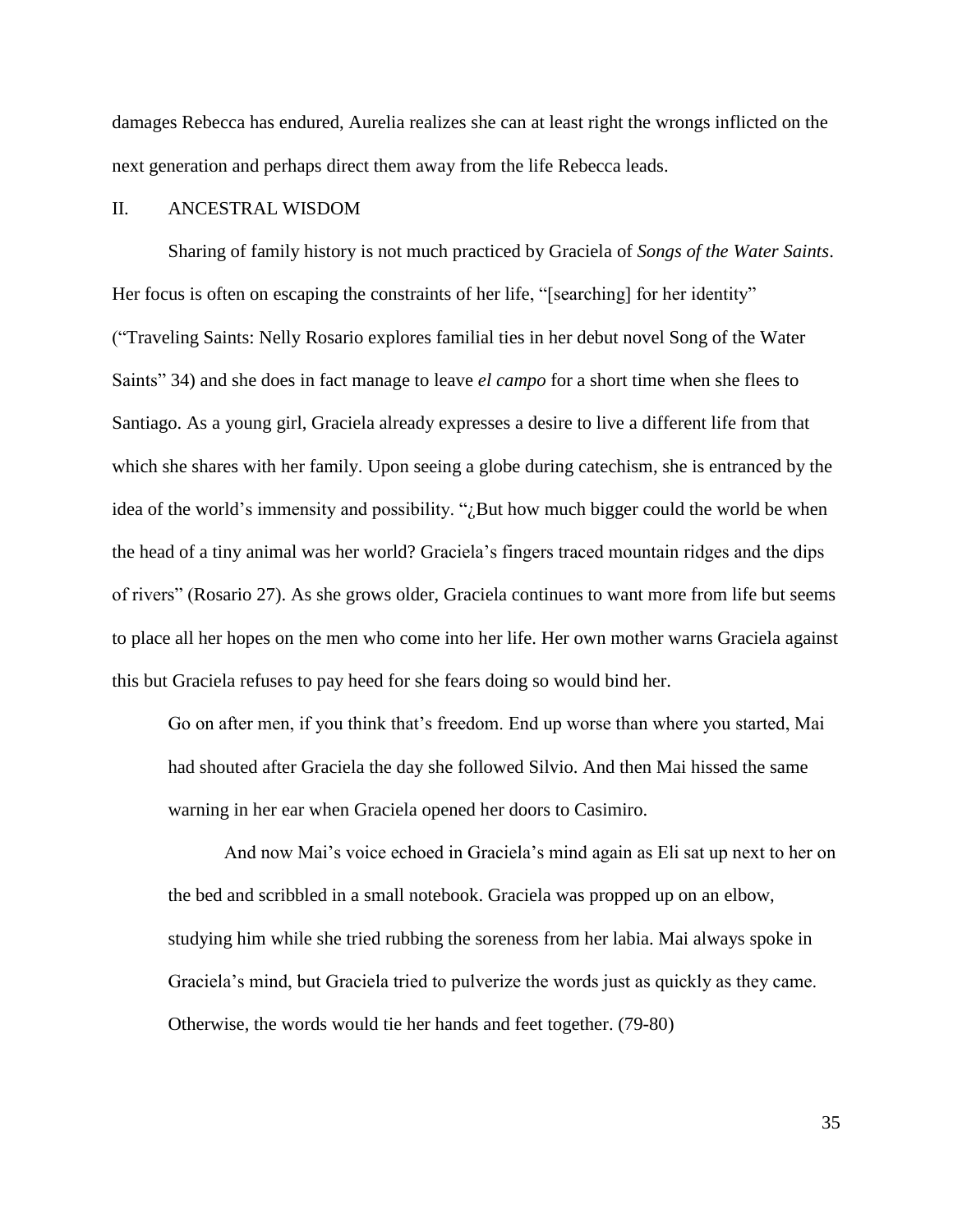damages Rebecca has endured, Aurelia realizes she can at least right the wrongs inflicted on the next generation and perhaps direct them away from the life Rebecca leads.

## II. ANCESTRAL WISDOM

Sharing of family history is not much practiced by Graciela of *Songs of the Water Saints*. Her focus is often on escaping the constraints of her life, "[searching] for her identity" ("Traveling Saints: Nelly Rosario explores familial ties in her debut novel Song of the Water Saints" 34) and she does in fact manage to leave *el campo* for a short time when she flees to Santiago. As a young girl, Graciela already expresses a desire to live a different life from that which she shares with her family. Upon seeing a globe during catechism, she is entranced by the idea of the world's immensity and possibility. "¿But how much bigger could the world be when the head of a tiny animal was her world? Graciela's fingers traced mountain ridges and the dips of rivers" (Rosario 27). As she grows older, Graciela continues to want more from life but seems to place all her hopes on the men who come into her life. Her own mother warns Graciela against this but Graciela refuses to pay heed for she fears doing so would bind her.

> Go on after men, if you think that's freedom. End up worse than where you started, Mai had shouted after Graciela the day she followed Silvio. And then Mai hissed the same warning in her ear when Graciela opened her doors to Casimiro.
>
> And now Mai's voice echoed in Graciela's mind again as Eli sat up next to her on the bed and scribbled in a small notebook. Graciela was propped up on an elbow, studying him while she tried rubbing the soreness from her labia. Mai always spoke in Graciela's mind, but Graciela tried to pulverize the words just as quickly as they came. Otherwise, the words would tie her hands and feet together. (79-80)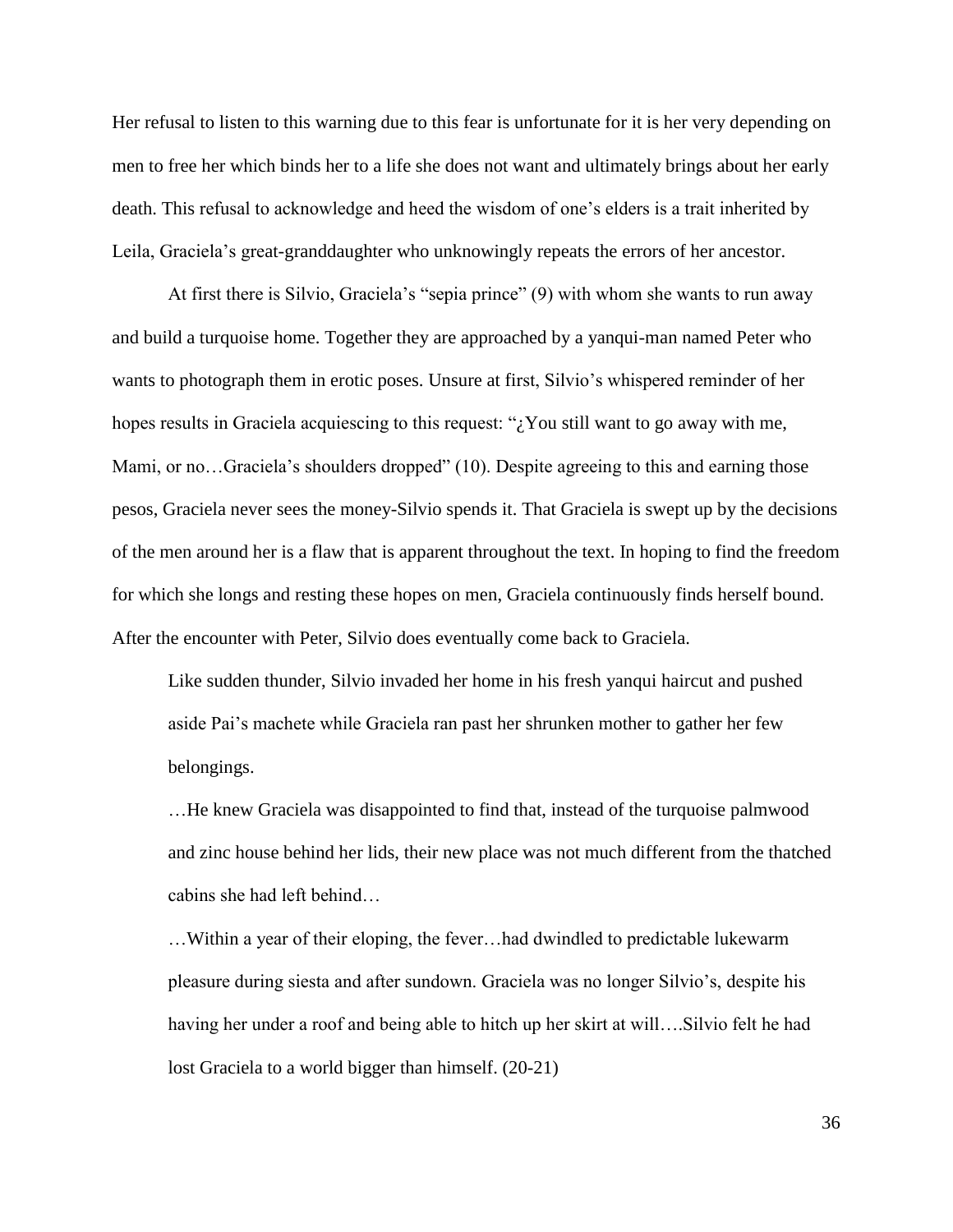Her refusal to listen to this warning due to this fear is unfortunate for it is her very depending on men to free her which binds her to a life she does not want and ultimately brings about her early death. This refusal to acknowledge and heed the wisdom of one's elders is a trait inherited by Leila, Graciela's great-granddaughter who unknowingly repeats the errors of her ancestor.

At first there is Silvio, Graciela's "sepia prince" (9) with whom she wants to run away and build a turquoise home. Together they are approached by a yanqui-man named Peter who wants to photograph them in erotic poses. Unsure at first, Silvio's whispered reminder of her hopes results in Graciela acquiescing to this request: "¿You still want to go away with me, Mami, or no…Graciela's shoulders dropped" (10). Despite agreeing to this and earning those pesos, Graciela never sees the money-Silvio spends it. That Graciela is swept up by the decisions of the men around her is a flaw that is apparent throughout the text. In hoping to find the freedom for which she longs and resting these hopes on men, Graciela continuously finds herself bound. After the encounter with Peter, Silvio does eventually come back to Graciela.

> Like sudden thunder, Silvio invaded her home in his fresh yanqui haircut and pushed aside Pai's machete while Graciela ran past her shrunken mother to gather her few belongings.
>
> …He knew Graciela was disappointed to find that, instead of the turquoise palmwood and zinc house behind her lids, their new place was not much different from the thatched cabins she had left behind…
>
> …Within a year of their eloping, the fever…had dwindled to predictable lukewarm pleasure during siesta and after sundown. Graciela was no longer Silvio's, despite his having her under a roof and being able to hitch up her skirt at will….Silvio felt he had lost Graciela to a world bigger than himself. (20-21)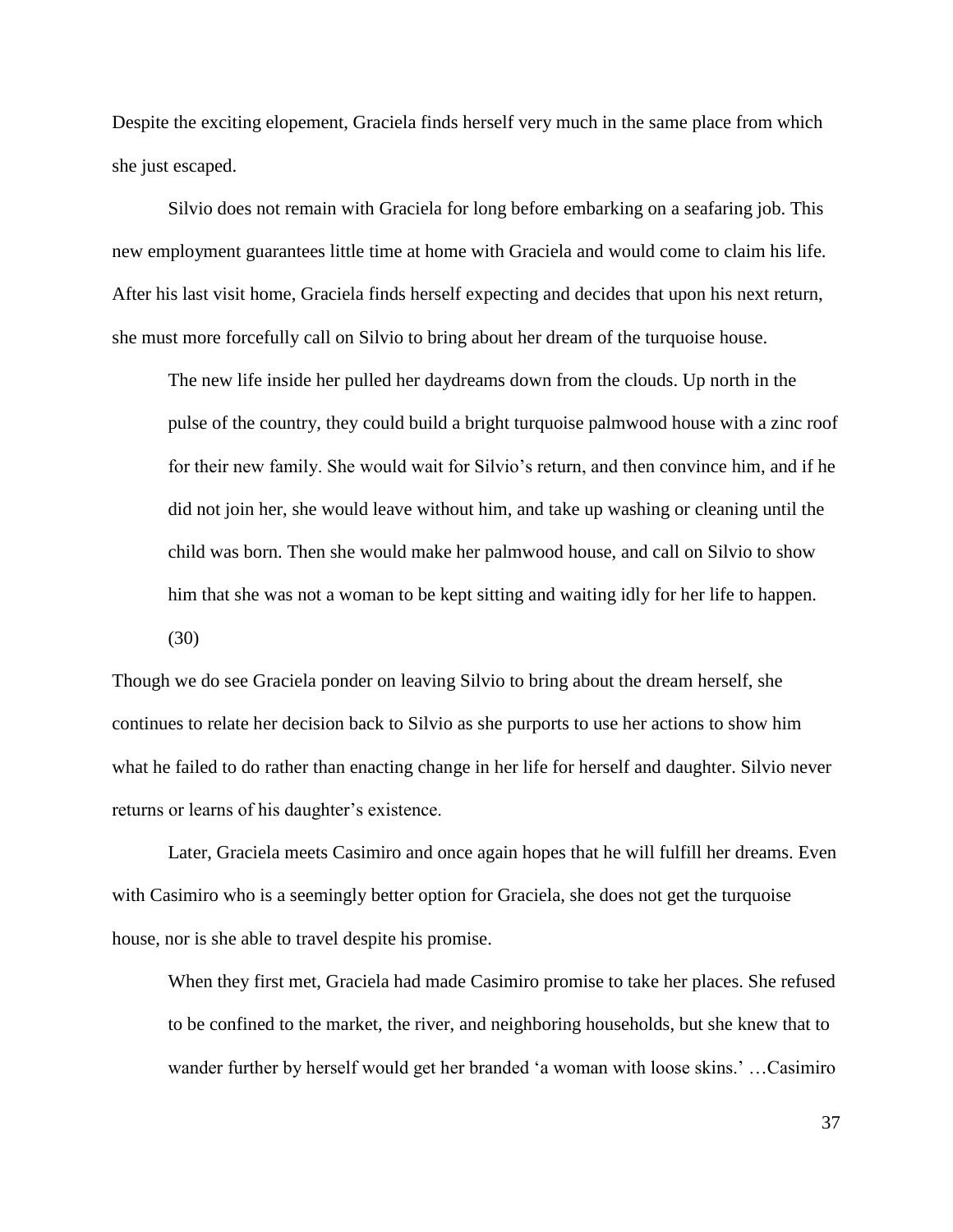Despite the exciting elopement, Graciela finds herself very much in the same place from which she just escaped.

Silvio does not remain with Graciela for long before embarking on a seafaring job. This new employment guarantees little time at home with Graciela and would come to claim his life. After his last visit home, Graciela finds herself expecting and decides that upon his next return, she must more forcefully call on Silvio to bring about her dream of the turquoise house.

> The new life inside her pulled her daydreams down from the clouds. Up north in the pulse of the country, they could build a bright turquoise palmwood house with a zinc roof for their new family. She would wait for Silvio's return, and then convince him, and if he did not join her, she would leave without him, and take up washing or cleaning until the child was born. Then she would make her palmwood house, and call on Silvio to show him that she was not a woman to be kept sitting and waiting idly for her life to happen. (30)

Though we do see Graciela ponder on leaving Silvio to bring about the dream herself, she continues to relate her decision back to Silvio as she purports to use her actions to show him what he failed to do rather than enacting change in her life for herself and daughter. Silvio never returns or learns of his daughter's existence.

Later, Graciela meets Casimiro and once again hopes that he will fulfill her dreams. Even with Casimiro who is a seemingly better option for Graciela, she does not get the turquoise house, nor is she able to travel despite his promise.

> When they first met, Graciela had made Casimiro promise to take her places. She refused to be confined to the market, the river, and neighboring households, but she knew that to wander further by herself would get her branded 'a woman with loose skins.' …Casimiro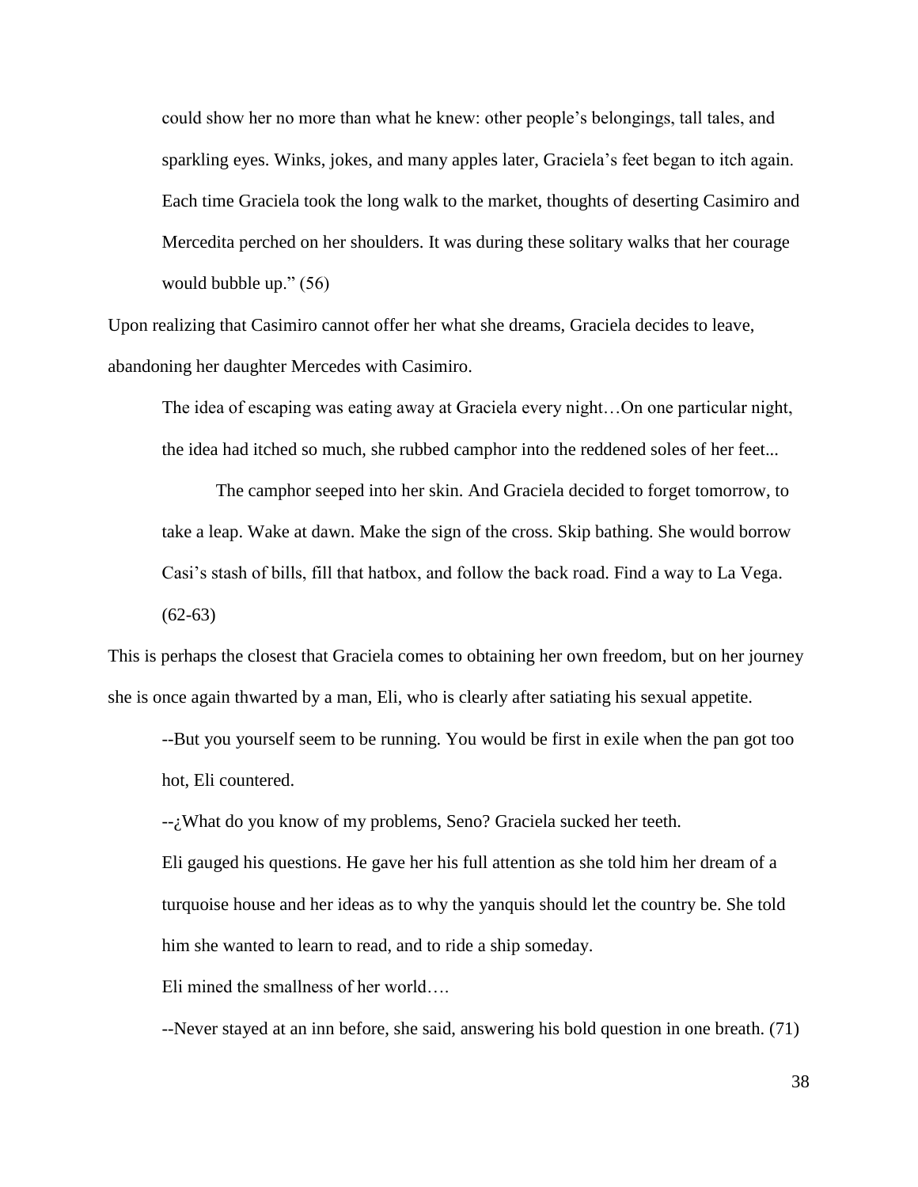> could show her no more than what he knew: other people's belongings, tall tales, and sparkling eyes. Winks, jokes, and many apples later, Graciela's feet began to itch again. Each time Graciela took the long walk to the market, thoughts of deserting Casimiro and Mercedita perched on her shoulders. It was during these solitary walks that her courage would bubble up." (56)

Upon realizing that Casimiro cannot offer her what she dreams, Graciela decides to leave, abandoning her daughter Mercedes with Casimiro.

> The idea of escaping was eating away at Graciela every night…On one particular night, the idea had itched so much, she rubbed camphor into the reddened soles of her feet...
>
> The camphor seeped into her skin. And Graciela decided to forget tomorrow, to take a leap. Wake at dawn. Make the sign of the cross. Skip bathing. She would borrow Casi's stash of bills, fill that hatbox, and follow the back road. Find a way to La Vega. (62-63)

This is perhaps the closest that Graciela comes to obtaining her own freedom, but on her journey she is once again thwarted by a man, Eli, who is clearly after satiating his sexual appetite.

> --But you yourself seem to be running. You would be first in exile when the pan got too hot, Eli countered.
>
> --¿What do you know of my problems, Seno? Graciela sucked her teeth.
>
> Eli gauged his questions. He gave her his full attention as she told him her dream of a turquoise house and her ideas as to why the yanquis should let the country be. She told him she wanted to learn to read, and to ride a ship someday.
>
> Eli mined the smallness of her world….
>
> --Never stayed at an inn before, she said, answering his bold question in one breath. (71)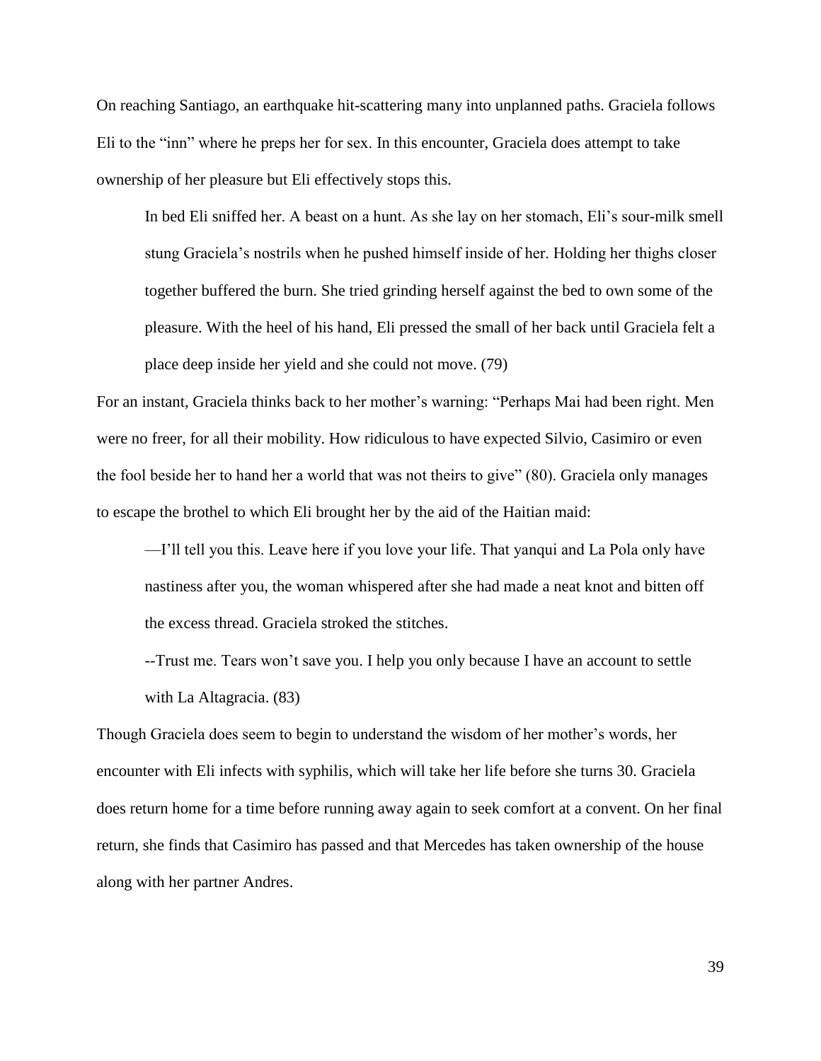On reaching Santiago, an earthquake hit-scattering many into unplanned paths. Graciela follows Eli to the "inn" where he preps her for sex. In this encounter, Graciela does attempt to take ownership of her pleasure but Eli effectively stops this.

> In bed Eli sniffed her. A beast on a hunt. As she lay on her stomach, Eli's sour-milk smell stung Graciela's nostrils when he pushed himself inside of her. Holding her thighs closer together buffered the burn. She tried grinding herself against the bed to own some of the pleasure. With the heel of his hand, Eli pressed the small of her back until Graciela felt a place deep inside her yield and she could not move. (79)

For an instant, Graciela thinks back to her mother's warning: "Perhaps Mai had been right. Men were no freer, for all their mobility. How ridiculous to have expected Silvio, Casimiro or even the fool beside her to hand her a world that was not theirs to give" (80). Graciela only manages to escape the brothel to which Eli brought her by the aid of the Haitian maid:

> —I'll tell you this. Leave here if you love your life. That yanqui and La Pola only have nastiness after you, the woman whispered after she had made a neat knot and bitten off the excess thread. Graciela stroked the stitches.
>
> --Trust me. Tears won't save you. I help you only because I have an account to settle with La Altagracia. (83)

Though Graciela does seem to begin to understand the wisdom of her mother's words, her encounter with Eli infects with syphilis, which will take her life before she turns 30. Graciela does return home for a time before running away again to seek comfort at a convent. On her final return, she finds that Casimiro has passed and that Mercedes has taken ownership of the house along with her partner Andres.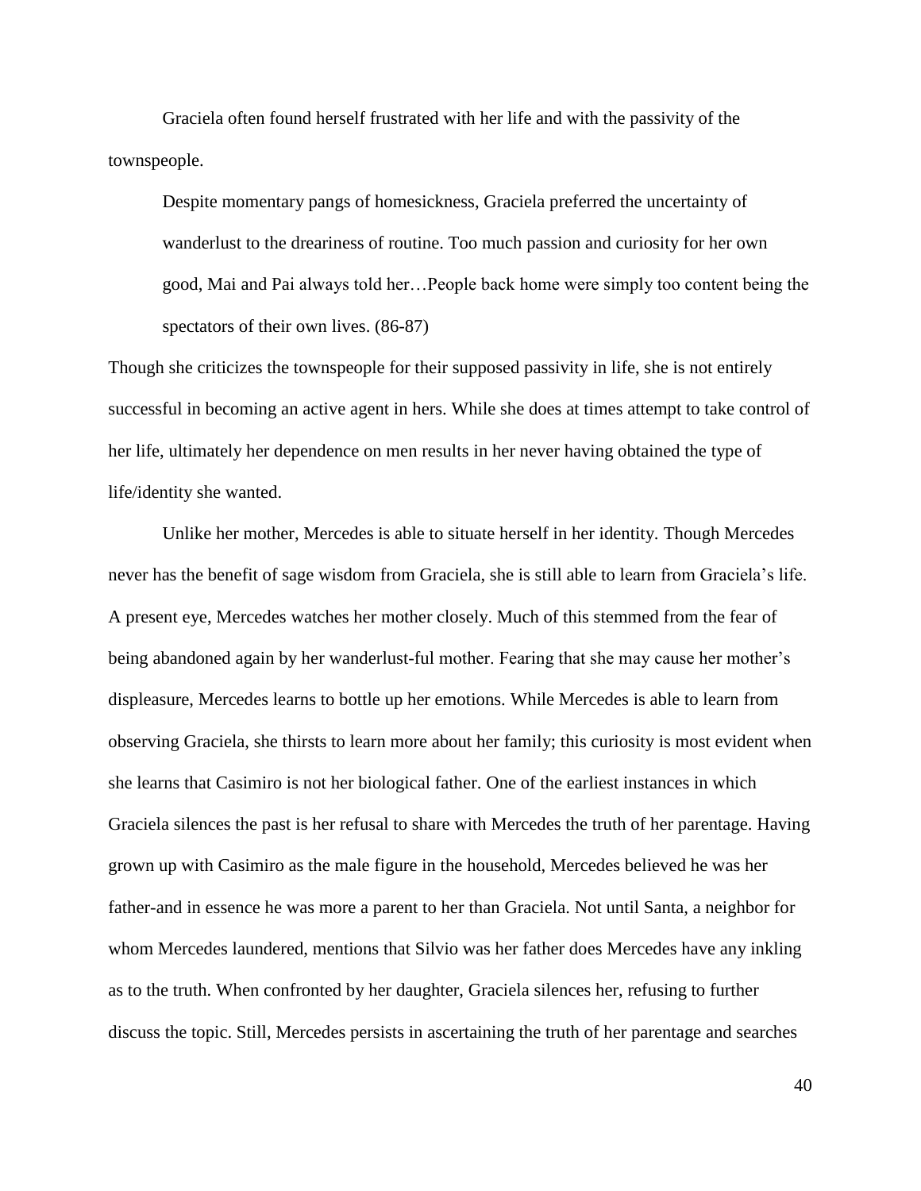Graciela often found herself frustrated with her life and with the passivity of the townspeople.

> Despite momentary pangs of homesickness, Graciela preferred the uncertainty of wanderlust to the dreariness of routine. Too much passion and curiosity for her own good, Mai and Pai always told her…People back home were simply too content being the spectators of their own lives. (86-87)

Though she criticizes the townspeople for their supposed passivity in life, she is not entirely successful in becoming an active agent in hers. While she does at times attempt to take control of her life, ultimately her dependence on men results in her never having obtained the type of life/identity she wanted.

Unlike her mother, Mercedes is able to situate herself in her identity. Though Mercedes never has the benefit of sage wisdom from Graciela, she is still able to learn from Graciela's life. A present eye, Mercedes watches her mother closely. Much of this stemmed from the fear of being abandoned again by her wanderlust-ful mother. Fearing that she may cause her mother's displeasure, Mercedes learns to bottle up her emotions. While Mercedes is able to learn from observing Graciela, she thirsts to learn more about her family; this curiosity is most evident when she learns that Casimiro is not her biological father. One of the earliest instances in which Graciela silences the past is her refusal to share with Mercedes the truth of her parentage. Having grown up with Casimiro as the male figure in the household, Mercedes believed he was her father-and in essence he was more a parent to her than Graciela. Not until Santa, a neighbor for whom Mercedes laundered, mentions that Silvio was her father does Mercedes have any inkling as to the truth. When confronted by her daughter, Graciela silences her, refusing to further discuss the topic. Still, Mercedes persists in ascertaining the truth of her parentage and searches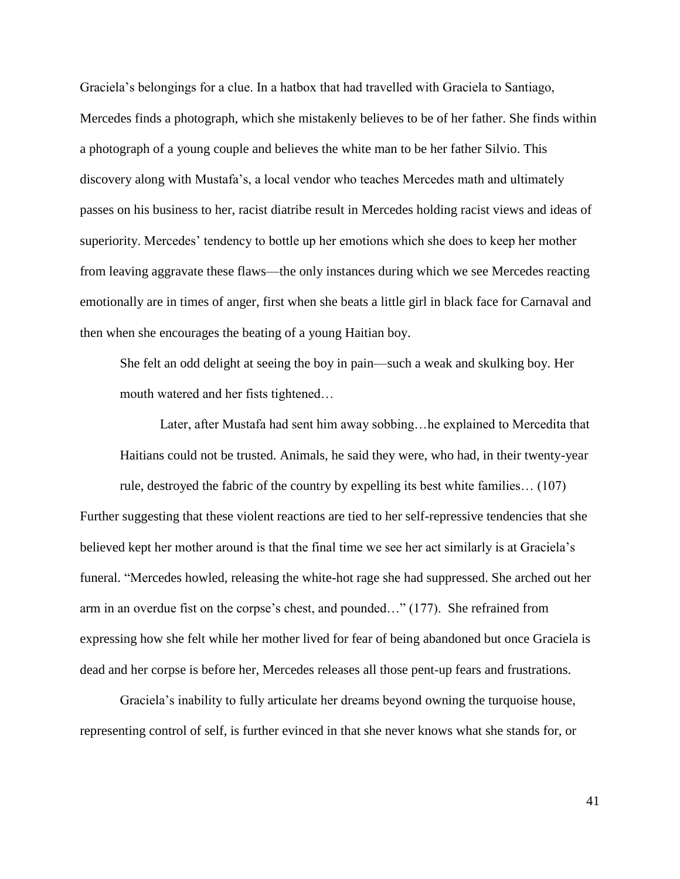Graciela's belongings for a clue. In a hatbox that had travelled with Graciela to Santiago, Mercedes finds a photograph, which she mistakenly believes to be of her father. She finds within a photograph of a young couple and believes the white man to be her father Silvio. This discovery along with Mustafa's, a local vendor who teaches Mercedes math and ultimately passes on his business to her, racist diatribe result in Mercedes holding racist views and ideas of superiority. Mercedes' tendency to bottle up her emotions which she does to keep her mother from leaving aggravate these flaws—the only instances during which we see Mercedes reacting emotionally are in times of anger, first when she beats a little girl in black face for Carnaval and then when she encourages the beating of a young Haitian boy.

> She felt an odd delight at seeing the boy in pain—such a weak and skulking boy. Her mouth watered and her fists tightened…
>
> Later, after Mustafa had sent him away sobbing…he explained to Mercedita that Haitians could not be trusted. Animals, he said they were, who had, in their twenty-year rule, destroyed the fabric of the country by expelling its best white families… (107)

Further suggesting that these violent reactions are tied to her self-repressive tendencies that she believed kept her mother around is that the final time we see her act similarly is at Graciela's funeral. "Mercedes howled, releasing the white-hot rage she had suppressed. She arched out her arm in an overdue fist on the corpse's chest, and pounded…" (177). She refrained from expressing how she felt while her mother lived for fear of being abandoned but once Graciela is dead and her corpse is before her, Mercedes releases all those pent-up fears and frustrations.

Graciela's inability to fully articulate her dreams beyond owning the turquoise house, representing control of self, is further evinced in that she never knows what she stands for, or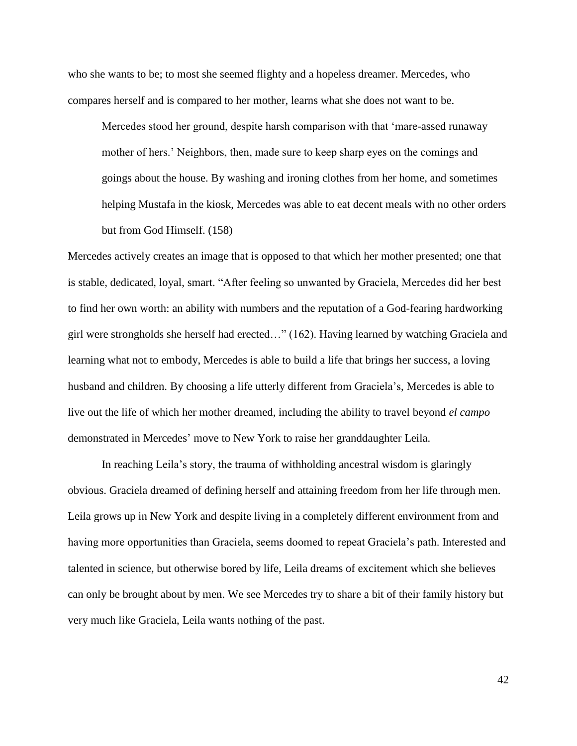who she wants to be; to most she seemed flighty and a hopeless dreamer. Mercedes, who compares herself and is compared to her mother, learns what she does not want to be.

> Mercedes stood her ground, despite harsh comparison with that 'mare-assed runaway mother of hers.' Neighbors, then, made sure to keep sharp eyes on the comings and goings about the house. By washing and ironing clothes from her home, and sometimes helping Mustafa in the kiosk, Mercedes was able to eat decent meals with no other orders but from God Himself. (158)

Mercedes actively creates an image that is opposed to that which her mother presented; one that is stable, dedicated, loyal, smart. "After feeling so unwanted by Graciela, Mercedes did her best to find her own worth: an ability with numbers and the reputation of a God-fearing hardworking girl were strongholds she herself had erected…" (162). Having learned by watching Graciela and learning what not to embody, Mercedes is able to build a life that brings her success, a loving husband and children. By choosing a life utterly different from Graciela's, Mercedes is able to live out the life of which her mother dreamed, including the ability to travel beyond *el campo* demonstrated in Mercedes' move to New York to raise her granddaughter Leila.

In reaching Leila's story, the trauma of withholding ancestral wisdom is glaringly obvious. Graciela dreamed of defining herself and attaining freedom from her life through men. Leila grows up in New York and despite living in a completely different environment from and having more opportunities than Graciela, seems doomed to repeat Graciela's path. Interested and talented in science, but otherwise bored by life, Leila dreams of excitement which she believes can only be brought about by men. We see Mercedes try to share a bit of their family history but very much like Graciela, Leila wants nothing of the past.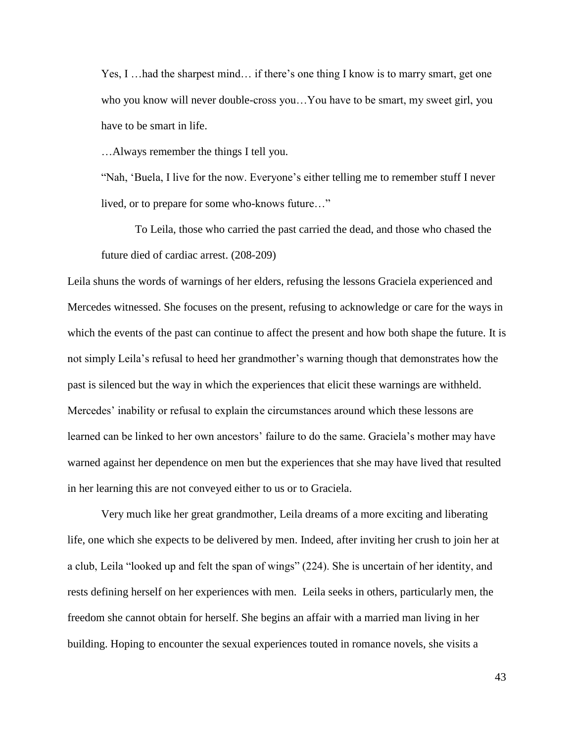> Yes, I …had the sharpest mind… if there's one thing I know is to marry smart, get one who you know will never double-cross you…You have to be smart, my sweet girl, you have to be smart in life.
>
> …Always remember the things I tell you.
>
> "Nah, 'Buela, I live for the now. Everyone's either telling me to remember stuff I never lived, or to prepare for some who-knows future…"
>
> To Leila, those who carried the past carried the dead, and those who chased the future died of cardiac arrest. (208-209)

Leila shuns the words of warnings of her elders, refusing the lessons Graciela experienced and Mercedes witnessed. She focuses on the present, refusing to acknowledge or care for the ways in which the events of the past can continue to affect the present and how both shape the future. It is not simply Leila's refusal to heed her grandmother's warning though that demonstrates how the past is silenced but the way in which the experiences that elicit these warnings are withheld. Mercedes' inability or refusal to explain the circumstances around which these lessons are learned can be linked to her own ancestors' failure to do the same. Graciela's mother may have warned against her dependence on men but the experiences that she may have lived that resulted in her learning this are not conveyed either to us or to Graciela.

Very much like her great grandmother, Leila dreams of a more exciting and liberating life, one which she expects to be delivered by men. Indeed, after inviting her crush to join her at a club, Leila "looked up and felt the span of wings" (224). She is uncertain of her identity, and rests defining herself on her experiences with men. Leila seeks in others, particularly men, the freedom she cannot obtain for herself. She begins an affair with a married man living in her building. Hoping to encounter the sexual experiences touted in romance novels, she visits a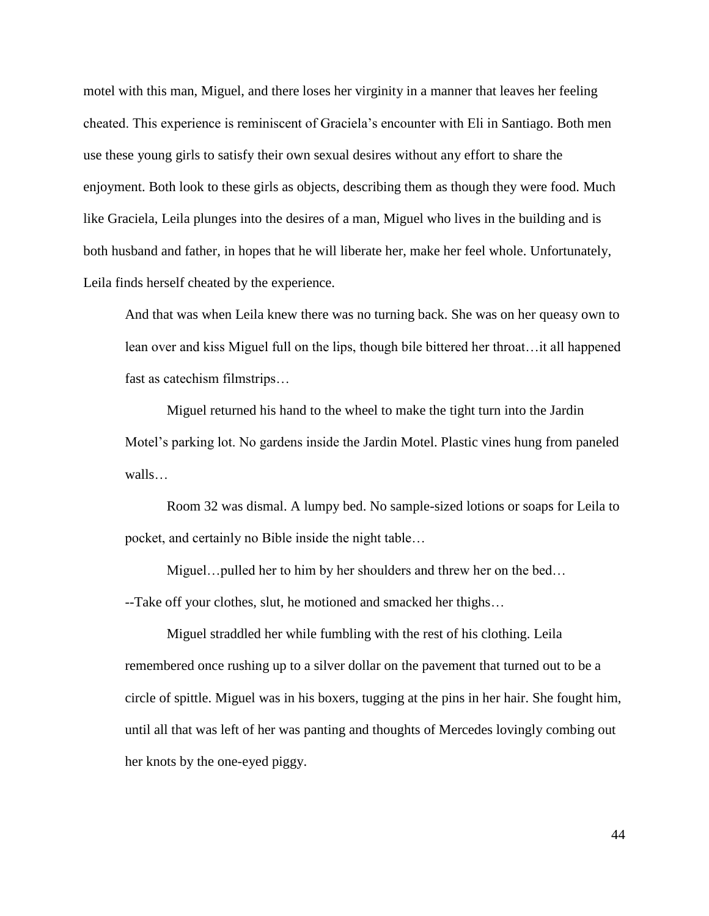motel with this man, Miguel, and there loses her virginity in a manner that leaves her feeling cheated. This experience is reminiscent of Graciela's encounter with Eli in Santiago. Both men use these young girls to satisfy their own sexual desires without any effort to share the enjoyment. Both look to these girls as objects, describing them as though they were food. Much like Graciela, Leila plunges into the desires of a man, Miguel who lives in the building and is both husband and father, in hopes that he will liberate her, make her feel whole. Unfortunately, Leila finds herself cheated by the experience.

> And that was when Leila knew there was no turning back. She was on her queasy own to lean over and kiss Miguel full on the lips, though bile bittered her throat…it all happened fast as catechism filmstrips…
>
> Miguel returned his hand to the wheel to make the tight turn into the Jardin Motel's parking lot. No gardens inside the Jardin Motel. Plastic vines hung from paneled walls…
>
> Room 32 was dismal. A lumpy bed. No sample-sized lotions or soaps for Leila to pocket, and certainly no Bible inside the night table…
>
> Miguel…pulled her to him by her shoulders and threw her on the bed…
>
> --Take off your clothes, slut, he motioned and smacked her thighs…
>
> Miguel straddled her while fumbling with the rest of his clothing. Leila remembered once rushing up to a silver dollar on the pavement that turned out to be a circle of spittle. Miguel was in his boxers, tugging at the pins in her hair. She fought him, until all that was left of her was panting and thoughts of Mercedes lovingly combing out her knots by the one-eyed piggy.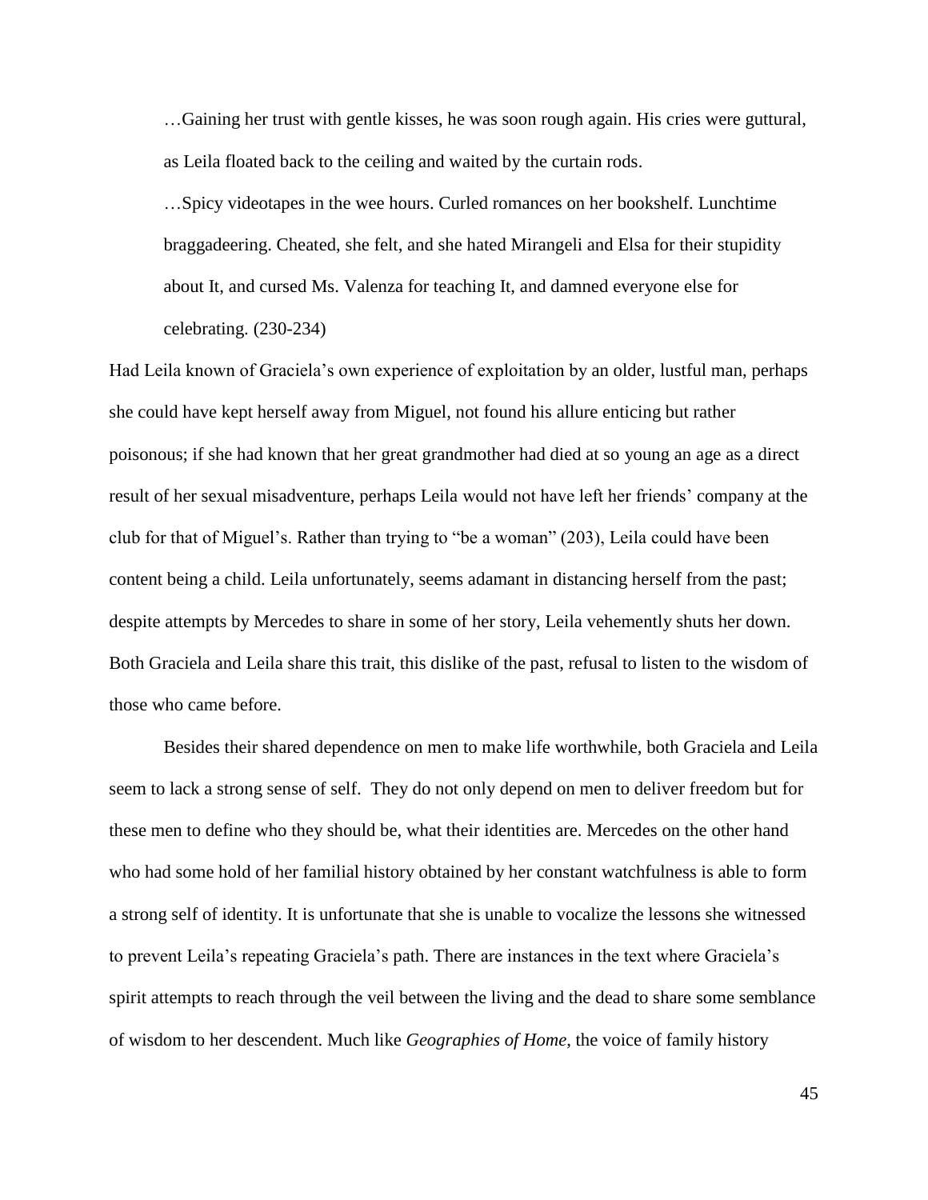> …Gaining her trust with gentle kisses, he was soon rough again. His cries were guttural, as Leila floated back to the ceiling and waited by the curtain rods.
>
> …Spicy videotapes in the wee hours. Curled romances on her bookshelf. Lunchtime braggadeering. Cheated, she felt, and she hated Mirangeli and Elsa for their stupidity about It, and cursed Ms. Valenza for teaching It, and damned everyone else for celebrating. (230-234)

Had Leila known of Graciela's own experience of exploitation by an older, lustful man, perhaps she could have kept herself away from Miguel, not found his allure enticing but rather poisonous; if she had known that her great grandmother had died at so young an age as a direct result of her sexual misadventure, perhaps Leila would not have left her friends' company at the club for that of Miguel's. Rather than trying to "be a woman" (203), Leila could have been content being a child. Leila unfortunately, seems adamant in distancing herself from the past; despite attempts by Mercedes to share in some of her story, Leila vehemently shuts her down. Both Graciela and Leila share this trait, this dislike of the past, refusal to listen to the wisdom of those who came before.

Besides their shared dependence on men to make life worthwhile, both Graciela and Leila seem to lack a strong sense of self. They do not only depend on men to deliver freedom but for these men to define who they should be, what their identities are. Mercedes on the other hand who had some hold of her familial history obtained by her constant watchfulness is able to form a strong self of identity. It is unfortunate that she is unable to vocalize the lessons she witnessed to prevent Leila's repeating Graciela's path. There are instances in the text where Graciela's spirit attempts to reach through the veil between the living and the dead to share some semblance of wisdom to her descendent. Much like *Geographies of Home*, the voice of family history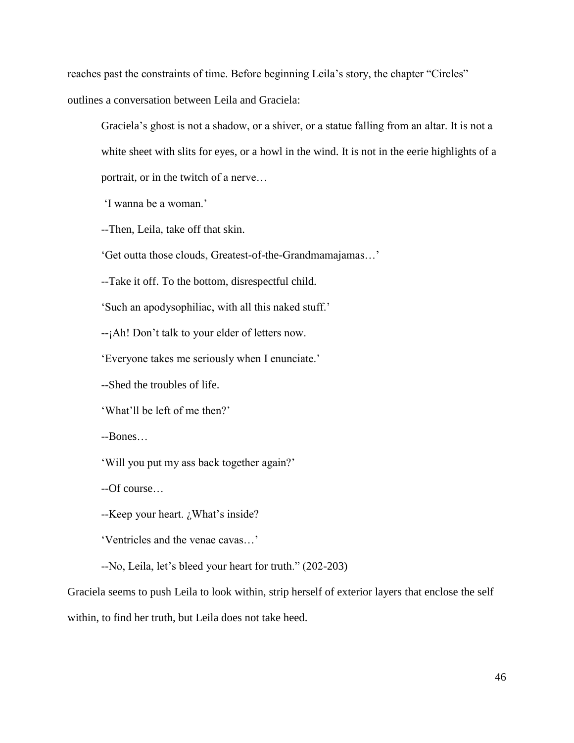reaches past the constraints of time. Before beginning Leila's story, the chapter "Circles" outlines a conversation between Leila and Graciela:

> Graciela's ghost is not a shadow, or a shiver, or a statue falling from an altar. It is not a white sheet with slits for eyes, or a howl in the wind. It is not in the eerie highlights of a portrait, or in the twitch of a nerve…
>
> 'I wanna be a woman.'
>
> --Then, Leila, take off that skin.
>
> 'Get outta those clouds, Greatest-of-the-Grandmamajamas…'
>
> --Take it off. To the bottom, disrespectful child.
>
> 'Such an apodysophiliac, with all this naked stuff.'
>
> --¡Ah! Don't talk to your elder of letters now.
>
> 'Everyone takes me seriously when I enunciate.'
>
> --Shed the troubles of life.
>
> 'What'll be left of me then?'
>
> --Bones…
>
> 'Will you put my ass back together again?'
>
> --Of course…
>
> --Keep your heart. ¿What's inside?
>
> 'Ventricles and the venae cavas…'
>
> --No, Leila, let's bleed your heart for truth." (202-203)

Graciela seems to push Leila to look within, strip herself of exterior layers that enclose the self within, to find her truth, but Leila does not take heed.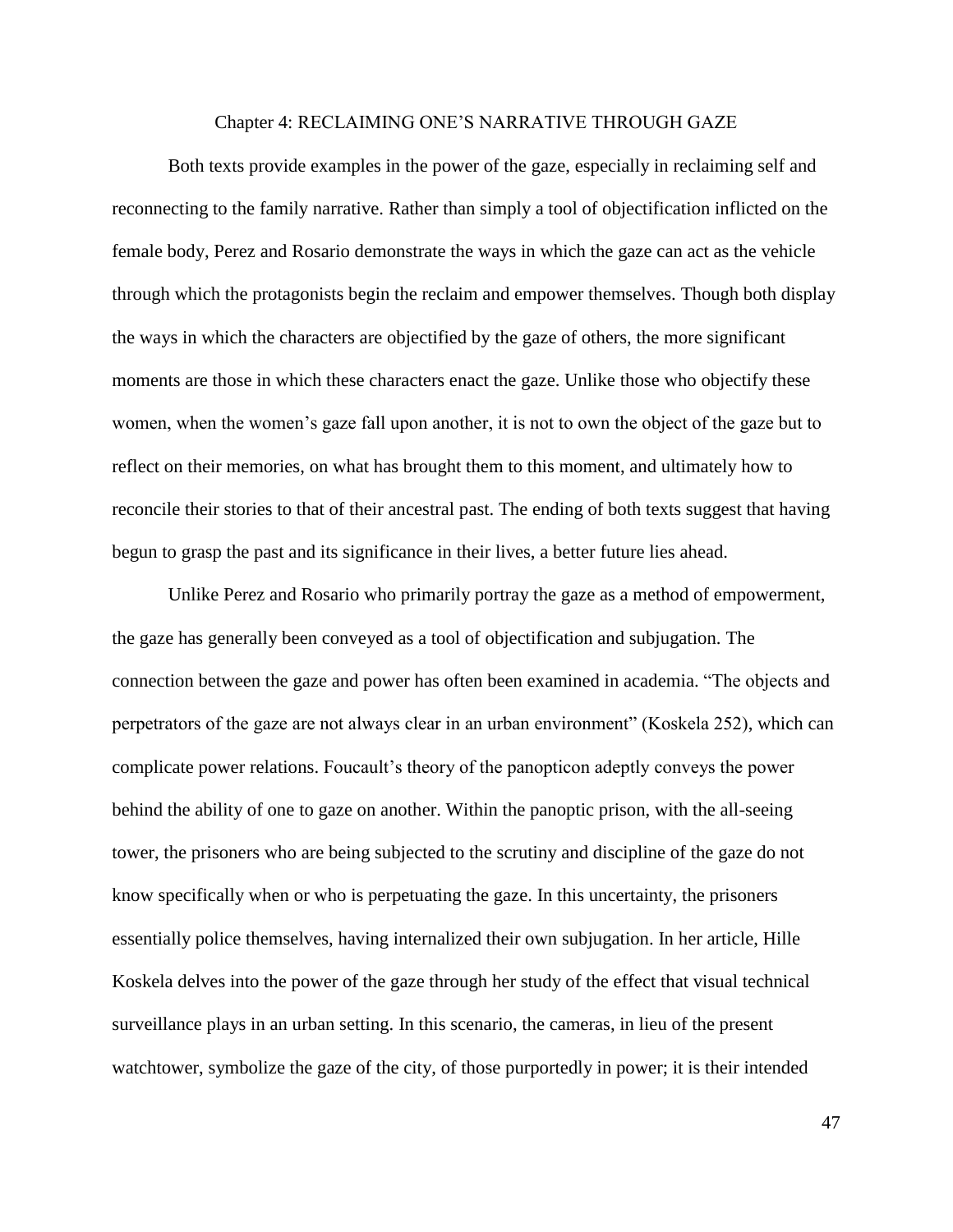# Chapter 4: RECLAIMING ONE'S NARRATIVE THROUGH GAZE

Both texts provide examples in the power of the gaze, especially in reclaiming self and reconnecting to the family narrative. Rather than simply a tool of objectification inflicted on the female body, Perez and Rosario demonstrate the ways in which the gaze can act as the vehicle through which the protagonists begin the reclaim and empower themselves. Though both display the ways in which the characters are objectified by the gaze of others, the more significant moments are those in which these characters enact the gaze. Unlike those who objectify these women, when the women's gaze fall upon another, it is not to own the object of the gaze but to reflect on their memories, on what has brought them to this moment, and ultimately how to reconcile their stories to that of their ancestral past. The ending of both texts suggest that having begun to grasp the past and its significance in their lives, a better future lies ahead.

Unlike Perez and Rosario who primarily portray the gaze as a method of empowerment, the gaze has generally been conveyed as a tool of objectification and subjugation. The connection between the gaze and power has often been examined in academia. "The objects and perpetrators of the gaze are not always clear in an urban environment" (Koskela 252), which can complicate power relations. Foucault's theory of the panopticon adeptly conveys the power behind the ability of one to gaze on another. Within the panoptic prison, with the all-seeing tower, the prisoners who are being subjected to the scrutiny and discipline of the gaze do not know specifically when or who is perpetuating the gaze. In this uncertainty, the prisoners essentially police themselves, having internalized their own subjugation. In her article, Hille Koskela delves into the power of the gaze through her study of the effect that visual technical surveillance plays in an urban setting. In this scenario, the cameras, in lieu of the present watchtower, symbolize the gaze of the city, of those purportedly in power; it is their intended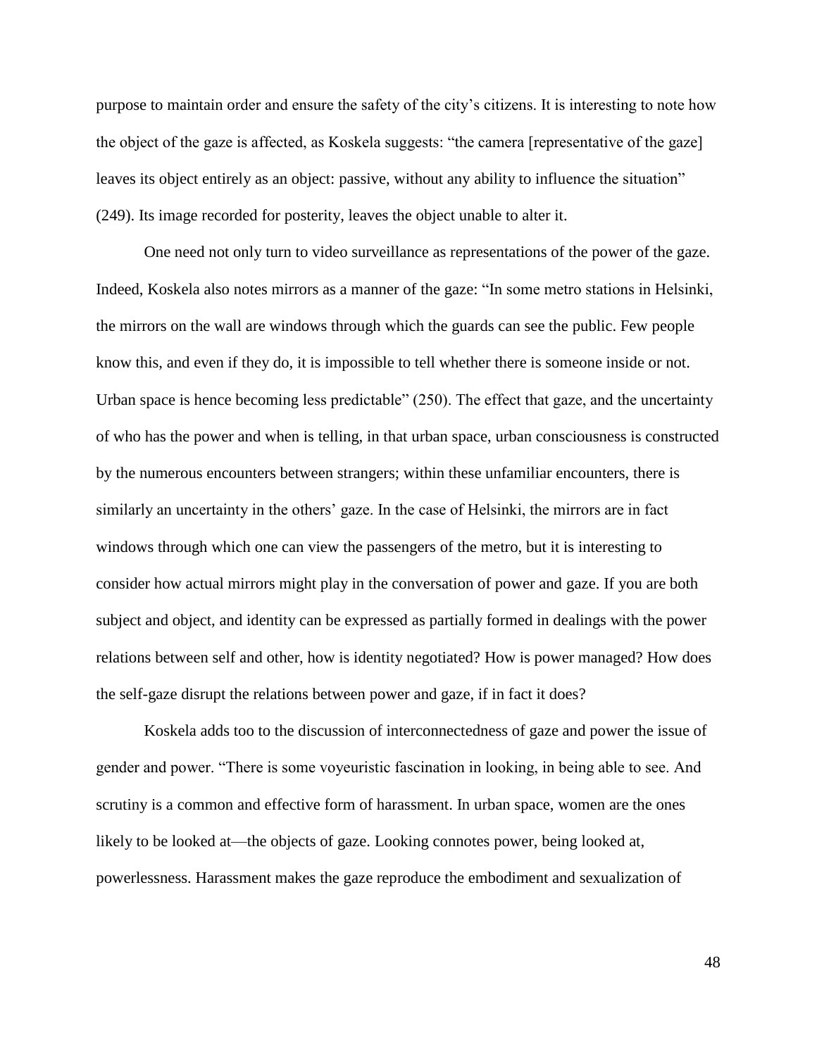purpose to maintain order and ensure the safety of the city's citizens. It is interesting to note how the object of the gaze is affected, as Koskela suggests: "the camera [representative of the gaze] leaves its object entirely as an object: passive, without any ability to influence the situation" (249). Its image recorded for posterity, leaves the object unable to alter it.

One need not only turn to video surveillance as representations of the power of the gaze. Indeed, Koskela also notes mirrors as a manner of the gaze: "In some metro stations in Helsinki, the mirrors on the wall are windows through which the guards can see the public. Few people know this, and even if they do, it is impossible to tell whether there is someone inside or not. Urban space is hence becoming less predictable" (250). The effect that gaze, and the uncertainty of who has the power and when is telling, in that urban space, urban consciousness is constructed by the numerous encounters between strangers; within these unfamiliar encounters, there is similarly an uncertainty in the others' gaze. In the case of Helsinki, the mirrors are in fact windows through which one can view the passengers of the metro, but it is interesting to consider how actual mirrors might play in the conversation of power and gaze. If you are both subject and object, and identity can be expressed as partially formed in dealings with the power relations between self and other, how is identity negotiated? How is power managed? How does the self-gaze disrupt the relations between power and gaze, if in fact it does?

Koskela adds too to the discussion of interconnectedness of gaze and power the issue of gender and power. "There is some voyeuristic fascination in looking, in being able to see. And scrutiny is a common and effective form of harassment. In urban space, women are the ones likely to be looked at—the objects of gaze. Looking connotes power, being looked at, powerlessness. Harassment makes the gaze reproduce the embodiment and sexualization of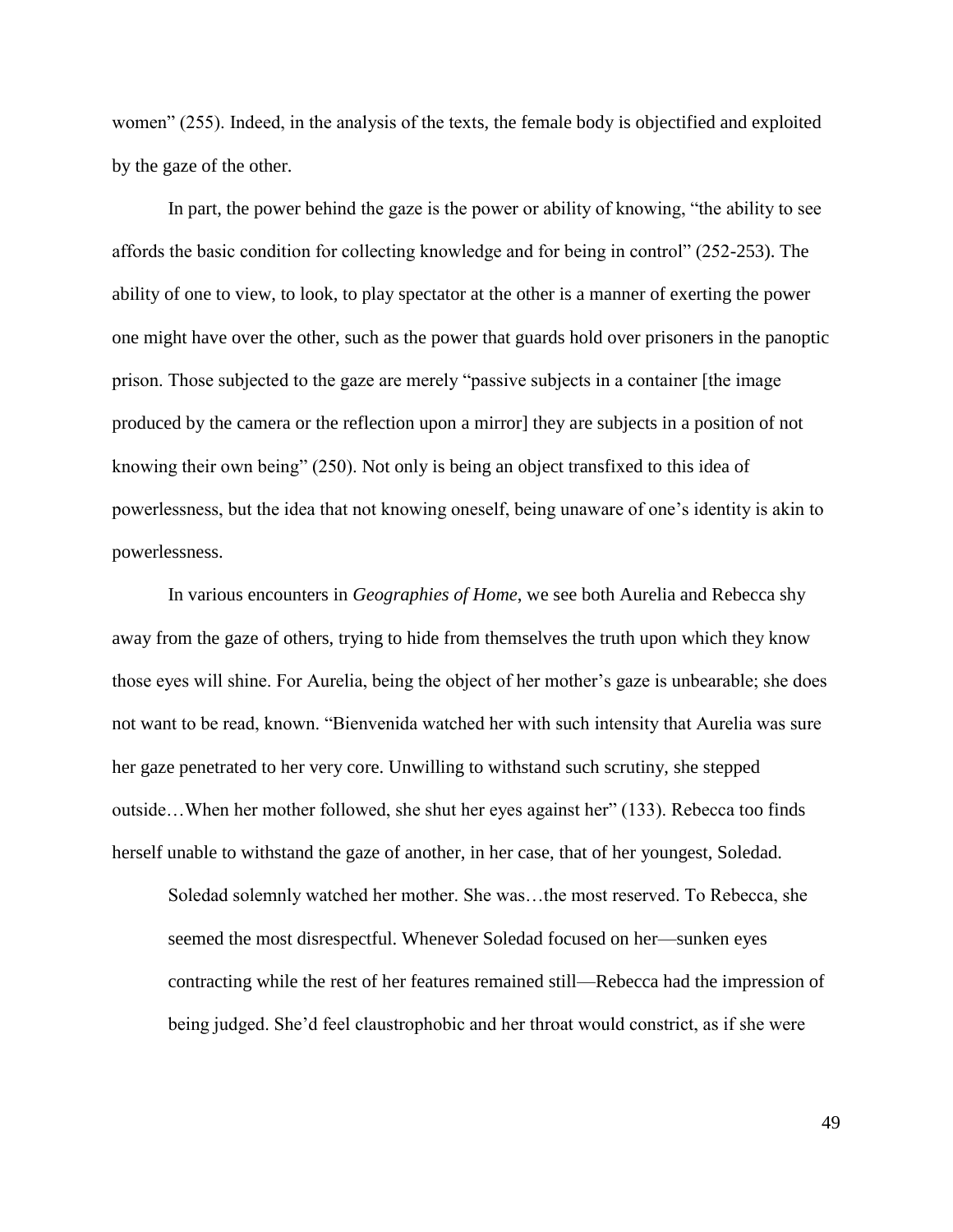women" (255). Indeed, in the analysis of the texts, the female body is objectified and exploited by the gaze of the other.

In part, the power behind the gaze is the power or ability of knowing, "the ability to see affords the basic condition for collecting knowledge and for being in control" (252-253). The ability of one to view, to look, to play spectator at the other is a manner of exerting the power one might have over the other, such as the power that guards hold over prisoners in the panoptic prison. Those subjected to the gaze are merely "passive subjects in a container [the image produced by the camera or the reflection upon a mirror] they are subjects in a position of not knowing their own being" (250). Not only is being an object transfixed to this idea of powerlessness, but the idea that not knowing oneself, being unaware of one's identity is akin to powerlessness.

In various encounters in *Geographies of Home*, we see both Aurelia and Rebecca shy away from the gaze of others, trying to hide from themselves the truth upon which they know those eyes will shine. For Aurelia, being the object of her mother's gaze is unbearable; she does not want to be read, known. "Bienvenida watched her with such intensity that Aurelia was sure her gaze penetrated to her very core. Unwilling to withstand such scrutiny, she stepped outside…When her mother followed, she shut her eyes against her" (133). Rebecca too finds herself unable to withstand the gaze of another, in her case, that of her youngest, Soledad.

> Soledad solemnly watched her mother. She was…the most reserved. To Rebecca, she seemed the most disrespectful. Whenever Soledad focused on her—sunken eyes contracting while the rest of her features remained still—Rebecca had the impression of being judged. She'd feel claustrophobic and her throat would constrict, as if she were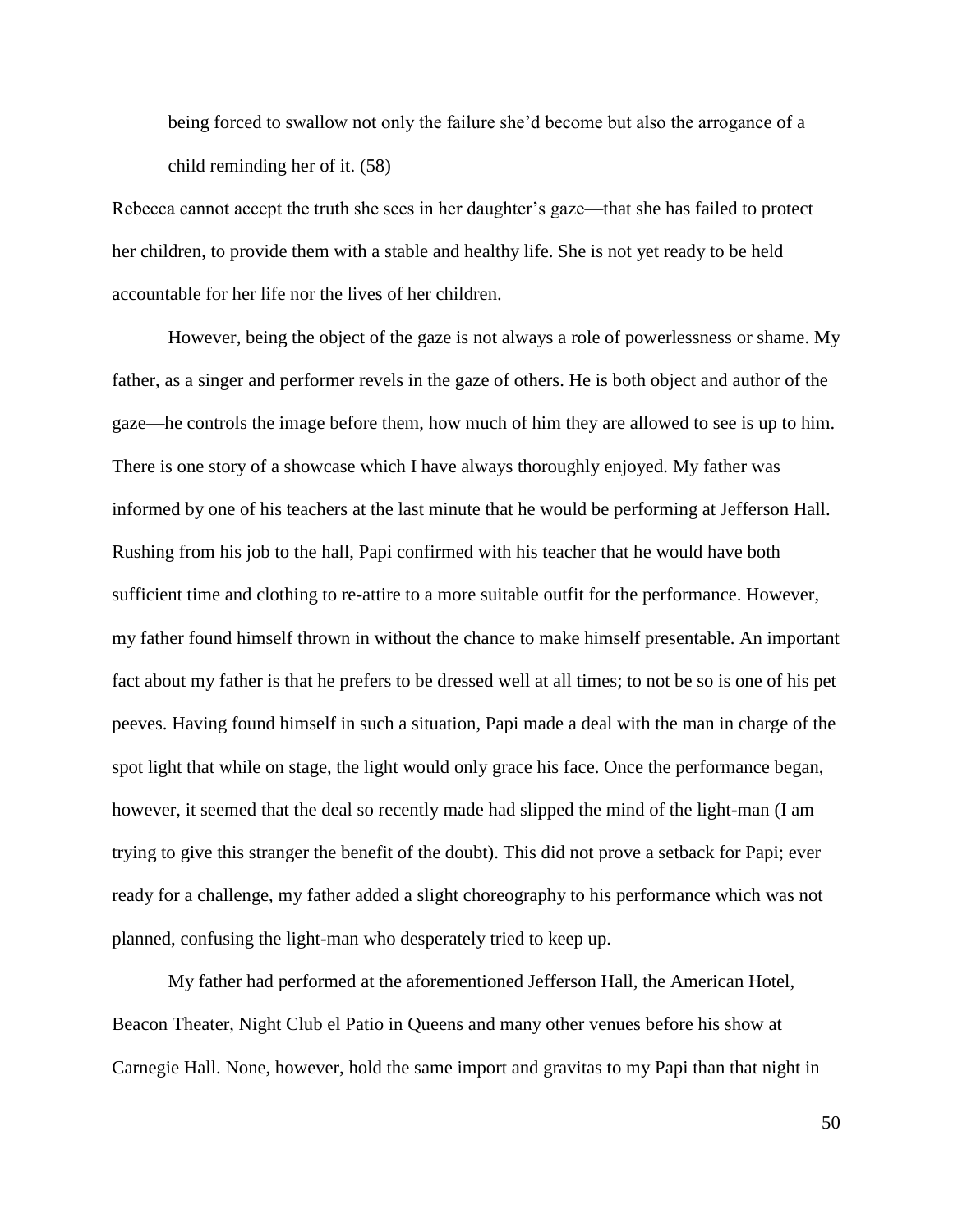being forced to swallow not only the failure she'd become but also the arrogance of a child reminding her of it. (58)

Rebecca cannot accept the truth she sees in her daughter's gaze—that she has failed to protect her children, to provide them with a stable and healthy life. She is not yet ready to be held accountable for her life nor the lives of her children.

However, being the object of the gaze is not always a role of powerlessness or shame. My father, as a singer and performer revels in the gaze of others. He is both object and author of the gaze—he controls the image before them, how much of him they are allowed to see is up to him. There is one story of a showcase which I have always thoroughly enjoyed. My father was informed by one of his teachers at the last minute that he would be performing at Jefferson Hall. Rushing from his job to the hall, Papi confirmed with his teacher that he would have both sufficient time and clothing to re-attire to a more suitable outfit for the performance. However, my father found himself thrown in without the chance to make himself presentable. An important fact about my father is that he prefers to be dressed well at all times; to not be so is one of his pet peeves. Having found himself in such a situation, Papi made a deal with the man in charge of the spot light that while on stage, the light would only grace his face. Once the performance began, however, it seemed that the deal so recently made had slipped the mind of the light-man (I am trying to give this stranger the benefit of the doubt). This did not prove a setback for Papi; ever ready for a challenge, my father added a slight choreography to his performance which was not planned, confusing the light-man who desperately tried to keep up.

My father had performed at the aforementioned Jefferson Hall, the American Hotel, Beacon Theater, Night Club el Patio in Queens and many other venues before his show at Carnegie Hall. None, however, hold the same import and gravitas to my Papi than that night in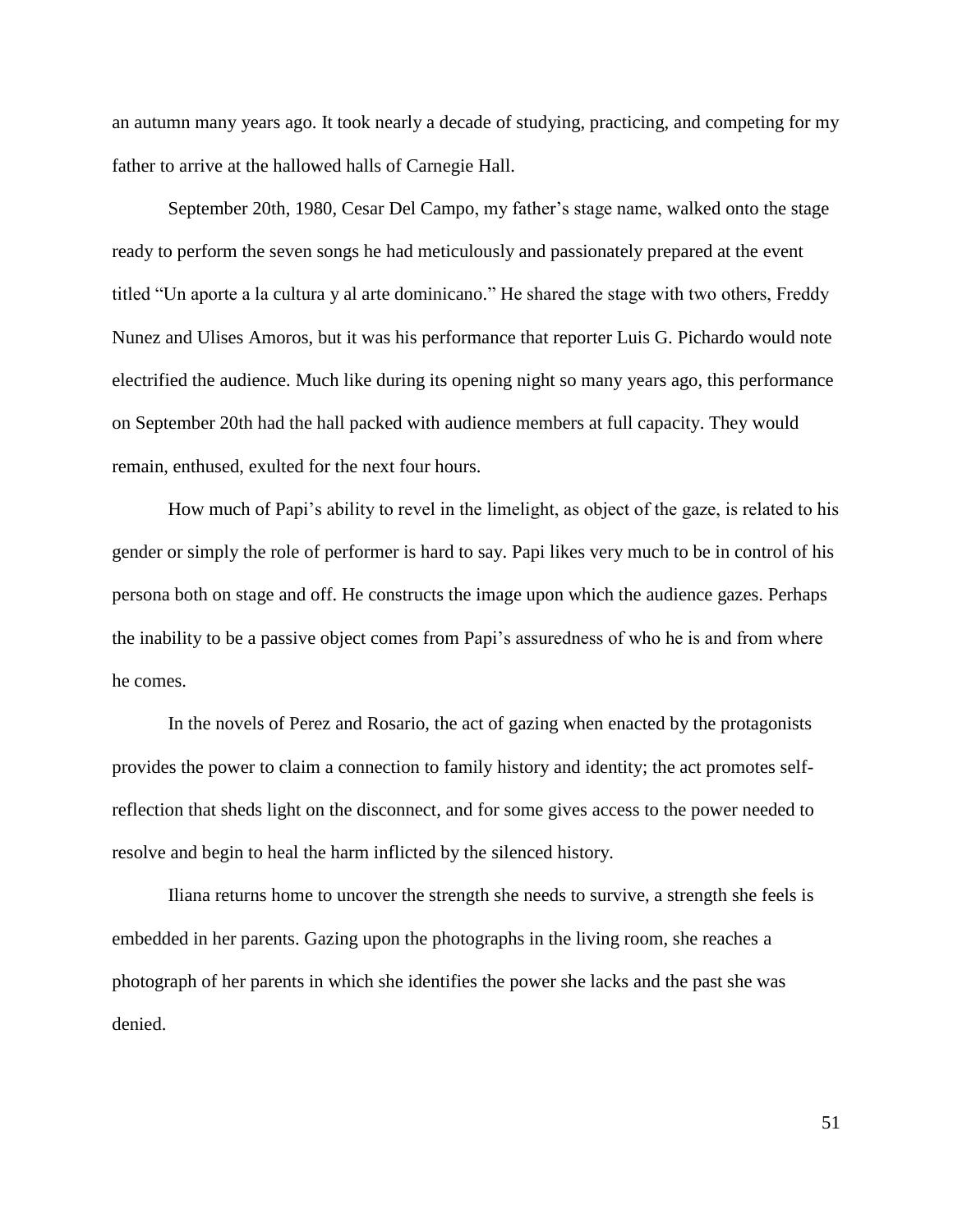an autumn many years ago. It took nearly a decade of studying, practicing, and competing for my father to arrive at the hallowed halls of Carnegie Hall.

September 20th, 1980, Cesar Del Campo, my father's stage name, walked onto the stage ready to perform the seven songs he had meticulously and passionately prepared at the event titled "Un aporte a la cultura y al arte dominicano." He shared the stage with two others, Freddy Nunez and Ulises Amoros, but it was his performance that reporter Luis G. Pichardo would note electrified the audience. Much like during its opening night so many years ago, this performance on September 20th had the hall packed with audience members at full capacity. They would remain, enthused, exulted for the next four hours.

How much of Papi's ability to revel in the limelight, as object of the gaze, is related to his gender or simply the role of performer is hard to say. Papi likes very much to be in control of his persona both on stage and off. He constructs the image upon which the audience gazes. Perhaps the inability to be a passive object comes from Papi's assuredness of who he is and from where he comes.

In the novels of Perez and Rosario, the act of gazing when enacted by the protagonists provides the power to claim a connection to family history and identity; the act promotes self-reflection that sheds light on the disconnect, and for some gives access to the power needed to resolve and begin to heal the harm inflicted by the silenced history.

Iliana returns home to uncover the strength she needs to survive, a strength she feels is embedded in her parents. Gazing upon the photographs in the living room, she reaches a photograph of her parents in which she identifies the power she lacks and the past she was denied.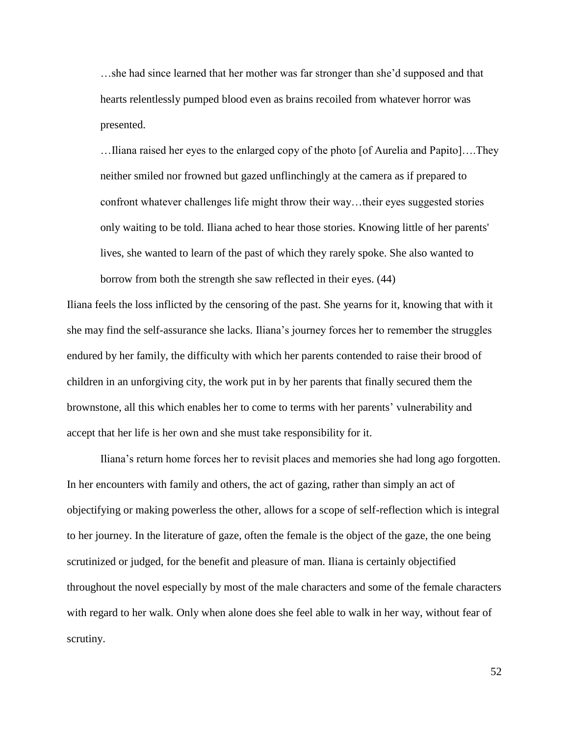> …she had since learned that her mother was far stronger than she'd supposed and that hearts relentlessly pumped blood even as brains recoiled from whatever horror was presented.
>
> …Iliana raised her eyes to the enlarged copy of the photo [of Aurelia and Papito]….They neither smiled nor frowned but gazed unflinchingly at the camera as if prepared to confront whatever challenges life might throw their way…their eyes suggested stories only waiting to be told. Iliana ached to hear those stories. Knowing little of her parents' lives, she wanted to learn of the past of which they rarely spoke. She also wanted to borrow from both the strength she saw reflected in their eyes. (44)

Iliana feels the loss inflicted by the censoring of the past. She yearns for it, knowing that with it she may find the self-assurance she lacks. Iliana's journey forces her to remember the struggles endured by her family, the difficulty with which her parents contended to raise their brood of children in an unforgiving city, the work put in by her parents that finally secured them the brownstone, all this which enables her to come to terms with her parents' vulnerability and accept that her life is her own and she must take responsibility for it.

Iliana's return home forces her to revisit places and memories she had long ago forgotten. In her encounters with family and others, the act of gazing, rather than simply an act of objectifying or making powerless the other, allows for a scope of self-reflection which is integral to her journey. In the literature of gaze, often the female is the object of the gaze, the one being scrutinized or judged, for the benefit and pleasure of man. Iliana is certainly objectified throughout the novel especially by most of the male characters and some of the female characters with regard to her walk. Only when alone does she feel able to walk in her way, without fear of scrutiny.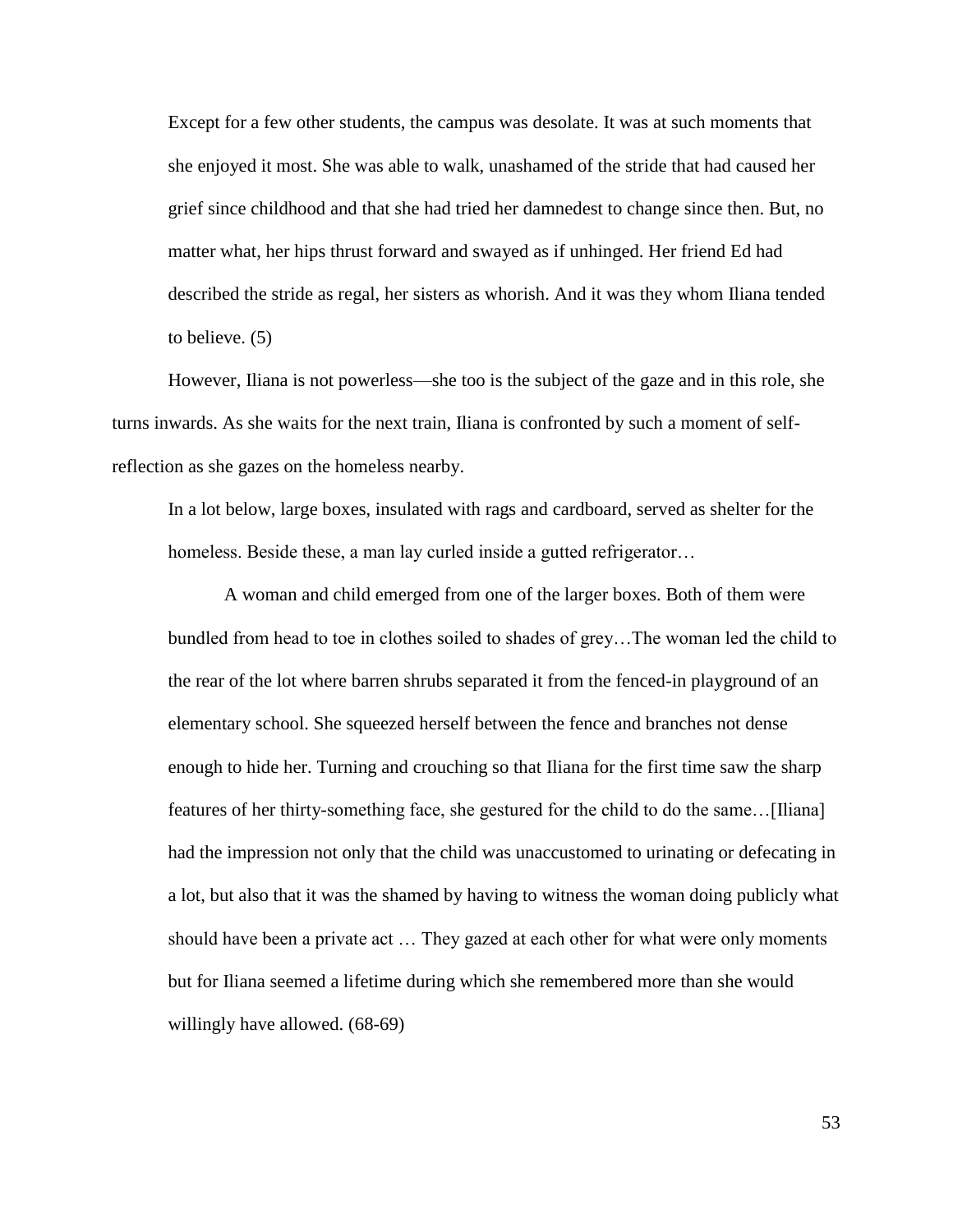> Except for a few other students, the campus was desolate. It was at such moments that she enjoyed it most. She was able to walk, unashamed of the stride that had caused her grief since childhood and that she had tried her damnedest to change since then. But, no matter what, her hips thrust forward and swayed as if unhinged. Her friend Ed had described the stride as regal, her sisters as whorish. And it was they whom Iliana tended to believe. (5)

However, Iliana is not powerless—she too is the subject of the gaze and in this role, she turns inwards. As she waits for the next train, Iliana is confronted by such a moment of self-reflection as she gazes on the homeless nearby.

> In a lot below, large boxes, insulated with rags and cardboard, served as shelter for the homeless. Beside these, a man lay curled inside a gutted refrigerator…
>
> A woman and child emerged from one of the larger boxes. Both of them were bundled from head to toe in clothes soiled to shades of grey…The woman led the child to the rear of the lot where barren shrubs separated it from the fenced-in playground of an elementary school. She squeezed herself between the fence and branches not dense enough to hide her. Turning and crouching so that Iliana for the first time saw the sharp features of her thirty-something face, she gestured for the child to do the same…[Iliana] had the impression not only that the child was unaccustomed to urinating or defecating in a lot, but also that it was the shamed by having to witness the woman doing publicly what should have been a private act … They gazed at each other for what were only moments but for Iliana seemed a lifetime during which she remembered more than she would willingly have allowed. (68-69)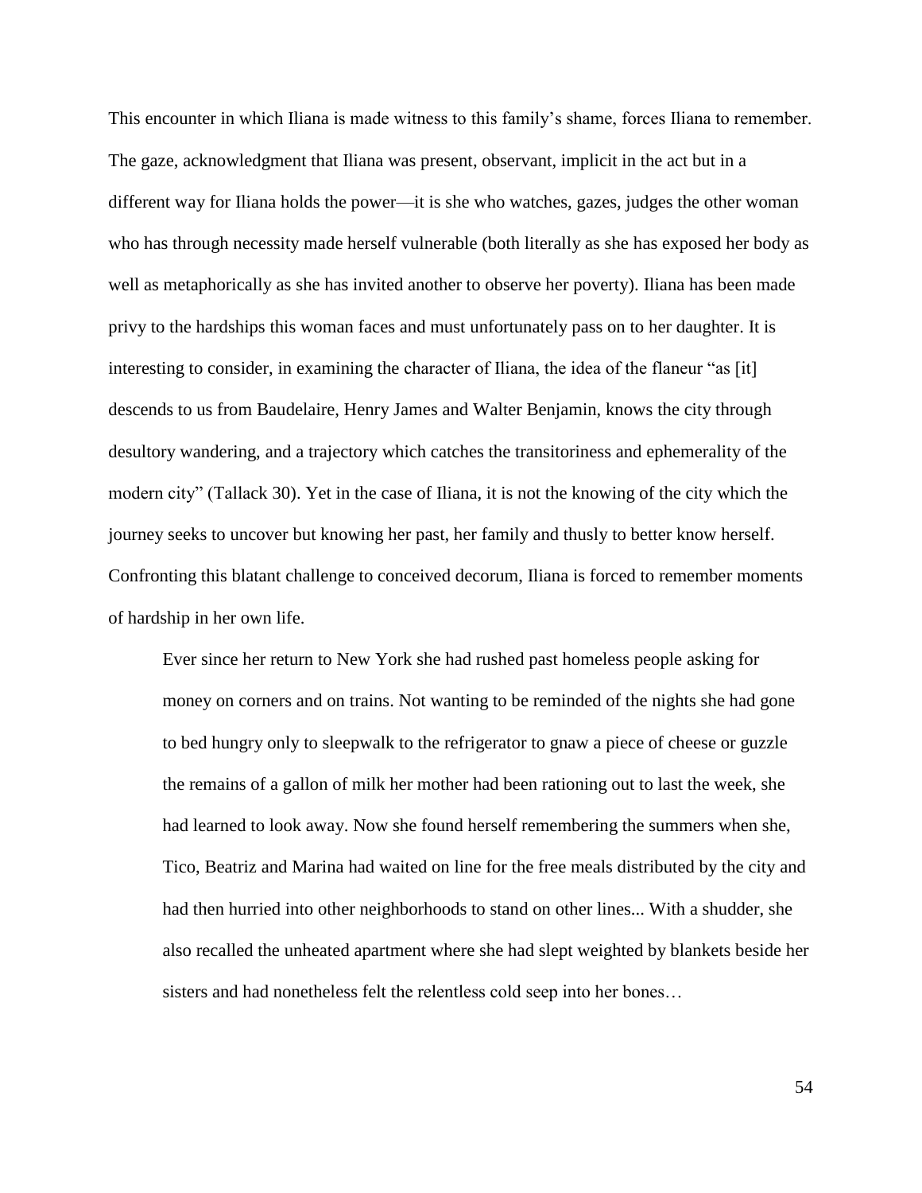This encounter in which Iliana is made witness to this family's shame, forces Iliana to remember. The gaze, acknowledgment that Iliana was present, observant, implicit in the act but in a different way for Iliana holds the power—it is she who watches, gazes, judges the other woman who has through necessity made herself vulnerable (both literally as she has exposed her body as well as metaphorically as she has invited another to observe her poverty). Iliana has been made privy to the hardships this woman faces and must unfortunately pass on to her daughter. It is interesting to consider, in examining the character of Iliana, the idea of the flaneur "as [it] descends to us from Baudelaire, Henry James and Walter Benjamin, knows the city through desultory wandering, and a trajectory which catches the transitoriness and ephemerality of the modern city" (Tallack 30). Yet in the case of Iliana, it is not the knowing of the city which the journey seeks to uncover but knowing her past, her family and thusly to better know herself. Confronting this blatant challenge to conceived decorum, Iliana is forced to remember moments of hardship in her own life.

> Ever since her return to New York she had rushed past homeless people asking for money on corners and on trains. Not wanting to be reminded of the nights she had gone to bed hungry only to sleepwalk to the refrigerator to gnaw a piece of cheese or guzzle the remains of a gallon of milk her mother had been rationing out to last the week, she had learned to look away. Now she found herself remembering the summers when she, Tico, Beatriz and Marina had waited on line for the free meals distributed by the city and had then hurried into other neighborhoods to stand on other lines... With a shudder, she also recalled the unheated apartment where she had slept weighted by blankets beside her sisters and had nonetheless felt the relentless cold seep into her bones…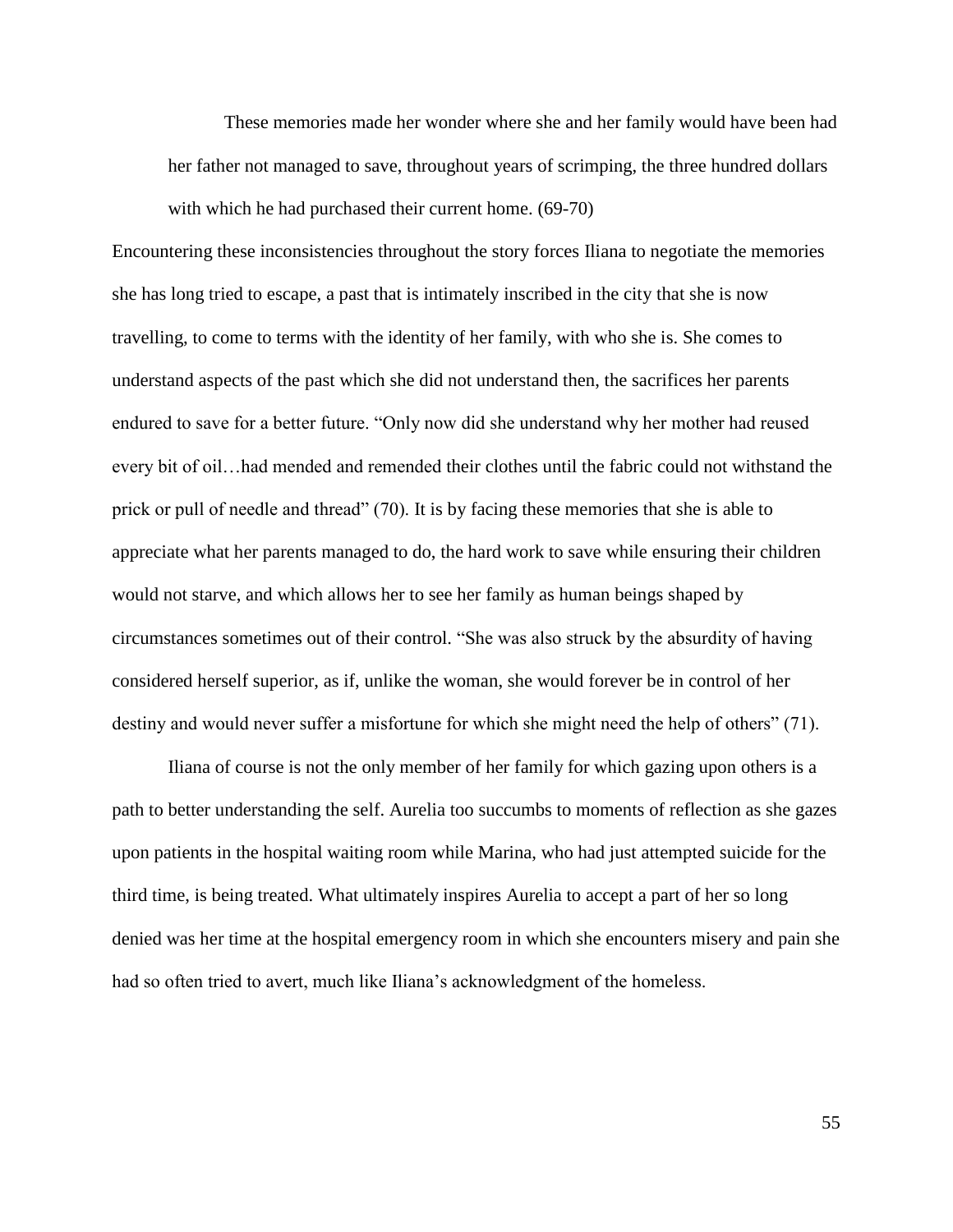> These memories made her wonder where she and her family would have been had her father not managed to save, throughout years of scrimping, the three hundred dollars with which he had purchased their current home. (69-70)

Encountering these inconsistencies throughout the story forces Iliana to negotiate the memories she has long tried to escape, a past that is intimately inscribed in the city that she is now travelling, to come to terms with the identity of her family, with who she is. She comes to understand aspects of the past which she did not understand then, the sacrifices her parents endured to save for a better future. "Only now did she understand why her mother had reused every bit of oil…had mended and remended their clothes until the fabric could not withstand the prick or pull of needle and thread" (70). It is by facing these memories that she is able to appreciate what her parents managed to do, the hard work to save while ensuring their children would not starve, and which allows her to see her family as human beings shaped by circumstances sometimes out of their control. "She was also struck by the absurdity of having considered herself superior, as if, unlike the woman, she would forever be in control of her destiny and would never suffer a misfortune for which she might need the help of others" (71).

Iliana of course is not the only member of her family for which gazing upon others is a path to better understanding the self. Aurelia too succumbs to moments of reflection as she gazes upon patients in the hospital waiting room while Marina, who had just attempted suicide for the third time, is being treated. What ultimately inspires Aurelia to accept a part of her so long denied was her time at the hospital emergency room in which she encounters misery and pain she had so often tried to avert, much like Iliana's acknowledgment of the homeless.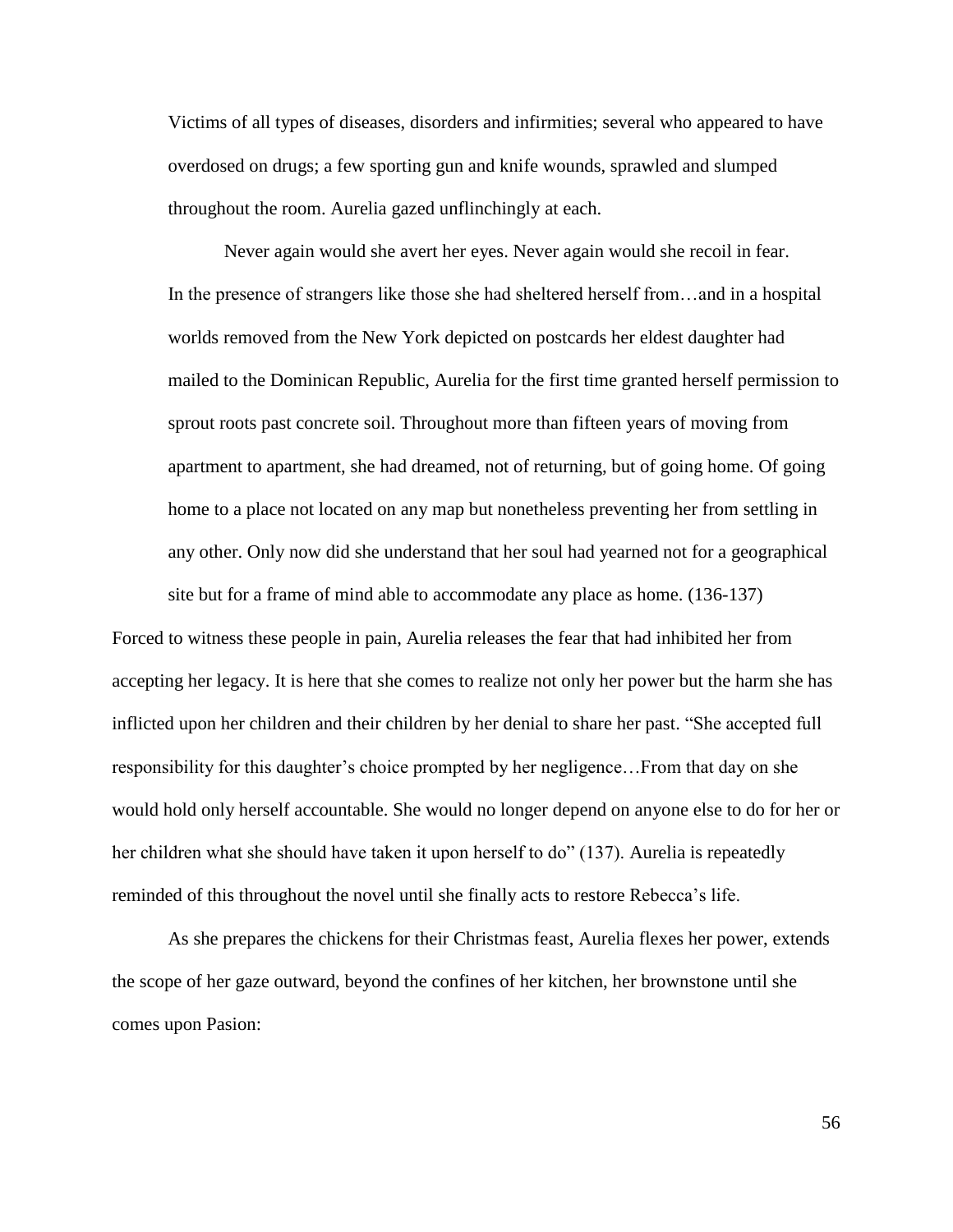> Victims of all types of diseases, disorders and infirmities; several who appeared to have overdosed on drugs; a few sporting gun and knife wounds, sprawled and slumped throughout the room. Aurelia gazed unflinchingly at each.
>
> Never again would she avert her eyes. Never again would she recoil in fear. In the presence of strangers like those she had sheltered herself from…and in a hospital worlds removed from the New York depicted on postcards her eldest daughter had mailed to the Dominican Republic, Aurelia for the first time granted herself permission to sprout roots past concrete soil. Throughout more than fifteen years of moving from apartment to apartment, she had dreamed, not of returning, but of going home. Of going home to a place not located on any map but nonetheless preventing her from settling in any other. Only now did she understand that her soul had yearned not for a geographical site but for a frame of mind able to accommodate any place as home. (136-137)

Forced to witness these people in pain, Aurelia releases the fear that had inhibited her from accepting her legacy. It is here that she comes to realize not only her power but the harm she has inflicted upon her children and their children by her denial to share her past. "She accepted full responsibility for this daughter's choice prompted by her negligence…From that day on she would hold only herself accountable. She would no longer depend on anyone else to do for her or her children what she should have taken it upon herself to do" (137). Aurelia is repeatedly reminded of this throughout the novel until she finally acts to restore Rebecca's life.

As she prepares the chickens for their Christmas feast, Aurelia flexes her power, extends the scope of her gaze outward, beyond the confines of her kitchen, her brownstone until she comes upon Pasion: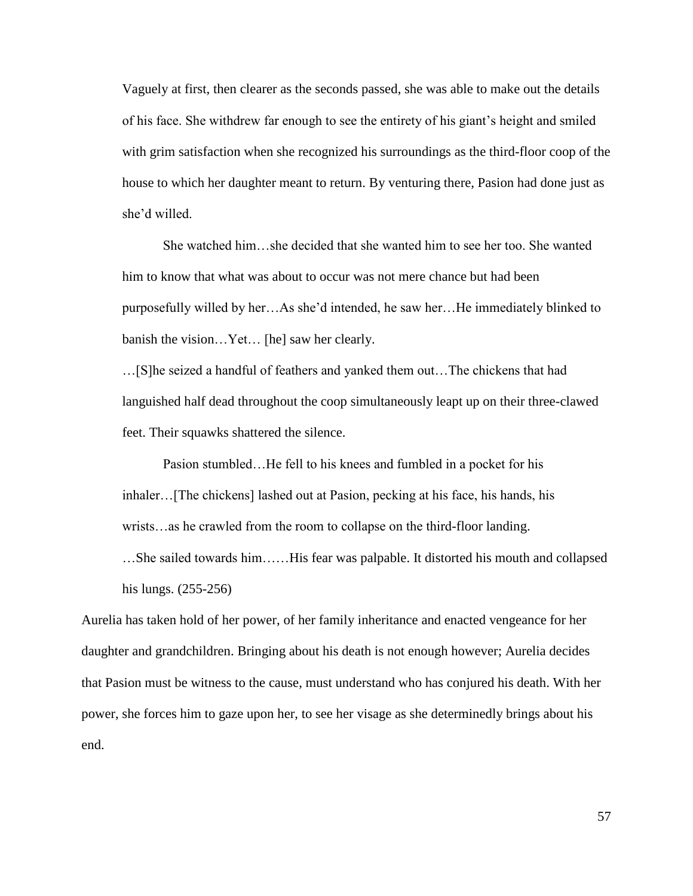> Vaguely at first, then clearer as the seconds passed, she was able to make out the details of his face. She withdrew far enough to see the entirety of his giant's height and smiled with grim satisfaction when she recognized his surroundings as the third-floor coop of the house to which her daughter meant to return. By venturing there, Pasion had done just as she'd willed.
>
> She watched him…she decided that she wanted him to see her too. She wanted him to know that what was about to occur was not mere chance but had been purposefully willed by her…As she'd intended, he saw her…He immediately blinked to banish the vision…Yet… [he] saw her clearly.
>
> …[S]he seized a handful of feathers and yanked them out…The chickens that had languished half dead throughout the coop simultaneously leapt up on their three-clawed feet. Their squawks shattered the silence.
>
> Pasion stumbled…He fell to his knees and fumbled in a pocket for his inhaler…[The chickens] lashed out at Pasion, pecking at his face, his hands, his wrists…as he crawled from the room to collapse on the third-floor landing.
>
> …She sailed towards him……His fear was palpable. It distorted his mouth and collapsed his lungs. (255-256)

Aurelia has taken hold of her power, of her family inheritance and enacted vengeance for her daughter and grandchildren. Bringing about his death is not enough however; Aurelia decides that Pasion must be witness to the cause, must understand who has conjured his death. With her power, she forces him to gaze upon her, to see her visage as she determinedly brings about his end.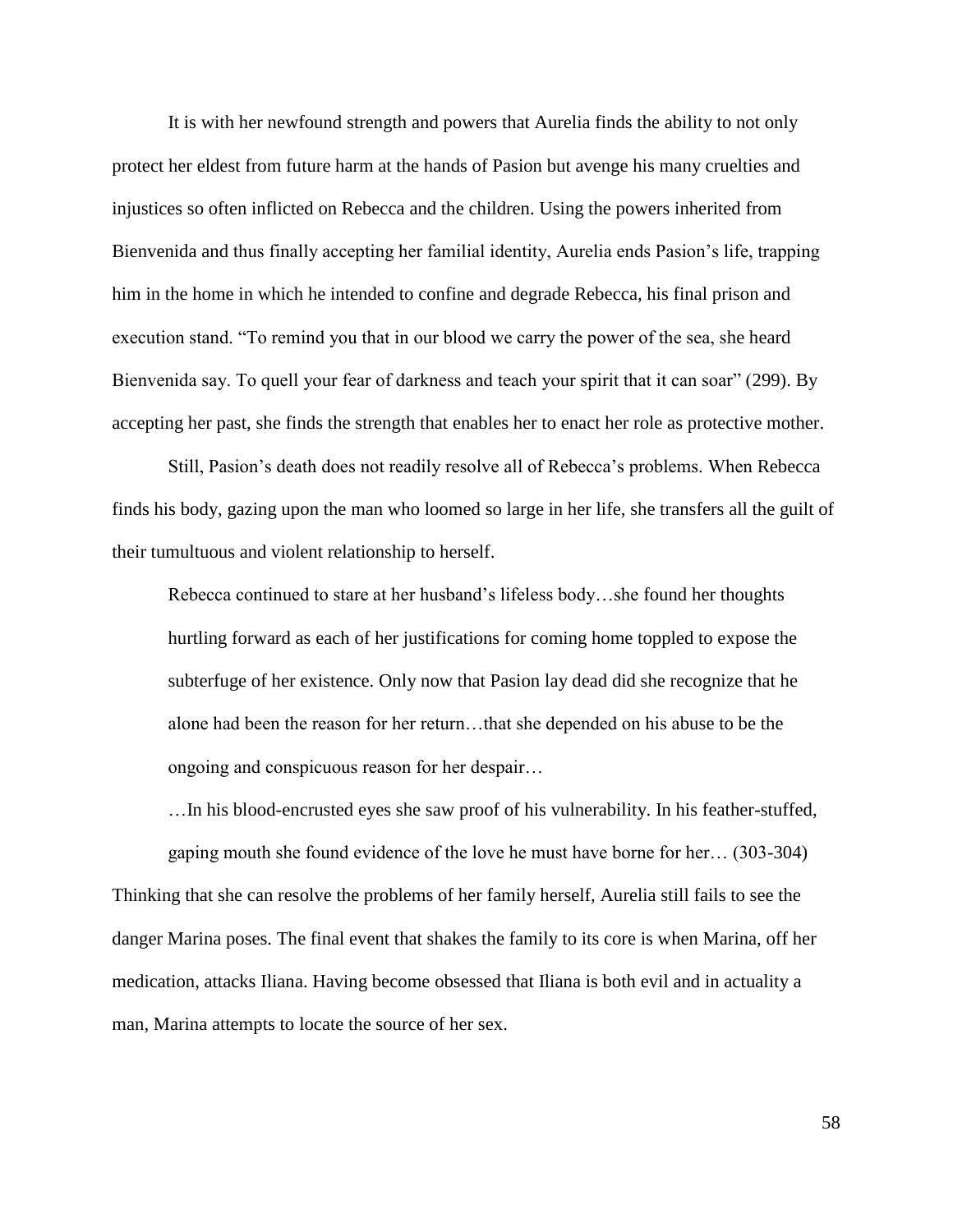It is with her newfound strength and powers that Aurelia finds the ability to not only protect her eldest from future harm at the hands of Pasion but avenge his many cruelties and injustices so often inflicted on Rebecca and the children. Using the powers inherited from Bienvenida and thus finally accepting her familial identity, Aurelia ends Pasion's life, trapping him in the home in which he intended to confine and degrade Rebecca, his final prison and execution stand. "To remind you that in our blood we carry the power of the sea, she heard Bienvenida say. To quell your fear of darkness and teach your spirit that it can soar" (299). By accepting her past, she finds the strength that enables her to enact her role as protective mother.

Still, Pasion's death does not readily resolve all of Rebecca's problems. When Rebecca finds his body, gazing upon the man who loomed so large in her life, she transfers all the guilt of their tumultuous and violent relationship to herself.

> Rebecca continued to stare at her husband's lifeless body…she found her thoughts hurtling forward as each of her justifications for coming home toppled to expose the subterfuge of her existence. Only now that Pasion lay dead did she recognize that he alone had been the reason for her return…that she depended on his abuse to be the ongoing and conspicuous reason for her despair…
>
> …In his blood-encrusted eyes she saw proof of his vulnerability. In his feather-stuffed, gaping mouth she found evidence of the love he must have borne for her… (303-304)

Thinking that she can resolve the problems of her family herself, Aurelia still fails to see the danger Marina poses. The final event that shakes the family to its core is when Marina, off her medication, attacks Iliana. Having become obsessed that Iliana is both evil and in actuality a man, Marina attempts to locate the source of her sex.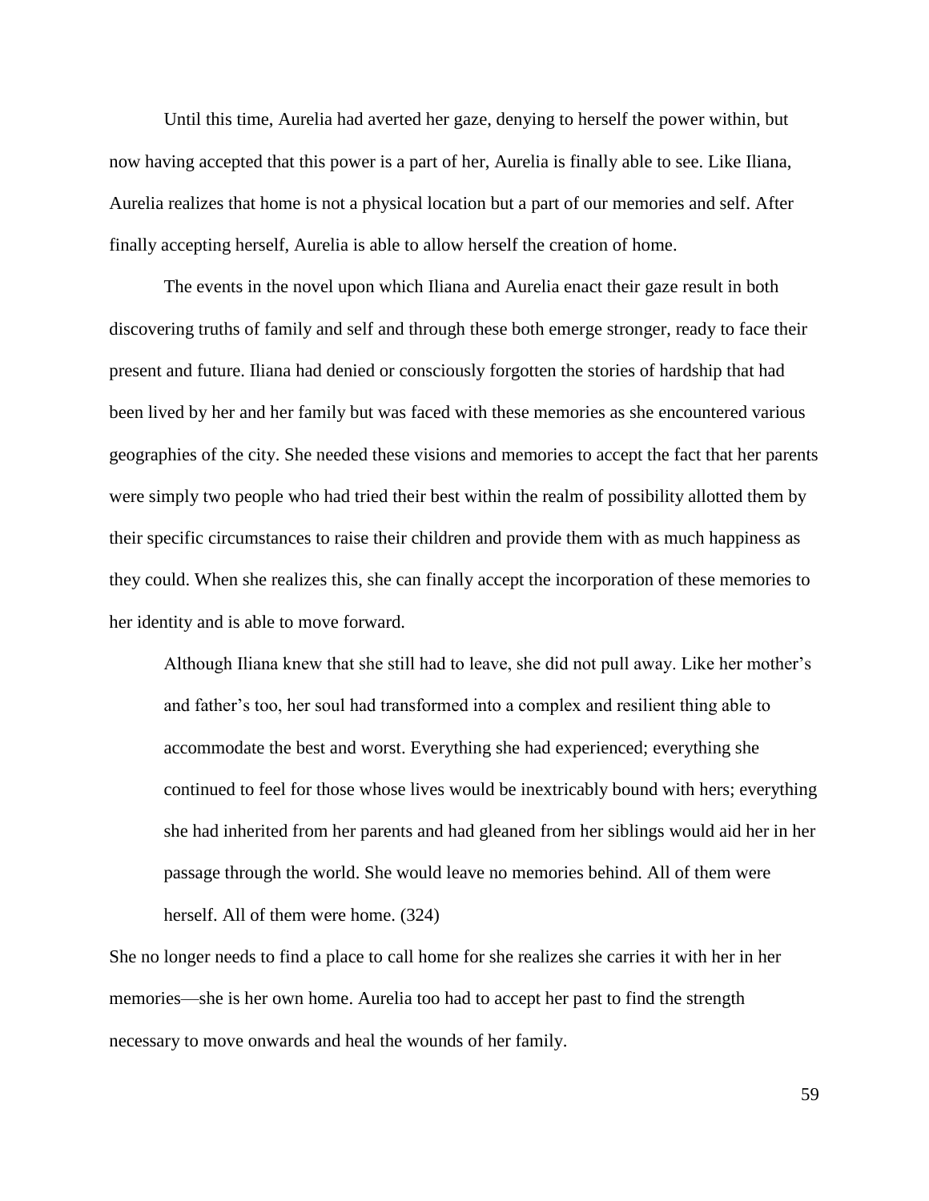Until this time, Aurelia had averted her gaze, denying to herself the power within, but now having accepted that this power is a part of her, Aurelia is finally able to see. Like Iliana, Aurelia realizes that home is not a physical location but a part of our memories and self. After finally accepting herself, Aurelia is able to allow herself the creation of home.

The events in the novel upon which Iliana and Aurelia enact their gaze result in both discovering truths of family and self and through these both emerge stronger, ready to face their present and future. Iliana had denied or consciously forgotten the stories of hardship that had been lived by her and her family but was faced with these memories as she encountered various geographies of the city. She needed these visions and memories to accept the fact that her parents were simply two people who had tried their best within the realm of possibility allotted them by their specific circumstances to raise their children and provide them with as much happiness as they could. When she realizes this, she can finally accept the incorporation of these memories to her identity and is able to move forward.

> Although Iliana knew that she still had to leave, she did not pull away. Like her mother's and father's too, her soul had transformed into a complex and resilient thing able to accommodate the best and worst. Everything she had experienced; everything she continued to feel for those whose lives would be inextricably bound with hers; everything she had inherited from her parents and had gleaned from her siblings would aid her in her passage through the world. She would leave no memories behind. All of them were herself. All of them were home. (324)

She no longer needs to find a place to call home for she realizes she carries it with her in her memories—she is her own home. Aurelia too had to accept her past to find the strength necessary to move onwards and heal the wounds of her family.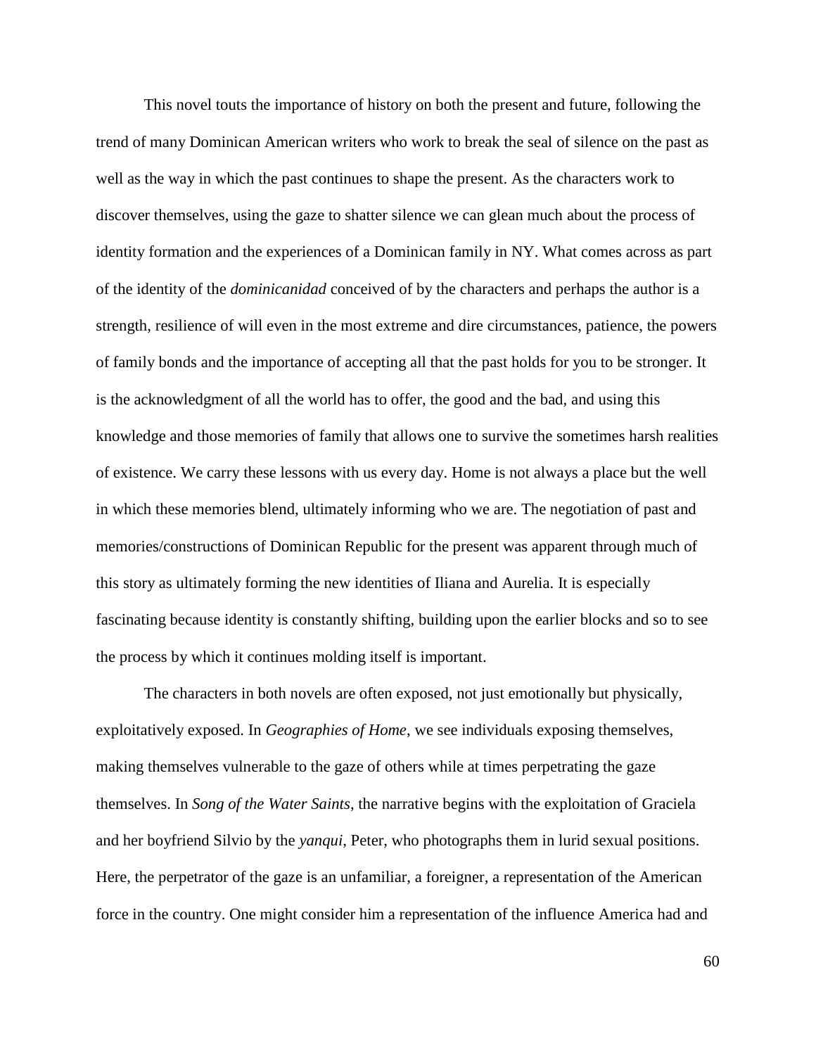This novel touts the importance of history on both the present and future, following the trend of many Dominican American writers who work to break the seal of silence on the past as well as the way in which the past continues to shape the present. As the characters work to discover themselves, using the gaze to shatter silence we can glean much about the process of identity formation and the experiences of a Dominican family in NY. What comes across as part of the identity of the *dominicanidad* conceived of by the characters and perhaps the author is a strength, resilience of will even in the most extreme and dire circumstances, patience, the powers of family bonds and the importance of accepting all that the past holds for you to be stronger. It is the acknowledgment of all the world has to offer, the good and the bad, and using this knowledge and those memories of family that allows one to survive the sometimes harsh realities of existence. We carry these lessons with us every day. Home is not always a place but the well in which these memories blend, ultimately informing who we are. The negotiation of past and memories/constructions of Dominican Republic for the present was apparent through much of this story as ultimately forming the new identities of Iliana and Aurelia. It is especially fascinating because identity is constantly shifting, building upon the earlier blocks and so to see the process by which it continues molding itself is important.

The characters in both novels are often exposed, not just emotionally but physically, exploitatively exposed. In *Geographies of Home*, we see individuals exposing themselves, making themselves vulnerable to the gaze of others while at times perpetrating the gaze themselves. In *Song of the Water Saints*, the narrative begins with the exploitation of Graciela and her boyfriend Silvio by the *yanqui*, Peter, who photographs them in lurid sexual positions. Here, the perpetrator of the gaze is an unfamiliar, a foreigner, a representation of the American force in the country. One might consider him a representation of the influence America had and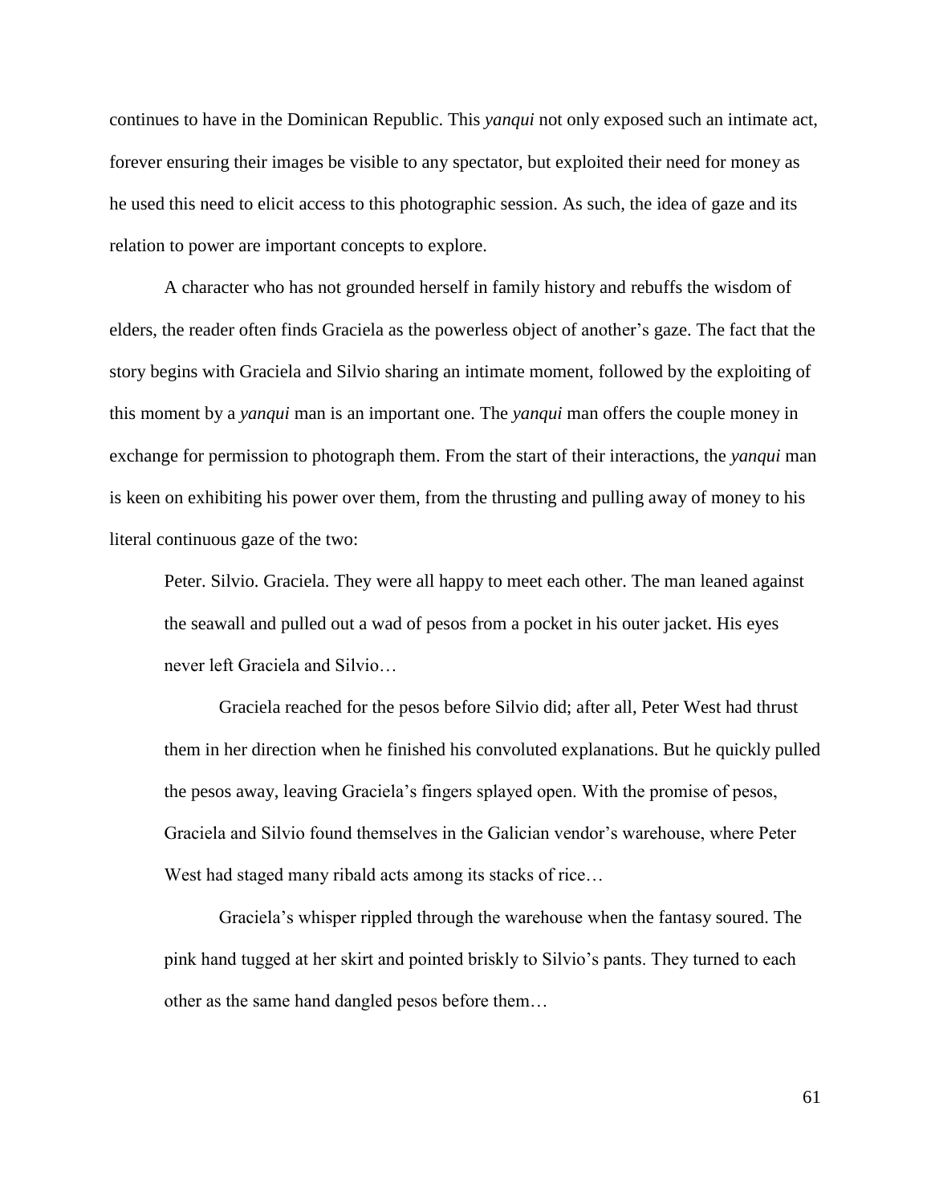continues to have in the Dominican Republic. This *yanqui* not only exposed such an intimate act, forever ensuring their images be visible to any spectator, but exploited their need for money as he used this need to elicit access to this photographic session. As such, the idea of gaze and its relation to power are important concepts to explore.

A character who has not grounded herself in family history and rebuffs the wisdom of elders, the reader often finds Graciela as the powerless object of another's gaze. The fact that the story begins with Graciela and Silvio sharing an intimate moment, followed by the exploiting of this moment by a *yanqui* man is an important one. The *yanqui* man offers the couple money in exchange for permission to photograph them. From the start of their interactions, the *yanqui* man is keen on exhibiting his power over them, from the thrusting and pulling away of money to his literal continuous gaze of the two:

> Peter. Silvio. Graciela. They were all happy to meet each other. The man leaned against the seawall and pulled out a wad of pesos from a pocket in his outer jacket. His eyes never left Graciela and Silvio…
>
> Graciela reached for the pesos before Silvio did; after all, Peter West had thrust them in her direction when he finished his convoluted explanations. But he quickly pulled the pesos away, leaving Graciela's fingers splayed open. With the promise of pesos, Graciela and Silvio found themselves in the Galician vendor's warehouse, where Peter West had staged many ribald acts among its stacks of rice…
>
> Graciela's whisper rippled through the warehouse when the fantasy soured. The pink hand tugged at her skirt and pointed briskly to Silvio's pants. They turned to each other as the same hand dangled pesos before them…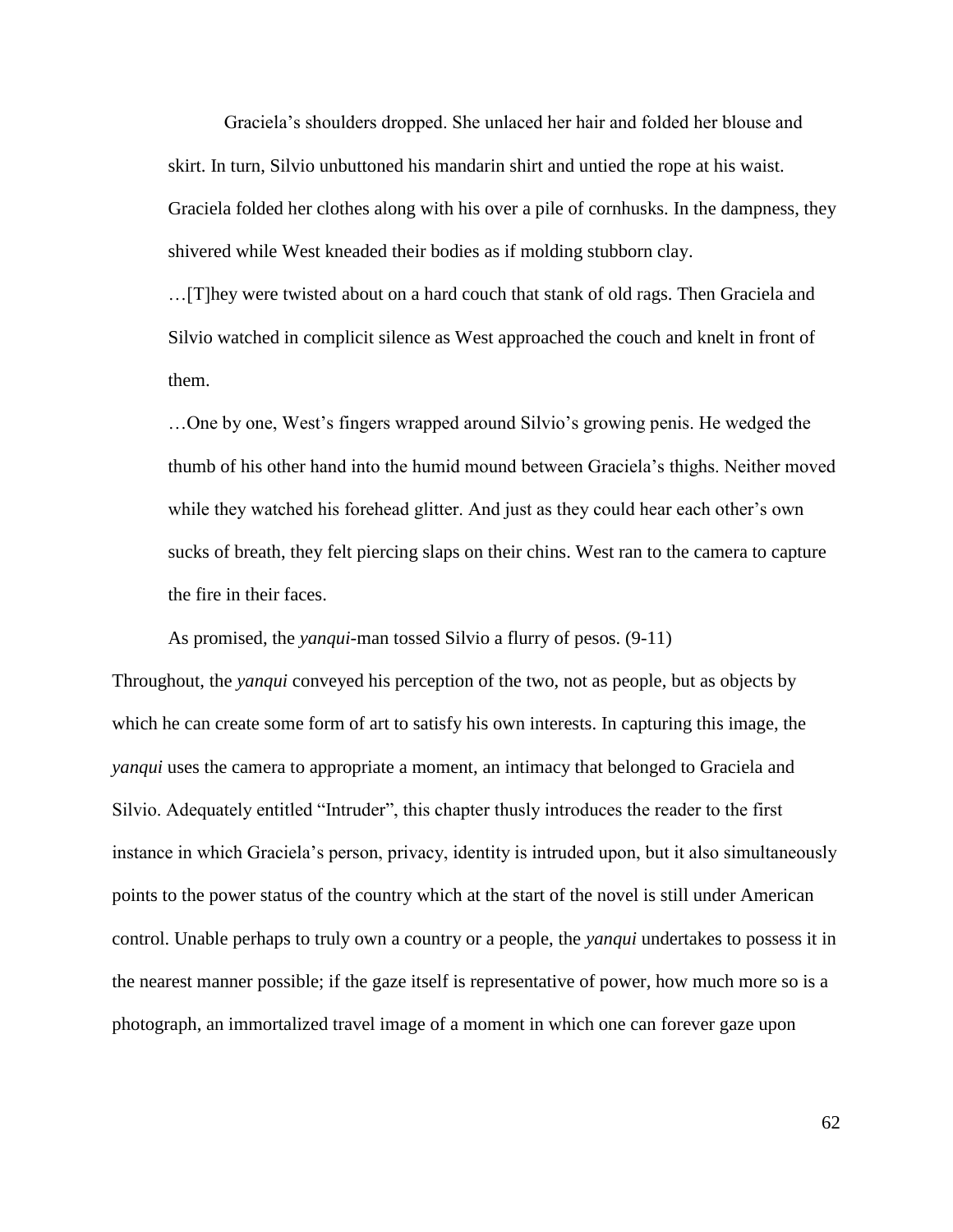> Graciela's shoulders dropped. She unlaced her hair and folded her blouse and skirt. In turn, Silvio unbuttoned his mandarin shirt and untied the rope at his waist. Graciela folded her clothes along with his over a pile of cornhusks. In the dampness, they shivered while West kneaded their bodies as if molding stubborn clay.
>
> …[T]hey were twisted about on a hard couch that stank of old rags. Then Graciela and Silvio watched in complicit silence as West approached the couch and knelt in front of them.
>
> …One by one, West's fingers wrapped around Silvio's growing penis. He wedged the thumb of his other hand into the humid mound between Graciela's thighs. Neither moved while they watched his forehead glitter. And just as they could hear each other's own sucks of breath, they felt piercing slaps on their chins. West ran to the camera to capture the fire in their faces.
>
> As promised, the *yanqui*-man tossed Silvio a flurry of pesos. (9-11)

Throughout, the *yanqui* conveyed his perception of the two, not as people, but as objects by which he can create some form of art to satisfy his own interests. In capturing this image, the *yanqui* uses the camera to appropriate a moment, an intimacy that belonged to Graciela and Silvio. Adequately entitled "Intruder", this chapter thusly introduces the reader to the first instance in which Graciela's person, privacy, identity is intruded upon, but it also simultaneously points to the power status of the country which at the start of the novel is still under American control. Unable perhaps to truly own a country or a people, the *yanqui* undertakes to possess it in the nearest manner possible; if the gaze itself is representative of power, how much more so is a photograph, an immortalized travel image of a moment in which one can forever gaze upon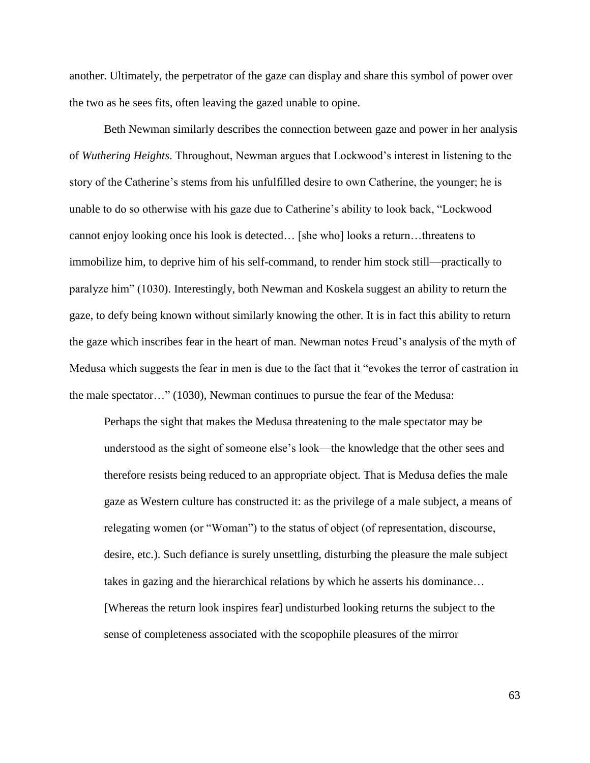another. Ultimately, the perpetrator of the gaze can display and share this symbol of power over the two as he sees fits, often leaving the gazed unable to opine.

Beth Newman similarly describes the connection between gaze and power in her analysis of *Wuthering Heights*. Throughout, Newman argues that Lockwood's interest in listening to the story of the Catherine's stems from his unfulfilled desire to own Catherine, the younger; he is unable to do so otherwise with his gaze due to Catherine's ability to look back, "Lockwood cannot enjoy looking once his look is detected… [she who] looks a return…threatens to immobilize him, to deprive him of his self-command, to render him stock still—practically to paralyze him" (1030). Interestingly, both Newman and Koskela suggest an ability to return the gaze, to defy being known without similarly knowing the other. It is in fact this ability to return the gaze which inscribes fear in the heart of man. Newman notes Freud's analysis of the myth of Medusa which suggests the fear in men is due to the fact that it "evokes the terror of castration in the male spectator…" (1030), Newman continues to pursue the fear of the Medusa:

> Perhaps the sight that makes the Medusa threatening to the male spectator may be understood as the sight of someone else's look—the knowledge that the other sees and therefore resists being reduced to an appropriate object. That is Medusa defies the male gaze as Western culture has constructed it: as the privilege of a male subject, a means of relegating women (or "Woman") to the status of object (of representation, discourse, desire, etc.). Such defiance is surely unsettling, disturbing the pleasure the male subject takes in gazing and the hierarchical relations by which he asserts his dominance… [Whereas the return look inspires fear] undisturbed looking returns the subject to the sense of completeness associated with the scopophile pleasures of the mirror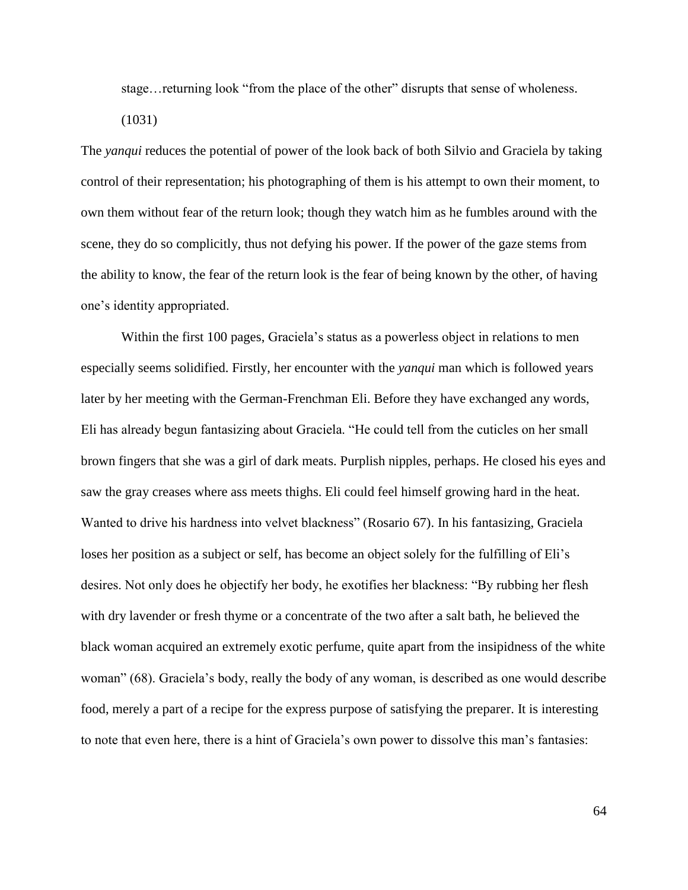> stage…returning look "from the place of the other" disrupts that sense of wholeness. (1031)

The *yanqui* reduces the potential of power of the look back of both Silvio and Graciela by taking control of their representation; his photographing of them is his attempt to own their moment, to own them without fear of the return look; though they watch him as he fumbles around with the scene, they do so complicitly, thus not defying his power. If the power of the gaze stems from the ability to know, the fear of the return look is the fear of being known by the other, of having one's identity appropriated.

Within the first 100 pages, Graciela's status as a powerless object in relations to men especially seems solidified. Firstly, her encounter with the *yanqui* man which is followed years later by her meeting with the German-Frenchman Eli. Before they have exchanged any words, Eli has already begun fantasizing about Graciela. "He could tell from the cuticles on her small brown fingers that she was a girl of dark meats. Purplish nipples, perhaps. He closed his eyes and saw the gray creases where ass meets thighs. Eli could feel himself growing hard in the heat. Wanted to drive his hardness into velvet blackness" (Rosario 67). In his fantasizing, Graciela loses her position as a subject or self, has become an object solely for the fulfilling of Eli's desires. Not only does he objectify her body, he exotifies her blackness: "By rubbing her flesh with dry lavender or fresh thyme or a concentrate of the two after a salt bath, he believed the black woman acquired an extremely exotic perfume, quite apart from the insipidness of the white woman" (68). Graciela's body, really the body of any woman, is described as one would describe food, merely a part of a recipe for the express purpose of satisfying the preparer. It is interesting to note that even here, there is a hint of Graciela's own power to dissolve this man's fantasies: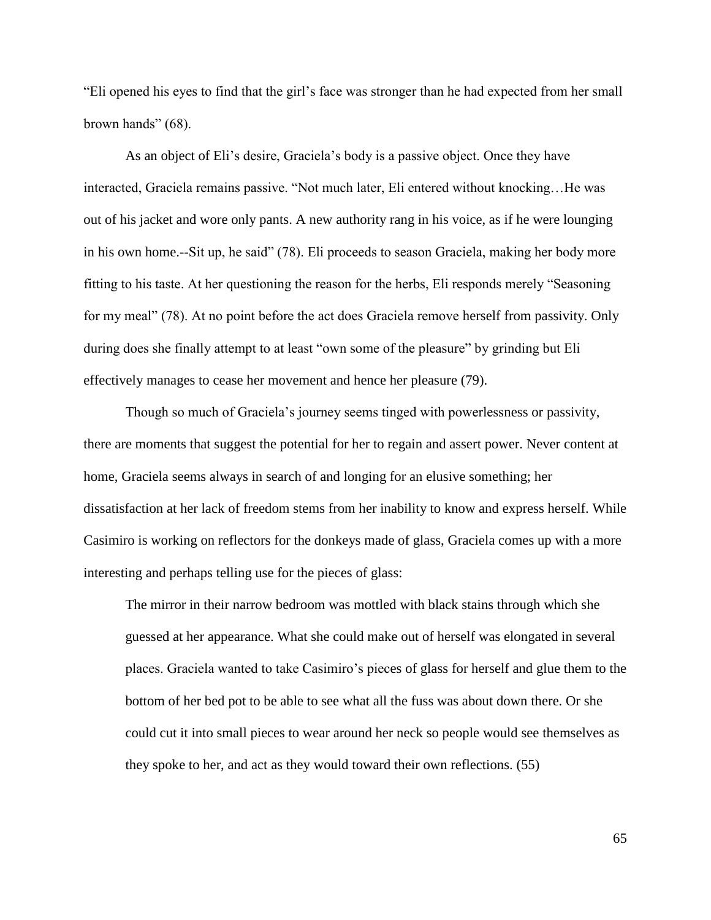"Eli opened his eyes to find that the girl's face was stronger than he had expected from her small brown hands" (68).

As an object of Eli's desire, Graciela's body is a passive object. Once they have interacted, Graciela remains passive. "Not much later, Eli entered without knocking…He was out of his jacket and wore only pants. A new authority rang in his voice, as if he were lounging in his own home.--Sit up, he said" (78). Eli proceeds to season Graciela, making her body more fitting to his taste. At her questioning the reason for the herbs, Eli responds merely "Seasoning for my meal" (78). At no point before the act does Graciela remove herself from passivity. Only during does she finally attempt to at least "own some of the pleasure" by grinding but Eli effectively manages to cease her movement and hence her pleasure (79).

Though so much of Graciela's journey seems tinged with powerlessness or passivity, there are moments that suggest the potential for her to regain and assert power. Never content at home, Graciela seems always in search of and longing for an elusive something; her dissatisfaction at her lack of freedom stems from her inability to know and express herself. While Casimiro is working on reflectors for the donkeys made of glass, Graciela comes up with a more interesting and perhaps telling use for the pieces of glass:

> The mirror in their narrow bedroom was mottled with black stains through which she guessed at her appearance. What she could make out of herself was elongated in several places. Graciela wanted to take Casimiro's pieces of glass for herself and glue them to the bottom of her bed pot to be able to see what all the fuss was about down there. Or she could cut it into small pieces to wear around her neck so people would see themselves as they spoke to her, and act as they would toward their own reflections. (55)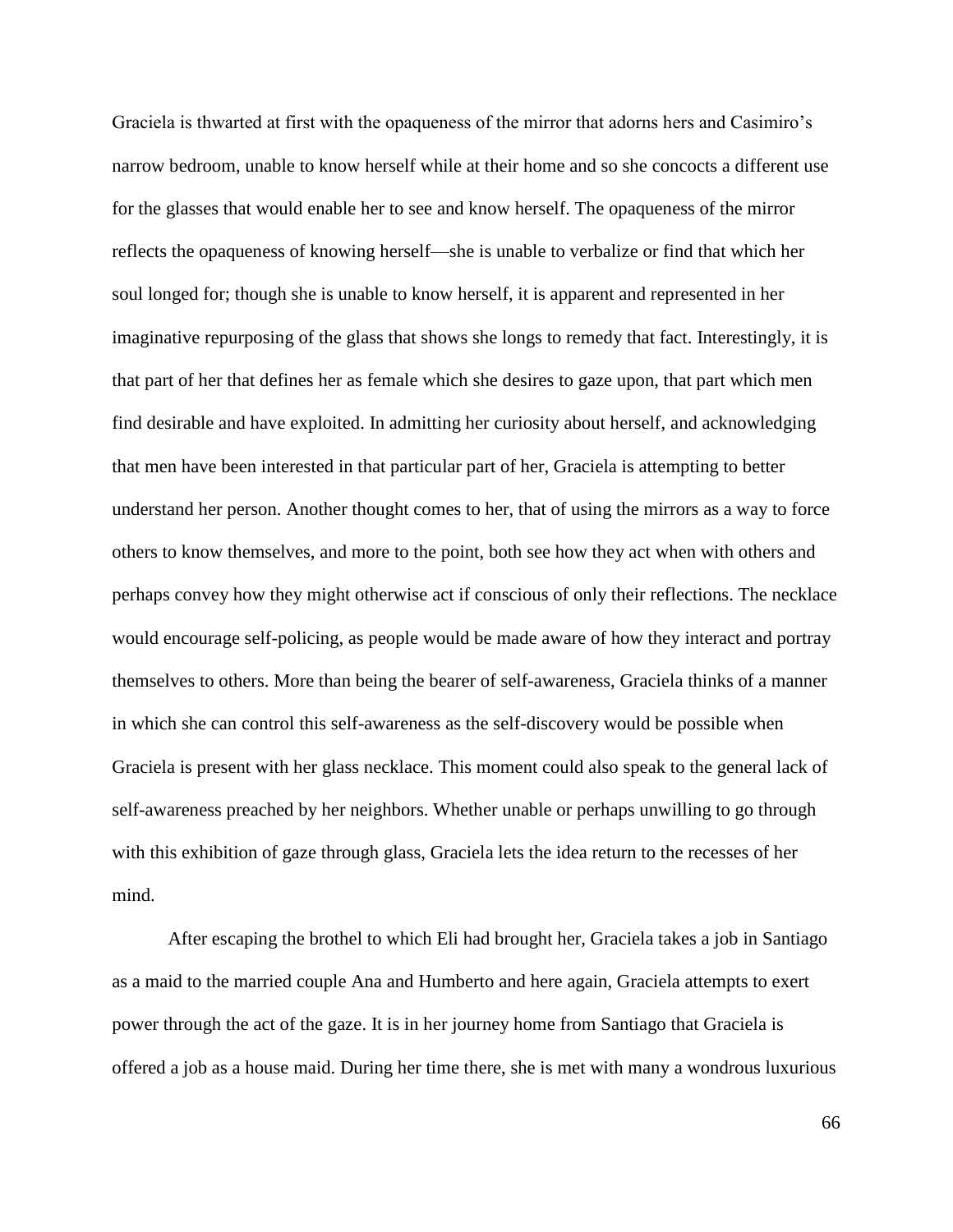Graciela is thwarted at first with the opaqueness of the mirror that adorns hers and Casimiro's narrow bedroom, unable to know herself while at their home and so she concocts a different use for the glasses that would enable her to see and know herself. The opaqueness of the mirror reflects the opaqueness of knowing herself—she is unable to verbalize or find that which her soul longed for; though she is unable to know herself, it is apparent and represented in her imaginative repurposing of the glass that shows she longs to remedy that fact. Interestingly, it is that part of her that defines her as female which she desires to gaze upon, that part which men find desirable and have exploited. In admitting her curiosity about herself, and acknowledging that men have been interested in that particular part of her, Graciela is attempting to better understand her person. Another thought comes to her, that of using the mirrors as a way to force others to know themselves, and more to the point, both see how they act when with others and perhaps convey how they might otherwise act if conscious of only their reflections. The necklace would encourage self-policing, as people would be made aware of how they interact and portray themselves to others. More than being the bearer of self-awareness, Graciela thinks of a manner in which she can control this self-awareness as the self-discovery would be possible when Graciela is present with her glass necklace. This moment could also speak to the general lack of self-awareness preached by her neighbors. Whether unable or perhaps unwilling to go through with this exhibition of gaze through glass, Graciela lets the idea return to the recesses of her mind.

After escaping the brothel to which Eli had brought her, Graciela takes a job in Santiago as a maid to the married couple Ana and Humberto and here again, Graciela attempts to exert power through the act of the gaze. It is in her journey home from Santiago that Graciela is offered a job as a house maid. During her time there, she is met with many a wondrous luxurious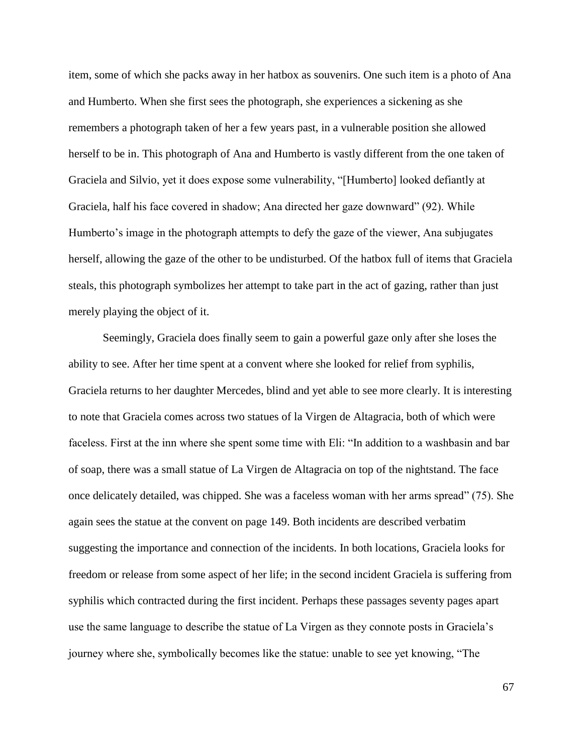item, some of which she packs away in her hatbox as souvenirs. One such item is a photo of Ana and Humberto. When she first sees the photograph, she experiences a sickening as she remembers a photograph taken of her a few years past, in a vulnerable position she allowed herself to be in. This photograph of Ana and Humberto is vastly different from the one taken of Graciela and Silvio, yet it does expose some vulnerability, "[Humberto] looked defiantly at Graciela, half his face covered in shadow; Ana directed her gaze downward" (92). While Humberto's image in the photograph attempts to defy the gaze of the viewer, Ana subjugates herself, allowing the gaze of the other to be undisturbed. Of the hatbox full of items that Graciela steals, this photograph symbolizes her attempt to take part in the act of gazing, rather than just merely playing the object of it.

Seemingly, Graciela does finally seem to gain a powerful gaze only after she loses the ability to see. After her time spent at a convent where she looked for relief from syphilis, Graciela returns to her daughter Mercedes, blind and yet able to see more clearly. It is interesting to note that Graciela comes across two statues of la Virgen de Altagracia, both of which were faceless. First at the inn where she spent some time with Eli: "In addition to a washbasin and bar of soap, there was a small statue of La Virgen de Altagracia on top of the nightstand. The face once delicately detailed, was chipped. She was a faceless woman with her arms spread" (75). She again sees the statue at the convent on page 149. Both incidents are described verbatim suggesting the importance and connection of the incidents. In both locations, Graciela looks for freedom or release from some aspect of her life; in the second incident Graciela is suffering from syphilis which contracted during the first incident. Perhaps these passages seventy pages apart use the same language to describe the statue of La Virgen as they connote posts in Graciela's journey where she, symbolically becomes like the statue: unable to see yet knowing, "The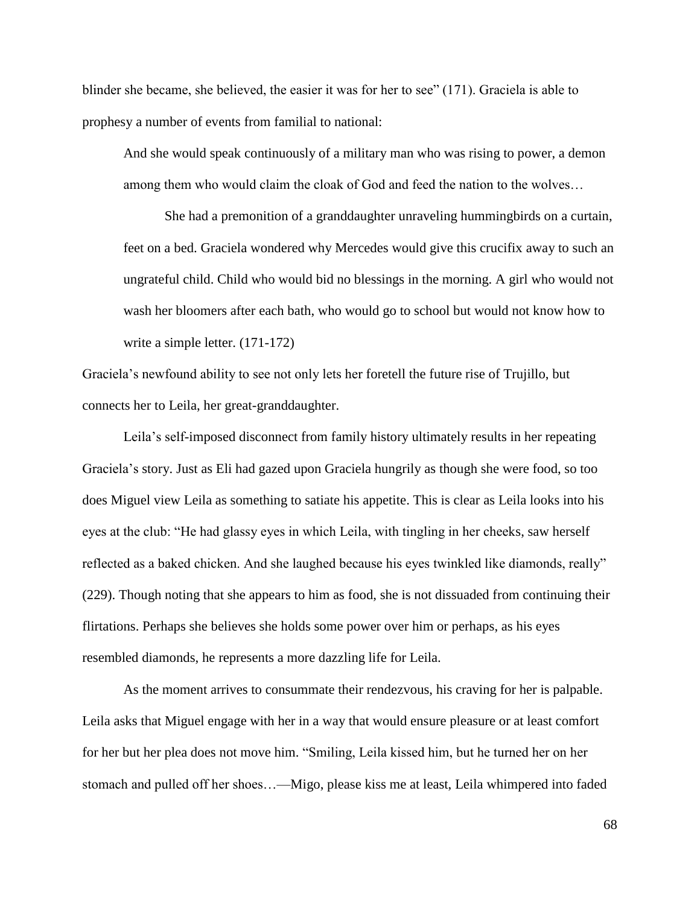blinder she became, she believed, the easier it was for her to see" (171). Graciela is able to prophesy a number of events from familial to national:

> And she would speak continuously of a military man who was rising to power, a demon among them who would claim the cloak of God and feed the nation to the wolves…
>
> She had a premonition of a granddaughter unraveling hummingbirds on a curtain, feet on a bed. Graciela wondered why Mercedes would give this crucifix away to such an ungrateful child. Child who would bid no blessings in the morning. A girl who would not wash her bloomers after each bath, who would go to school but would not know how to write a simple letter. (171-172)

Graciela's newfound ability to see not only lets her foretell the future rise of Trujillo, but connects her to Leila, her great-granddaughter.

Leila's self-imposed disconnect from family history ultimately results in her repeating Graciela's story. Just as Eli had gazed upon Graciela hungrily as though she were food, so too does Miguel view Leila as something to satiate his appetite. This is clear as Leila looks into his eyes at the club: "He had glassy eyes in which Leila, with tingling in her cheeks, saw herself reflected as a baked chicken. And she laughed because his eyes twinkled like diamonds, really" (229). Though noting that she appears to him as food, she is not dissuaded from continuing their flirtations. Perhaps she believes she holds some power over him or perhaps, as his eyes resembled diamonds, he represents a more dazzling life for Leila.

As the moment arrives to consummate their rendezvous, his craving for her is palpable. Leila asks that Miguel engage with her in a way that would ensure pleasure or at least comfort for her but her plea does not move him. "Smiling, Leila kissed him, but he turned her on her stomach and pulled off her shoes…—Migo, please kiss me at least, Leila whimpered into faded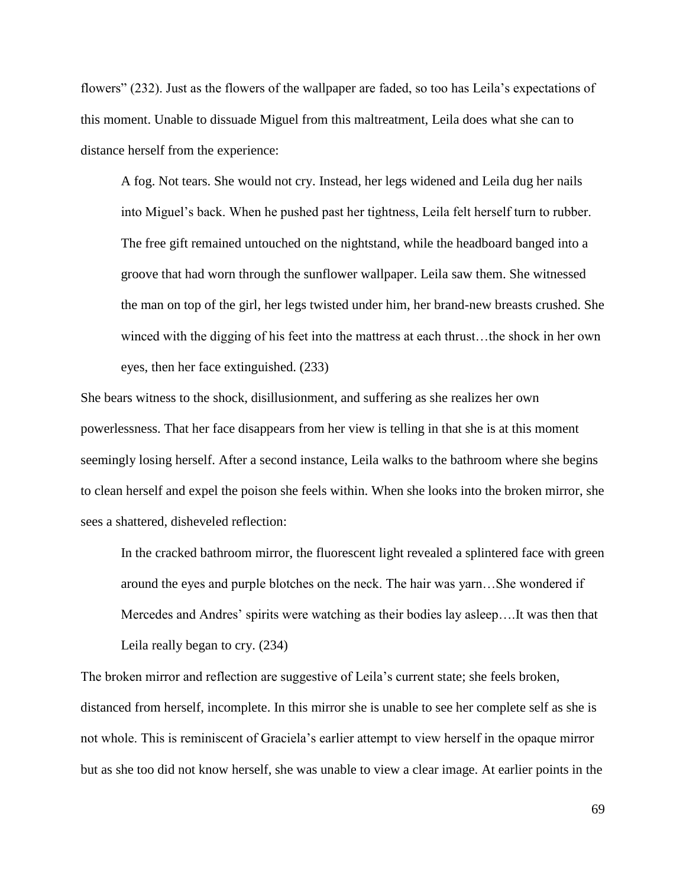flowers" (232). Just as the flowers of the wallpaper are faded, so too has Leila's expectations of this moment. Unable to dissuade Miguel from this maltreatment, Leila does what she can to distance herself from the experience:

> A fog. Not tears. She would not cry. Instead, her legs widened and Leila dug her nails into Miguel's back. When he pushed past her tightness, Leila felt herself turn to rubber. The free gift remained untouched on the nightstand, while the headboard banged into a groove that had worn through the sunflower wallpaper. Leila saw them. She witnessed the man on top of the girl, her legs twisted under him, her brand-new breasts crushed. She winced with the digging of his feet into the mattress at each thrust…the shock in her own eyes, then her face extinguished. (233)

She bears witness to the shock, disillusionment, and suffering as she realizes her own powerlessness. That her face disappears from her view is telling in that she is at this moment seemingly losing herself. After a second instance, Leila walks to the bathroom where she begins to clean herself and expel the poison she feels within. When she looks into the broken mirror, she sees a shattered, disheveled reflection:

> In the cracked bathroom mirror, the fluorescent light revealed a splintered face with green around the eyes and purple blotches on the neck. The hair was yarn…She wondered if Mercedes and Andres' spirits were watching as their bodies lay asleep….It was then that Leila really began to cry. (234)

The broken mirror and reflection are suggestive of Leila's current state; she feels broken, distanced from herself, incomplete. In this mirror she is unable to see her complete self as she is not whole. This is reminiscent of Graciela's earlier attempt to view herself in the opaque mirror but as she too did not know herself, she was unable to view a clear image. At earlier points in the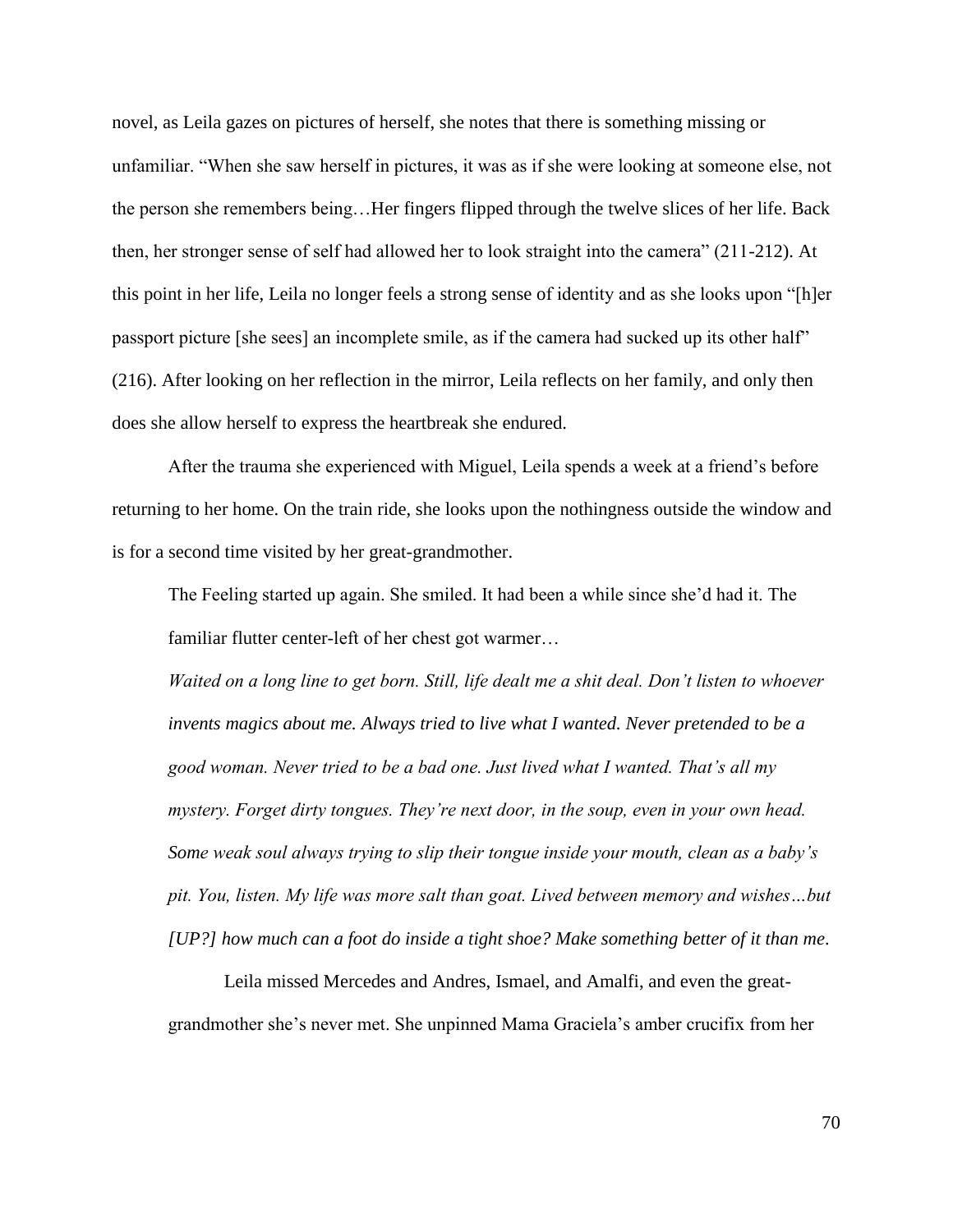novel, as Leila gazes on pictures of herself, she notes that there is something missing or unfamiliar. "When she saw herself in pictures, it was as if she were looking at someone else, not the person she remembers being…Her fingers flipped through the twelve slices of her life. Back then, her stronger sense of self had allowed her to look straight into the camera" (211-212). At this point in her life, Leila no longer feels a strong sense of identity and as she looks upon "[h]er passport picture [she sees] an incomplete smile, as if the camera had sucked up its other half" (216). After looking on her reflection in the mirror, Leila reflects on her family, and only then does she allow herself to express the heartbreak she endured.

After the trauma she experienced with Miguel, Leila spends a week at a friend's before returning to her home. On the train ride, she looks upon the nothingness outside the window and is for a second time visited by her great-grandmother.

> The Feeling started up again. She smiled. It had been a while since she'd had it. The familiar flutter center-left of her chest got warmer…
>
> *Waited on a long line to get born. Still, life dealt me a shit deal. Don't listen to whoever invents magics about me. Always tried to live what I wanted. Never pretended to be a good woman. Never tried to be a bad one. Just lived what I wanted. That's all my mystery. Forget dirty tongues. They're next door, in the soup, even in your own head. Some weak soul always trying to slip their tongue inside your mouth, clean as a baby's pit. You, listen. My life was more salt than goat. Lived between memory and wishes…but [UP?] how much can a foot do inside a tight shoe? Make something better of it than me.*
>
> Leila missed Mercedes and Andres, Ismael, and Amalfi, and even the great-grandmother she's never met. She unpinned Mama Graciela's amber crucifix from her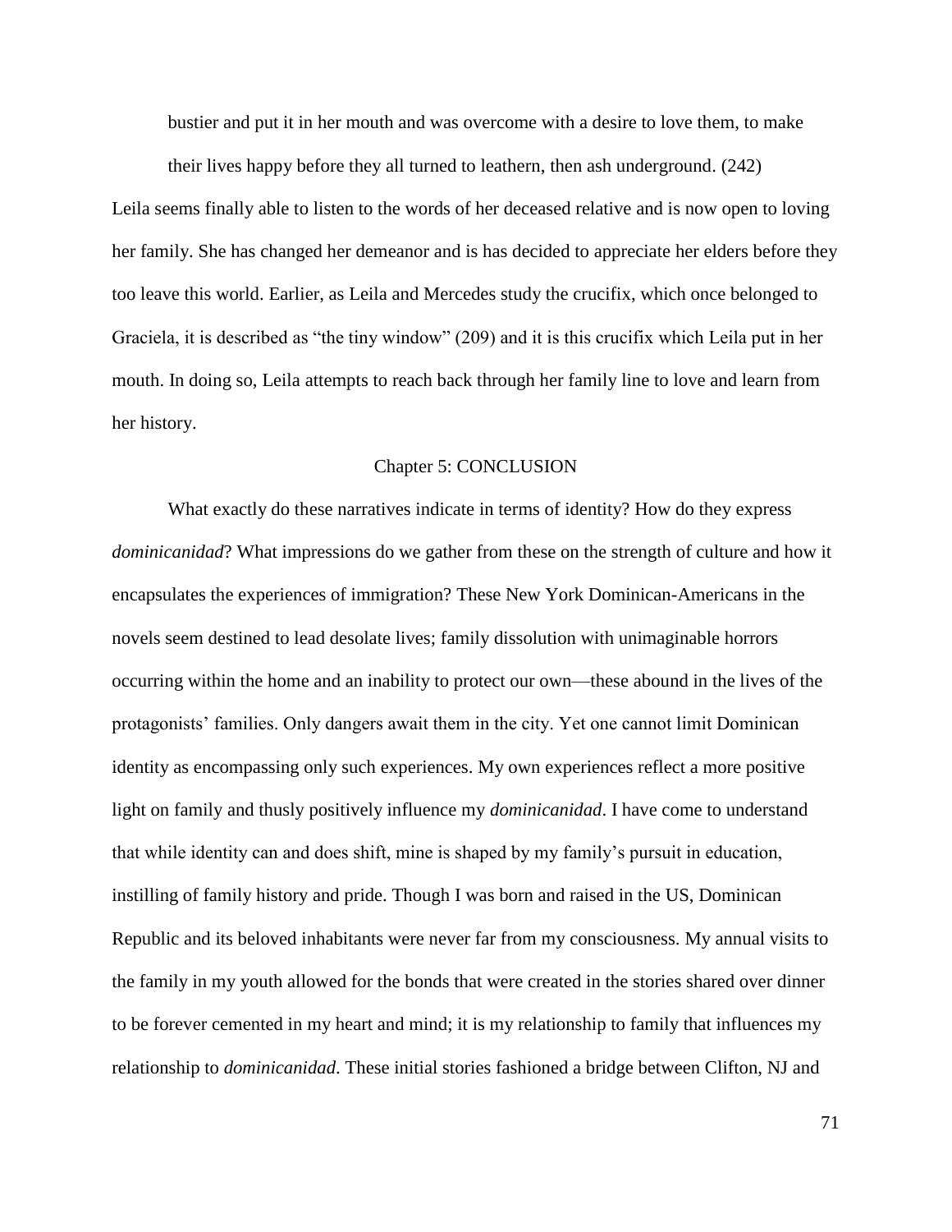> bustier and put it in her mouth and was overcome with a desire to love them, to make their lives happy before they all turned to leathern, then ash underground. (242)

Leila seems finally able to listen to the words of her deceased relative and is now open to loving her family. She has changed her demeanor and is has decided to appreciate her elders before they too leave this world. Earlier, as Leila and Mercedes study the crucifix, which once belonged to Graciela, it is described as "the tiny window" (209) and it is this crucifix which Leila put in her mouth. In doing so, Leila attempts to reach back through her family line to love and learn from her history.

## Chapter 5: CONCLUSION

What exactly do these narratives indicate in terms of identity? How do they express *dominicanidad*? What impressions do we gather from these on the strength of culture and how it encapsulates the experiences of immigration? These New York Dominican-Americans in the novels seem destined to lead desolate lives; family dissolution with unimaginable horrors occurring within the home and an inability to protect our own—these abound in the lives of the protagonists' families. Only dangers await them in the city. Yet one cannot limit Dominican identity as encompassing only such experiences. My own experiences reflect a more positive light on family and thusly positively influence my *dominicanidad*. I have come to understand that while identity can and does shift, mine is shaped by my family's pursuit in education, instilling of family history and pride. Though I was born and raised in the US, Dominican Republic and its beloved inhabitants were never far from my consciousness. My annual visits to the family in my youth allowed for the bonds that were created in the stories shared over dinner to be forever cemented in my heart and mind; it is my relationship to family that influences my relationship to *dominicanidad*. These initial stories fashioned a bridge between Clifton, NJ and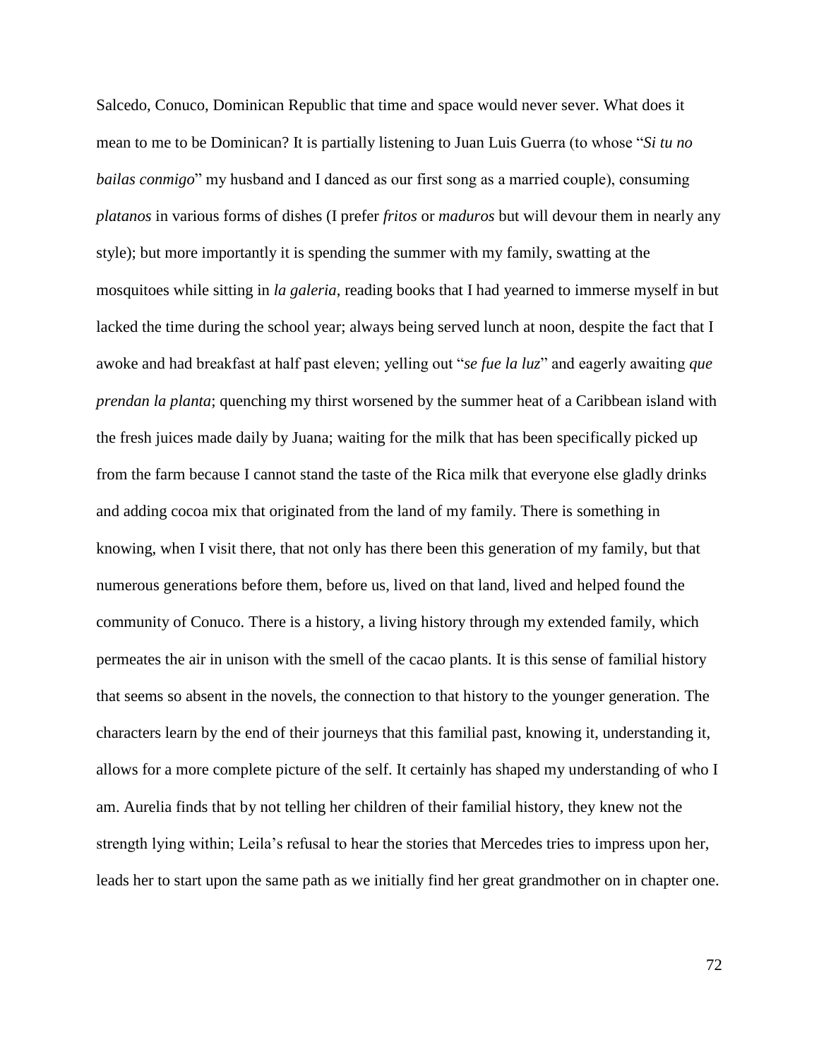Salcedo, Conuco, Dominican Republic that time and space would never sever. What does it mean to me to be Dominican? It is partially listening to Juan Luis Guerra (to whose "*Si tu no bailas conmigo*" my husband and I danced as our first song as a married couple), consuming *platanos* in various forms of dishes (I prefer *fritos* or *maduros* but will devour them in nearly any style); but more importantly it is spending the summer with my family, swatting at the mosquitoes while sitting in *la galeria*, reading books that I had yearned to immerse myself in but lacked the time during the school year; always being served lunch at noon, despite the fact that I awoke and had breakfast at half past eleven; yelling out "*se fue la luz*" and eagerly awaiting *que prendan la planta*; quenching my thirst worsened by the summer heat of a Caribbean island with the fresh juices made daily by Juana; waiting for the milk that has been specifically picked up from the farm because I cannot stand the taste of the Rica milk that everyone else gladly drinks and adding cocoa mix that originated from the land of my family. There is something in knowing, when I visit there, that not only has there been this generation of my family, but that numerous generations before them, before us, lived on that land, lived and helped found the community of Conuco. There is a history, a living history through my extended family, which permeates the air in unison with the smell of the cacao plants. It is this sense of familial history that seems so absent in the novels, the connection to that history to the younger generation. The characters learn by the end of their journeys that this familial past, knowing it, understanding it, allows for a more complete picture of the self. It certainly has shaped my understanding of who I am. Aurelia finds that by not telling her children of their familial history, they knew not the strength lying within; Leila's refusal to hear the stories that Mercedes tries to impress upon her, leads her to start upon the same path as we initially find her great grandmother on in chapter one.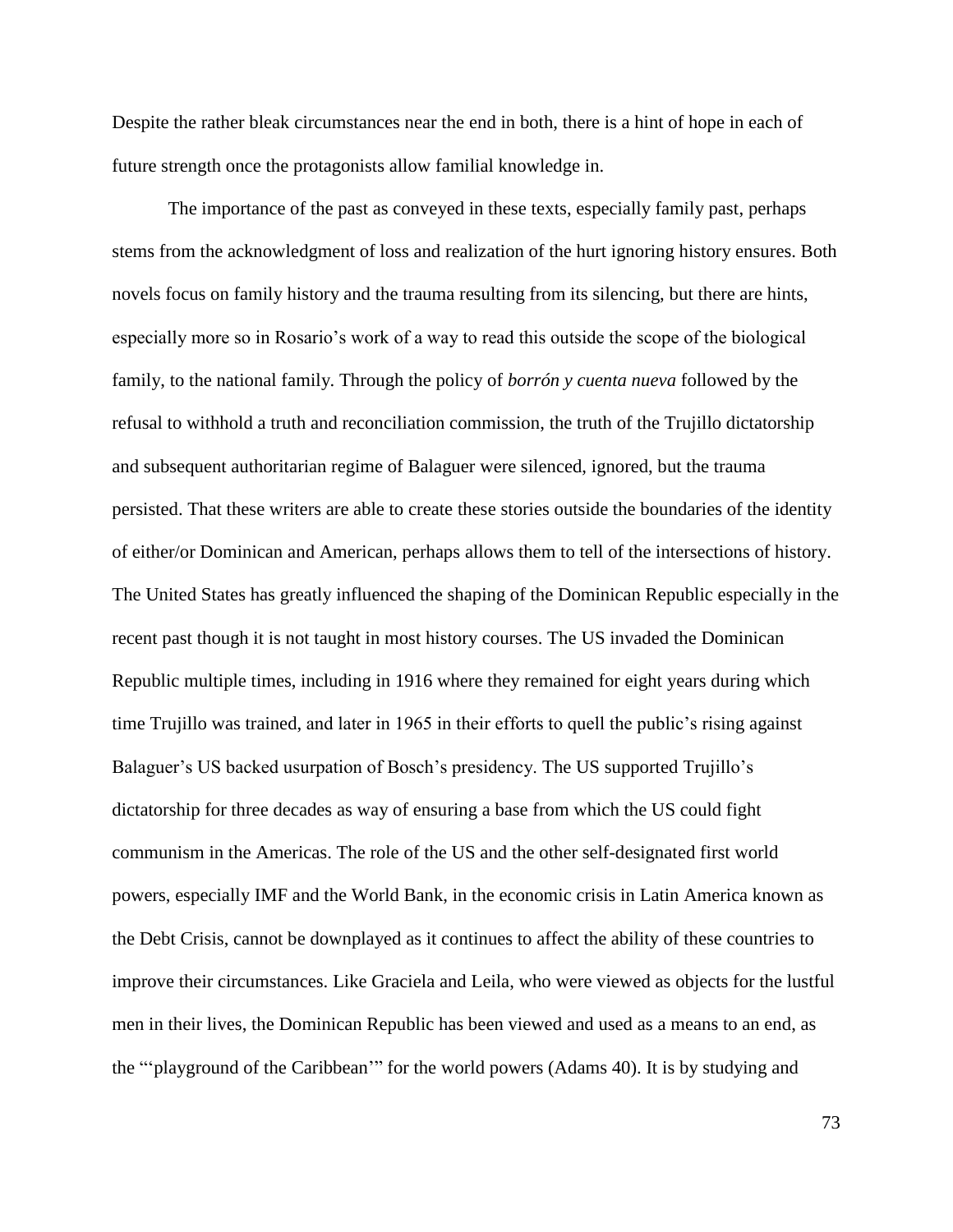Despite the rather bleak circumstances near the end in both, there is a hint of hope in each of future strength once the protagonists allow familial knowledge in.

The importance of the past as conveyed in these texts, especially family past, perhaps stems from the acknowledgment of loss and realization of the hurt ignoring history ensures. Both novels focus on family history and the trauma resulting from its silencing, but there are hints, especially more so in Rosario's work of a way to read this outside the scope of the biological family, to the national family. Through the policy of *borrón y cuenta nueva* followed by the refusal to withhold a truth and reconciliation commission, the truth of the Trujillo dictatorship and subsequent authoritarian regime of Balaguer were silenced, ignored, but the trauma persisted. That these writers are able to create these stories outside the boundaries of the identity of either/or Dominican and American, perhaps allows them to tell of the intersections of history. The United States has greatly influenced the shaping of the Dominican Republic especially in the recent past though it is not taught in most history courses. The US invaded the Dominican Republic multiple times, including in 1916 where they remained for eight years during which time Trujillo was trained, and later in 1965 in their efforts to quell the public's rising against Balaguer's US backed usurpation of Bosch's presidency. The US supported Trujillo's dictatorship for three decades as way of ensuring a base from which the US could fight communism in the Americas. The role of the US and the other self-designated first world powers, especially IMF and the World Bank, in the economic crisis in Latin America known as the Debt Crisis, cannot be downplayed as it continues to affect the ability of these countries to improve their circumstances. Like Graciela and Leila, who were viewed as objects for the lustful men in their lives, the Dominican Republic has been viewed and used as a means to an end, as the "'playground of the Caribbean'" for the world powers (Adams 40). It is by studying and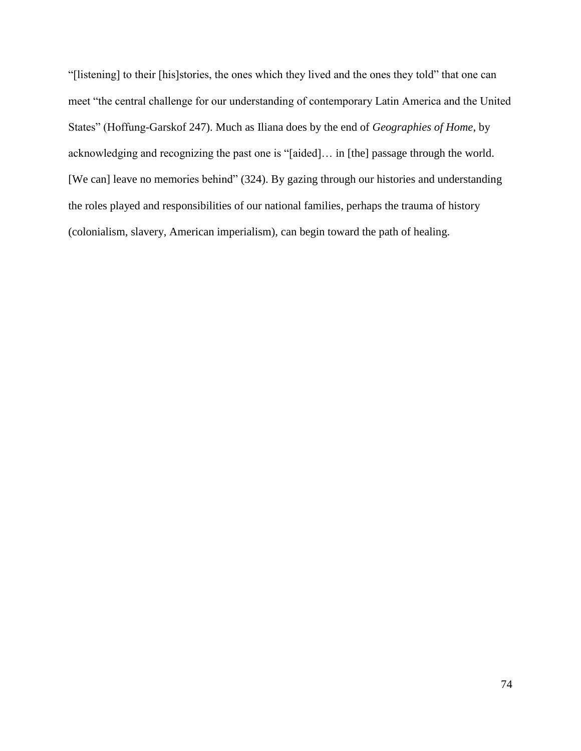"[listening] to their [his]stories, the ones which they lived and the ones they told" that one can meet "the central challenge for our understanding of contemporary Latin America and the United States" (Hoffung-Garskof 247). Much as Iliana does by the end of *Geographies of Home*, by acknowledging and recognizing the past one is "[aided]… in [the] passage through the world. [We can] leave no memories behind" (324). By gazing through our histories and understanding the roles played and responsibilities of our national families, perhaps the trauma of history (colonialism, slavery, American imperialism), can begin toward the path of healing.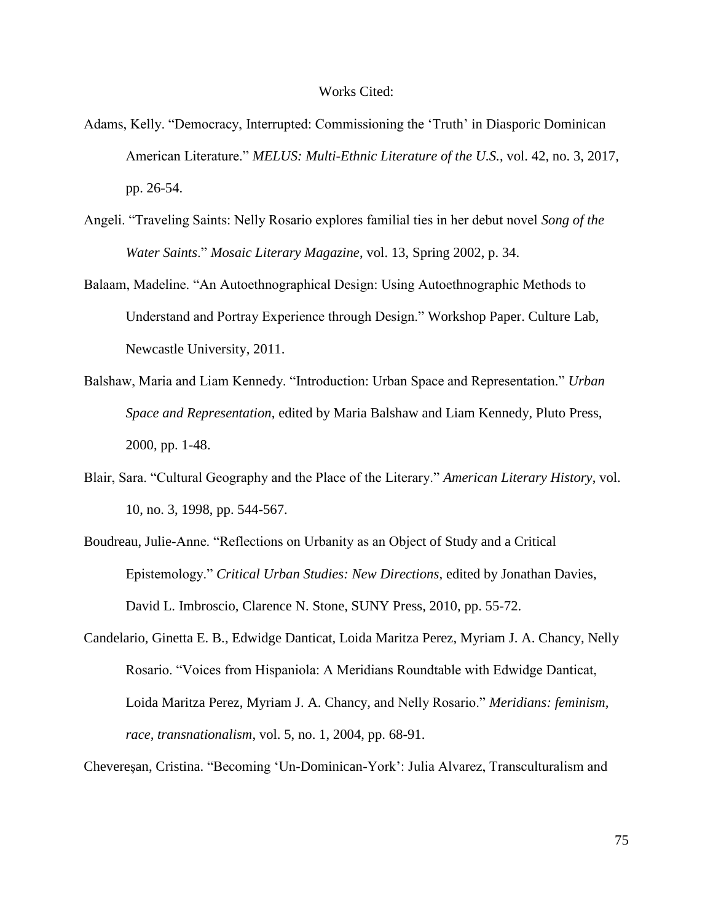Works Cited:

Adams, Kelly. "Democracy, Interrupted: Commissioning the 'Truth' in Diasporic Dominican American Literature." *MELUS: Multi-Ethnic Literature of the U.S.*, vol. 42, no. 3, 2017, pp. 26-54.

Angeli. "Traveling Saints: Nelly Rosario explores familial ties in her debut novel *Song of the Water Saints*." *Mosaic Literary Magazine*, vol. 13, Spring 2002, p. 34.

Balaam, Madeline. "An Autoethnographical Design: Using Autoethnographic Methods to Understand and Portray Experience through Design." Workshop Paper. Culture Lab, Newcastle University, 2011.

Balshaw, Maria and Liam Kennedy. "Introduction: Urban Space and Representation." *Urban Space and Representation*, edited by Maria Balshaw and Liam Kennedy, Pluto Press, 2000, pp. 1-48.

Blair, Sara. "Cultural Geography and the Place of the Literary." *American Literary History*, vol. 10, no. 3, 1998, pp. 544-567.

Boudreau, Julie-Anne. "Reflections on Urbanity as an Object of Study and a Critical Epistemology." *Critical Urban Studies: New Directions*, edited by Jonathan Davies, David L. Imbroscio, Clarence N. Stone, SUNY Press, 2010, pp. 55-72.

Candelario, Ginetta E. B., Edwidge Danticat, Loida Maritza Perez, Myriam J. A. Chancy, Nelly Rosario. "Voices from Hispaniola: A Meridians Roundtable with Edwidge Danticat, Loida Maritza Perez, Myriam J. A. Chancy, and Nelly Rosario." *Meridians: feminism, race, transnationalism*, vol. 5, no. 1, 2004, pp. 68-91.

Chevereşan, Cristina. "Becoming 'Un-Dominican-York': Julia Alvarez, Transculturalism and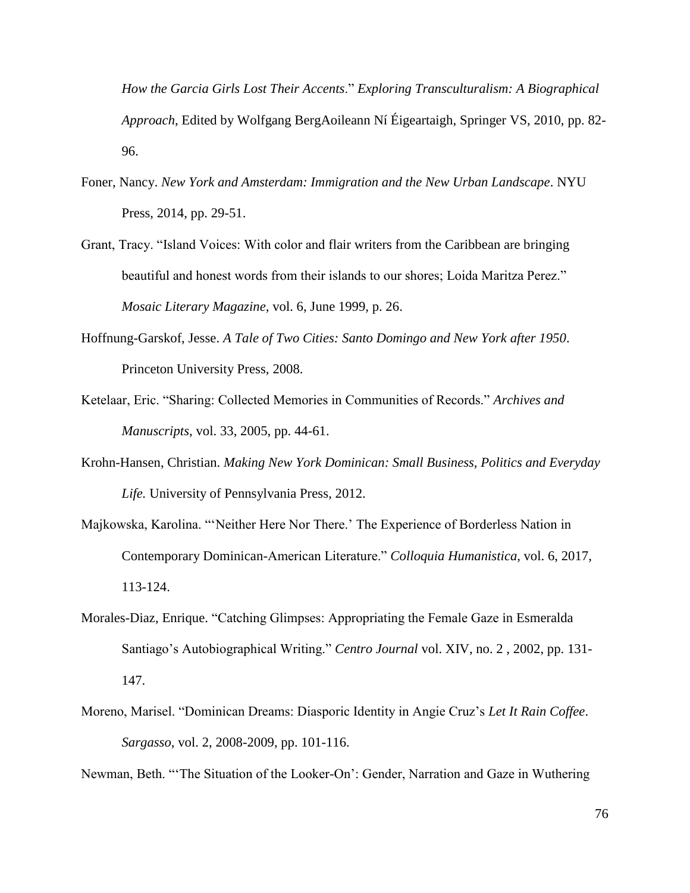*How the Garcia Girls Lost Their Accents*." *Exploring Transculturalism: A Biographical Approach*, Edited by Wolfgang BergAoileann Ní Éigeartaigh, Springer VS, 2010, pp. 82-96.

Foner, Nancy. *New York and Amsterdam: Immigration and the New Urban Landscape*. NYU Press, 2014, pp. 29-51.

Grant, Tracy. "Island Voices: With color and flair writers from the Caribbean are bringing beautiful and honest words from their islands to our shores; Loida Maritza Perez." *Mosaic Literary Magazine,* vol. 6, June 1999, p. 26.

Hoffnung-Garskof, Jesse. *A Tale of Two Cities: Santo Domingo and New York after 1950*. Princeton University Press, 2008.

Ketelaar, Eric. "Sharing: Collected Memories in Communities of Records." *Archives and Manuscripts*, vol. 33, 2005, pp. 44-61.

Krohn-Hansen, Christian. *Making New York Dominican: Small Business, Politics and Everyday Life.* University of Pennsylvania Press, 2012.

Majkowska, Karolina. "'Neither Here Nor There.' The Experience of Borderless Nation in Contemporary Dominican-American Literature." *Colloquia Humanistica*, vol. 6, 2017, 113-124.

Morales-Diaz, Enrique. "Catching Glimpses: Appropriating the Female Gaze in Esmeralda Santiago's Autobiographical Writing." *Centro Journal* vol. XIV, no. 2 , 2002, pp. 131-147.

Moreno, Marisel. "Dominican Dreams: Diasporic Identity in Angie Cruz's *Let It Rain Coffee*. *Sargasso*, vol. 2, 2008-2009, pp. 101-116.

Newman, Beth. "'The Situation of the Looker-On': Gender, Narration and Gaze in Wuthering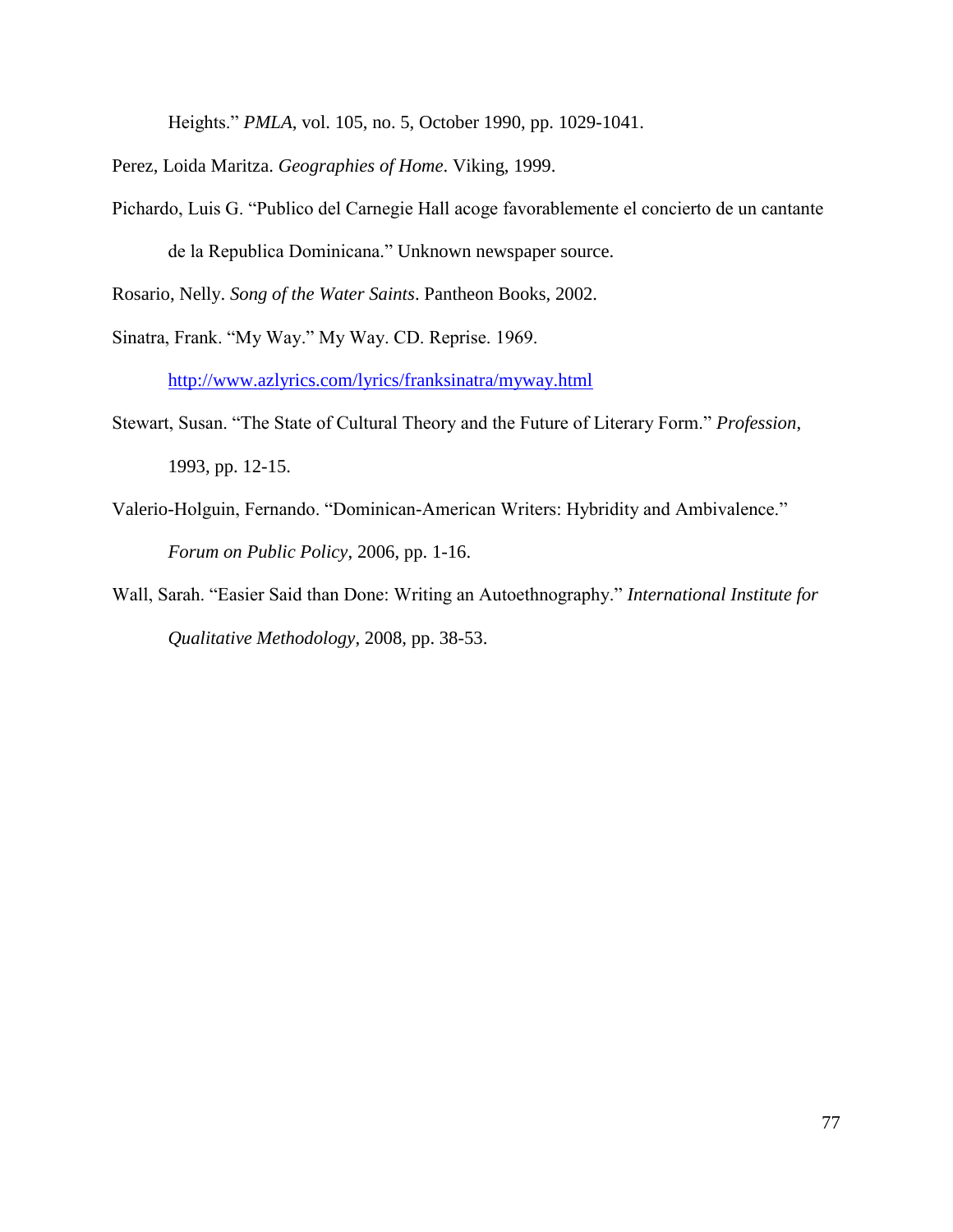Heights." *PMLA*, vol. 105, no. 5, October 1990, pp. 1029-1041.

Perez, Loida Maritza. *Geographies of Home*. Viking, 1999.

Pichardo, Luis G. "Publico del Carnegie Hall acoge favorablemente el concierto de un cantante de la Republica Dominicana." Unknown newspaper source.

Rosario, Nelly. *Song of the Water Saints*. Pantheon Books, 2002.

Sinatra, Frank. "My Way." My Way. CD. Reprise. 1969. http://www.azlyrics.com/lyrics/franksinatra/myway.html

Stewart, Susan. "The State of Cultural Theory and the Future of Literary Form." *Profession*, 1993, pp. 12-15.

Valerio-Holguin, Fernando. "Dominican-American Writers: Hybridity and Ambivalence." *Forum on Public Policy*, 2006, pp. 1-16.

Wall, Sarah. "Easier Said than Done: Writing an Autoethnography." *International Institute for Qualitative Methodology*, 2008, pp. 38-53.